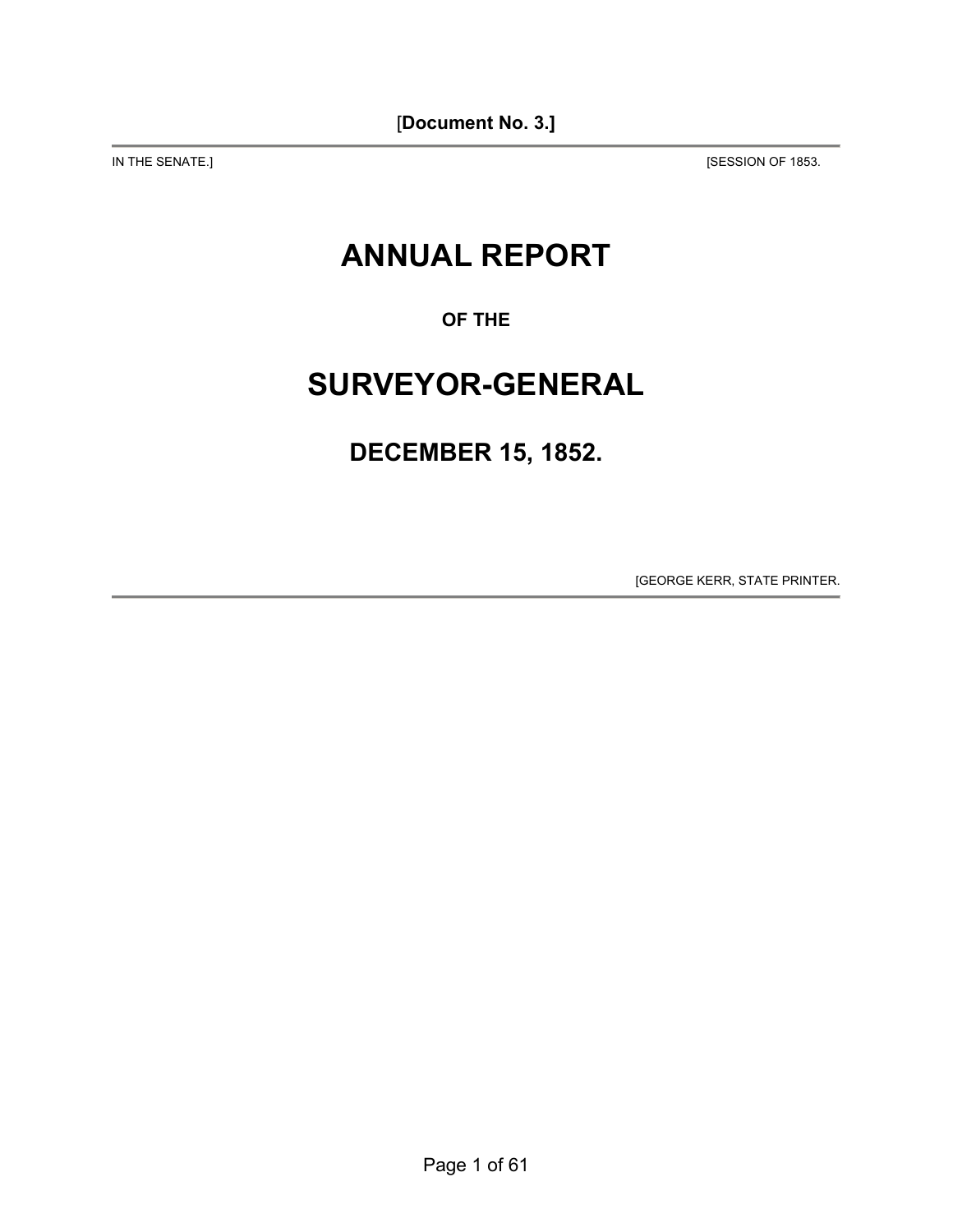[**Document No. 3.]**

IN THE SENATE.] [SESSION OF 1853.

# ANNUAL REPORT

### OF THE

# SURVEYOR-GENERAL

## DECEMBER 15, 1852.

[GEORGE KERR, STATE PRINTER.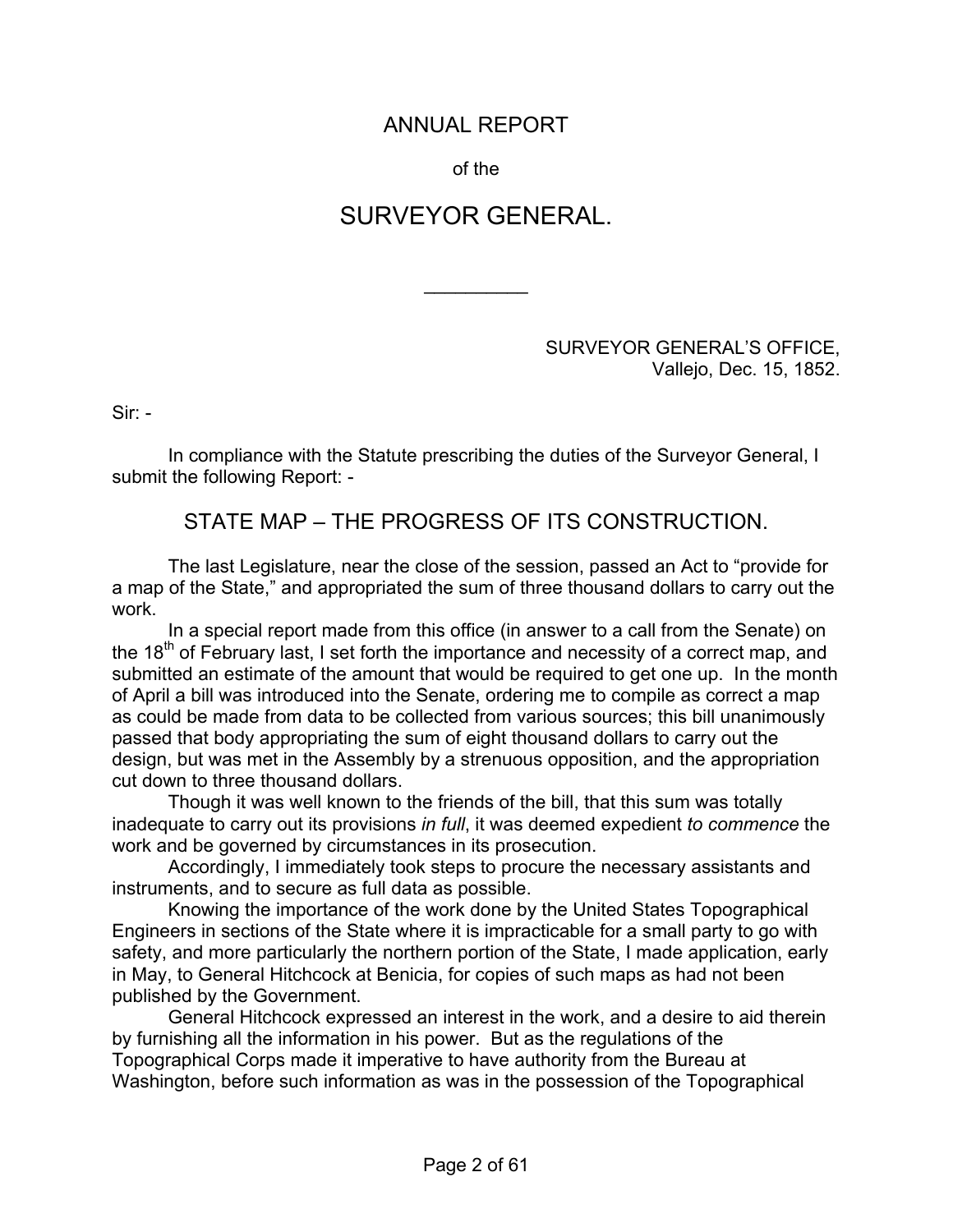# ANNUAL REPORT

of the

# SURVEYOR GENERAL.

---

SURVEYOR GENERAL'S OFFICE,
Vallejo, Dec. 15, 1852.

Sir: -

In compliance with the Statute prescribing the duties of the Surveyor General, I submit the following Report: -

## STATE MAP – THE PROGRESS OF ITS CONSTRUCTION.

The last Legislature, near the close of the session, passed an Act to "provide for a map of the State," and appropriated the sum of three thousand dollars to carry out the work.

In a special report made from this office (in answer to a call from the Senate) on the 18th of February last, I set forth the importance and necessity of a correct map, and submitted an estimate of the amount that would be required to get one up. In the month of April a bill was introduced into the Senate, ordering me to compile as correct a map as could be made from data to be collected from various sources; this bill unanimously passed that body appropriating the sum of eight thousand dollars to carry out the design, but was met in the Assembly by a strenuous opposition, and the appropriation cut down to three thousand dollars.

Though it was well known to the friends of the bill, that this sum was totally inadequate to carry out its provisions *in full*, it was deemed expedient *to commence* the work and be governed by circumstances in its prosecution.

Accordingly, I immediately took steps to procure the necessary assistants and instruments, and to secure as full data as possible.

Knowing the importance of the work done by the United States Topographical Engineers in sections of the State where it is impracticable for a small party to go with safety, and more particularly the northern portion of the State, I made application, early in May, to General Hitchcock at Benicia, for copies of such maps as had not been published by the Government.

General Hitchcock expressed an interest in the work, and a desire to aid therein by furnishing all the information in his power. But as the regulations of the Topographical Corps made it imperative to have authority from the Bureau at Washington, before such information as was in the possession of the Topographical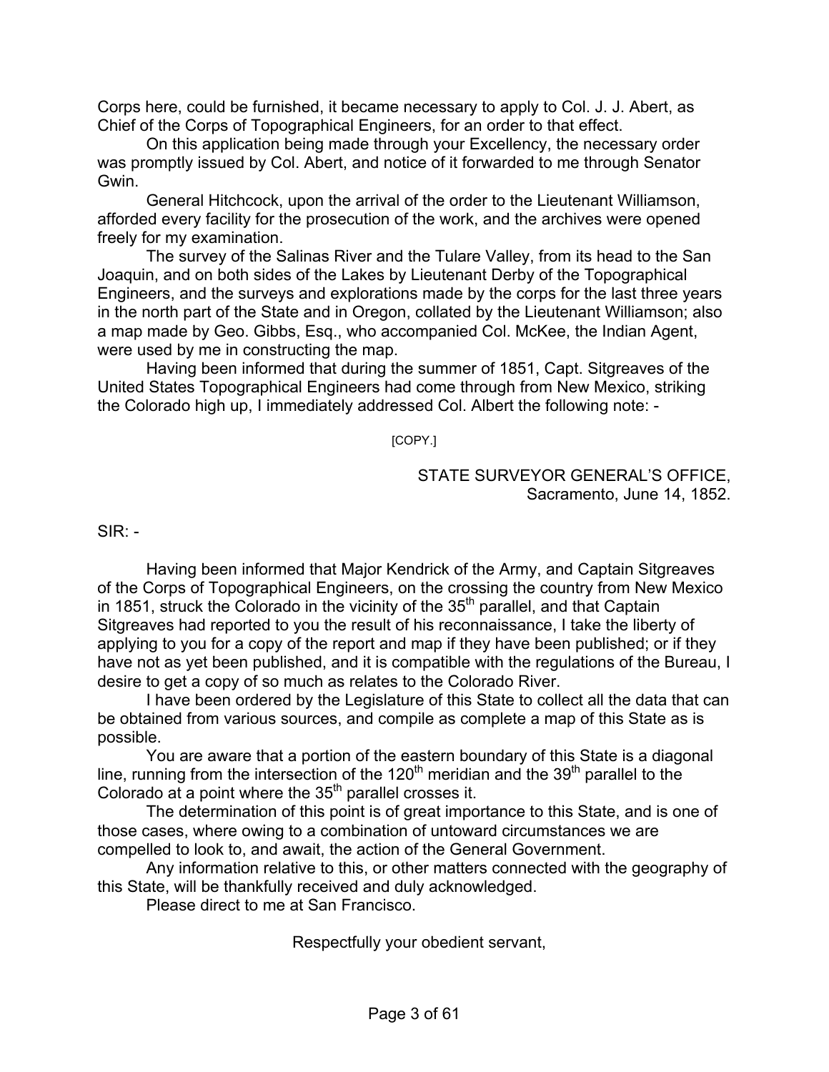Corps here, could be furnished, it became necessary to apply to Col. J. J. Abert, as Chief of the Corps of Topographical Engineers, for an order to that effect.

On this application being made through your Excellency, the necessary order was promptly issued by Col. Abert, and notice of it forwarded to me through Senator Gwin.

General Hitchcock, upon the arrival of the order to the Lieutenant Williamson, afforded every facility for the prosecution of the work, and the archives were opened freely for my examination.

The survey of the Salinas River and the Tulare Valley, from its head to the San Joaquin, and on both sides of the Lakes by Lieutenant Derby of the Topographical Engineers, and the surveys and explorations made by the corps for the last three years in the north part of the State and in Oregon, collated by the Lieutenant Williamson; also a map made by Geo. Gibbs, Esq., who accompanied Col. McKee, the Indian Agent, were used by me in constructing the map.

Having been informed that during the summer of 1851, Capt. Sitgreaves of the United States Topographical Engineers had come through from New Mexico, striking the Colorado high up, I immediately addressed Col. Albert the following note: -

[COPY.]

STATE SURVEYOR GENERAL'S OFFICE,
Sacramento, June 14, 1852.

SIR: -

Having been informed that Major Kendrick of the Army, and Captain Sitgreaves of the Corps of Topographical Engineers, on the crossing the country from New Mexico in 1851, struck the Colorado in the vicinity of the 35th parallel, and that Captain Sitgreaves had reported to you the result of his reconnaissance, I take the liberty of applying to you for a copy of the report and map if they have been published; or if they have not as yet been published, and it is compatible with the regulations of the Bureau, I desire to get a copy of so much as relates to the Colorado River.

I have been ordered by the Legislature of this State to collect all the data that can be obtained from various sources, and compile as complete a map of this State as is possible.

You are aware that a portion of the eastern boundary of this State is a diagonal line, running from the intersection of the 120th meridian and the 39th parallel to the Colorado at a point where the 35th parallel crosses it.

The determination of this point is of great importance to this State, and is one of those cases, where owing to a combination of untoward circumstances we are compelled to look to, and await, the action of the General Government.

Any information relative to this, or other matters connected with the geography of this State, will be thankfully received and duly acknowledged.

Please direct to me at San Francisco.

Respectfully your obedient servant,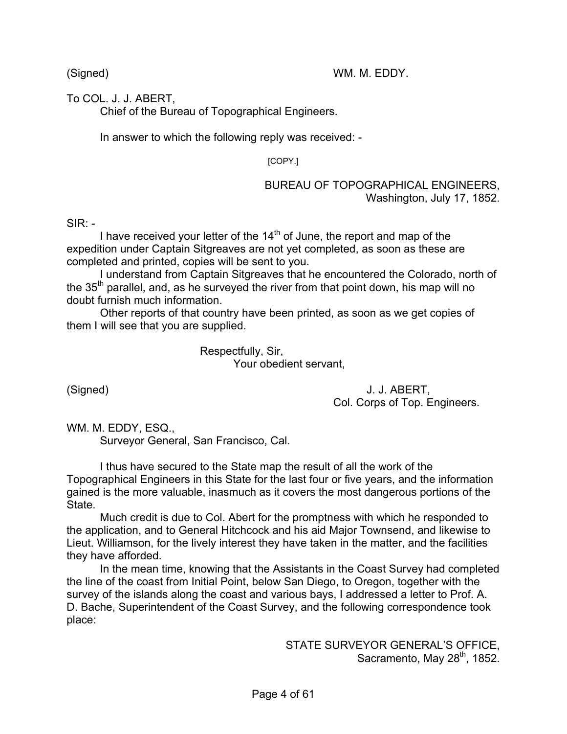(Signed) WM. M. EDDY.

To COL. J. J. ABERT,
Chief of the Bureau of Topographical Engineers.

In answer to which the following reply was received: -

[COPY.]

BUREAU OF TOPOGRAPHICAL ENGINEERS,
Washington, July 17, 1852.

SIR: -

I have received your letter of the 14th of June, the report and map of the expedition under Captain Sitgreaves are not yet completed, as soon as these are completed and printed, copies will be sent to you.

I understand from Captain Sitgreaves that he encountered the Colorado, north of the 35th parallel, and, as he surveyed the river from that point down, his map will no doubt furnish much information.

Other reports of that country have been printed, as soon as we get copies of them I will see that you are supplied.

Respectfully, Sir,
Your obedient servant,

(Signed) J. J. ABERT,
Col. Corps of Top. Engineers.

WM. M. EDDY, ESQ.,
Surveyor General, San Francisco, Cal.

I thus have secured to the State map the result of all the work of the Topographical Engineers in this State for the last four or five years, and the information gained is the more valuable, inasmuch as it covers the most dangerous portions of the State.

Much credit is due to Col. Abert for the promptness with which he responded to the application, and to General Hitchcock and his aid Major Townsend, and likewise to Lieut. Williamson, for the lively interest they have taken in the matter, and the facilities they have afforded.

In the mean time, knowing that the Assistants in the Coast Survey had completed the line of the coast from Initial Point, below San Diego, to Oregon, together with the survey of the islands along the coast and various bays, I addressed a letter to Prof. A. D. Bache, Superintendent of the Coast Survey, and the following correspondence took place:

STATE SURVEYOR GENERAL'S OFFICE,
Sacramento, May 28th, 1852.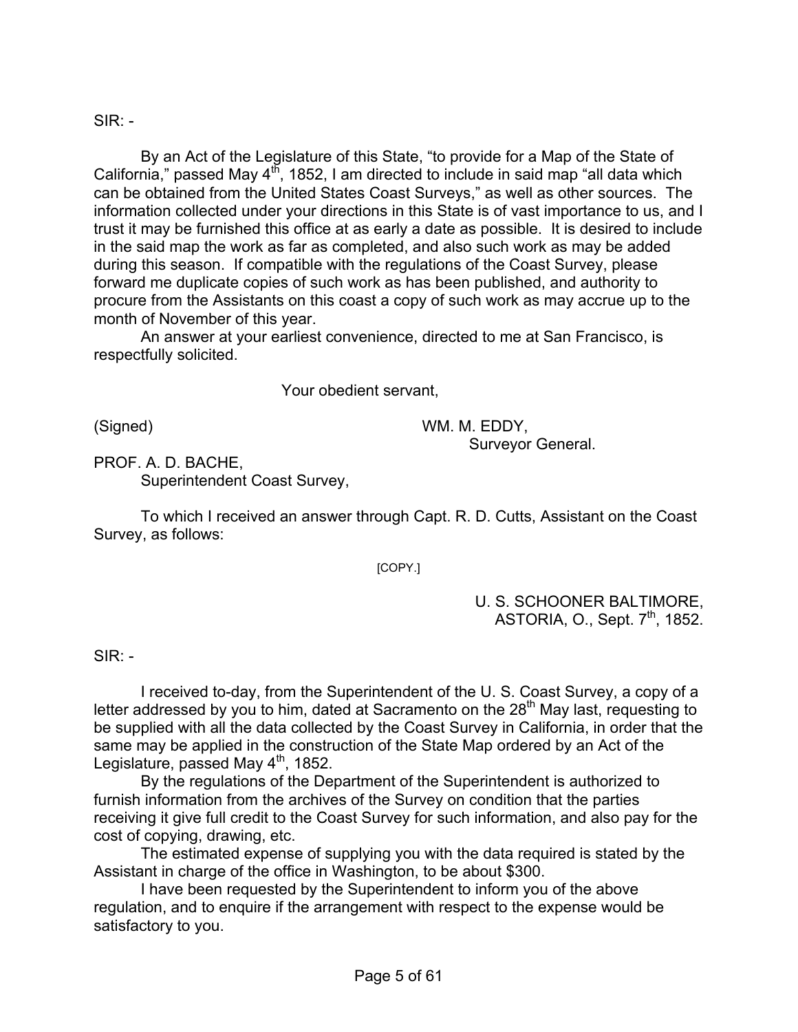SIR: -

By an Act of the Legislature of this State, "to provide for a Map of the State of California," passed May 4th, 1852, I am directed to include in said map "all data which can be obtained from the United States Coast Surveys," as well as other sources. The information collected under your directions in this State is of vast importance to us, and I trust it may be furnished this office at as early a date as possible. It is desired to include in the said map the work as far as completed, and also such work as may be added during this season. If compatible with the regulations of the Coast Survey, please forward me duplicate copies of such work as has been published, and authority to procure from the Assistants on this coast a copy of such work as may accrue up to the month of November of this year.

An answer at your earliest convenience, directed to me at San Francisco, is respectfully solicited.

Your obedient servant,

(Signed) WM. M. EDDY,
Surveyor General.

PROF. A. D. BACHE,
Superintendent Coast Survey,

To which I received an answer through Capt. R. D. Cutts, Assistant on the Coast Survey, as follows:

[COPY.]

U. S. SCHOONER BALTIMORE,
ASTORIA, O., Sept. 7th, 1852.

SIR: -

I received to-day, from the Superintendent of the U. S. Coast Survey, a copy of a letter addressed by you to him, dated at Sacramento on the 28th May last, requesting to be supplied with all the data collected by the Coast Survey in California, in order that the same may be applied in the construction of the State Map ordered by an Act of the Legislature, passed May 4th, 1852.

By the regulations of the Department of the Superintendent is authorized to furnish information from the archives of the Survey on condition that the parties receiving it give full credit to the Coast Survey for such information, and also pay for the cost of copying, drawing, etc.

The estimated expense of supplying you with the data required is stated by the Assistant in charge of the office in Washington, to be about $300.

I have been requested by the Superintendent to inform you of the above regulation, and to enquire if the arrangement with respect to the expense would be satisfactory to you.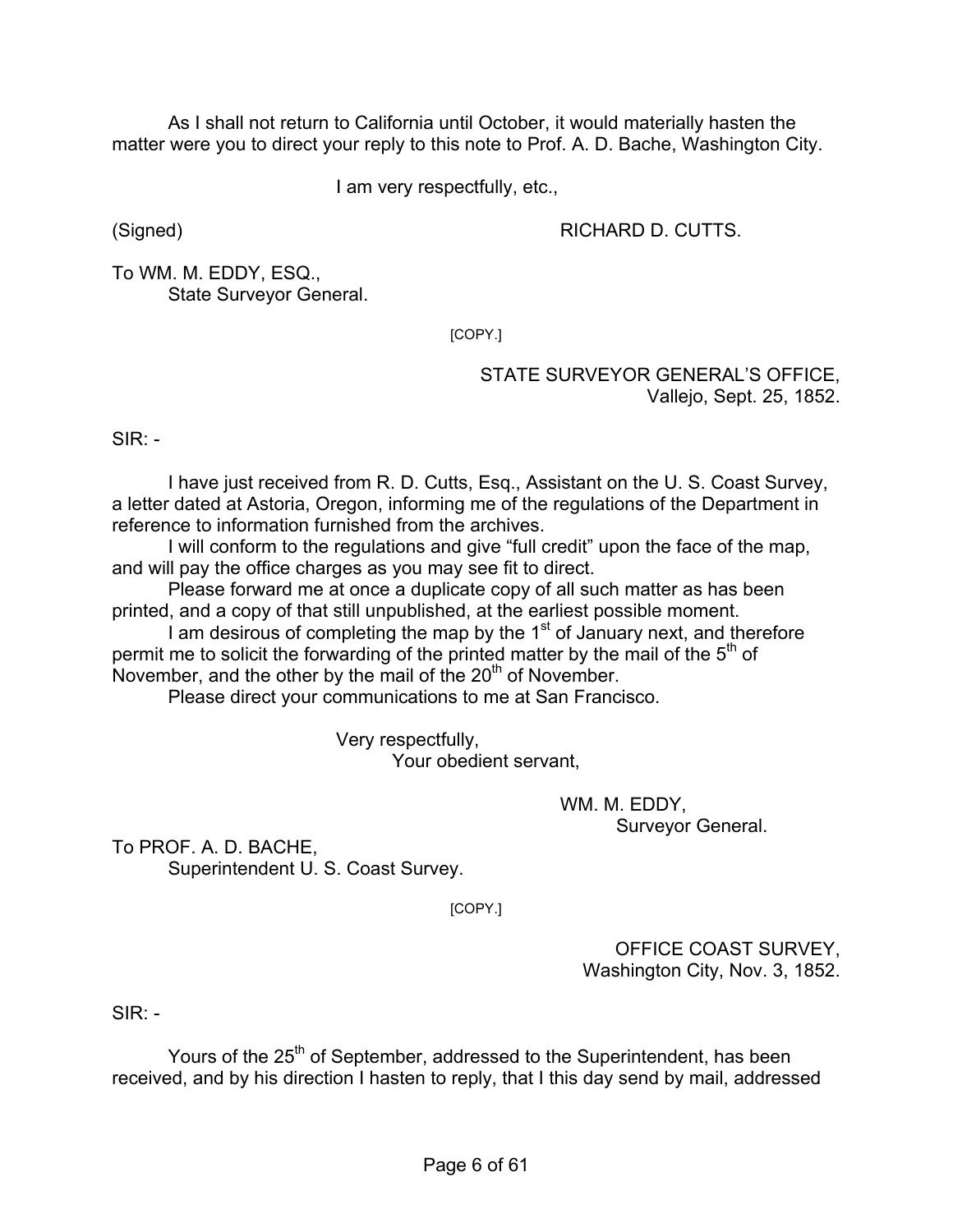As I shall not return to California until October, it would materially hasten the matter were you to direct your reply to this note to Prof. A. D. Bache, Washington City.

I am very respectfully, etc.,

(Signed) RICHARD D. CUTTS.

To WM. M. EDDY, ESQ.,
State Surveyor General.

[COPY.]

STATE SURVEYOR GENERAL'S OFFICE,
Vallejo, Sept. 25, 1852.

SIR: -

I have just received from R. D. Cutts, Esq., Assistant on the U. S. Coast Survey, a letter dated at Astoria, Oregon, informing me of the regulations of the Department in reference to information furnished from the archives.

I will conform to the regulations and give "full credit" upon the face of the map, and will pay the office charges as you may see fit to direct.

Please forward me at once a duplicate copy of all such matter as has been printed, and a copy of that still unpublished, at the earliest possible moment.

I am desirous of completing the map by the 1st of January next, and therefore permit me to solicit the forwarding of the printed matter by the mail of the 5th of November, and the other by the mail of the 20th of November.

Please direct your communications to me at San Francisco.

Very respectfully,
Your obedient servant,

WM. M. EDDY,
Surveyor General.

To PROF. A. D. BACHE,
Superintendent U. S. Coast Survey.

[COPY.]

OFFICE COAST SURVEY,
Washington City, Nov. 3, 1852.

SIR: -

Yours of the 25th of September, addressed to the Superintendent, has been received, and by his direction I hasten to reply, that I this day send by mail, addressed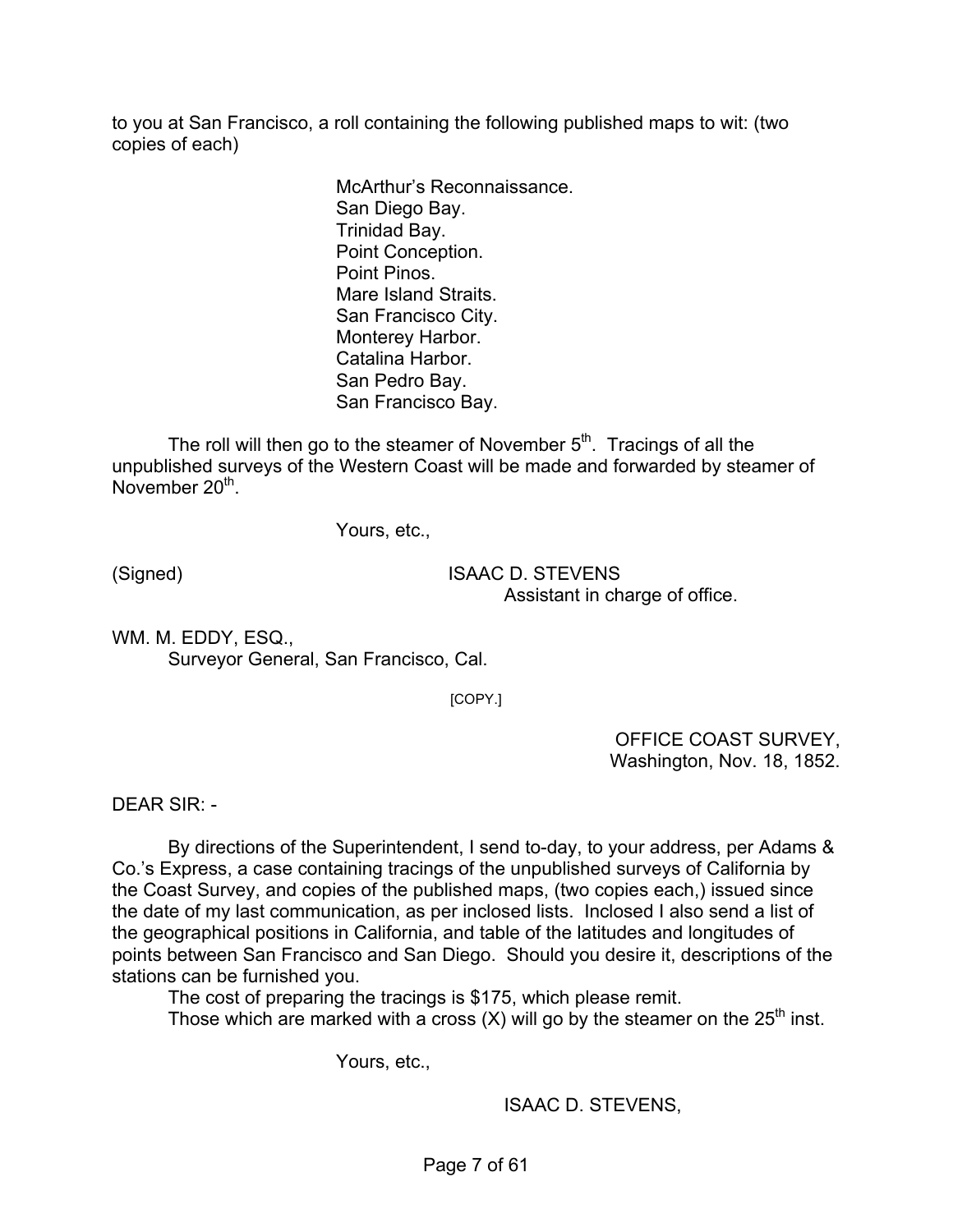to you at San Francisco, a roll containing the following published maps to wit: (two copies of each)

> McArthur's Reconnaissance.
> San Diego Bay.
> Trinidad Bay.
> Point Conception.
> Point Pinos.
> Mare Island Straits.
> San Francisco City.
> Monterey Harbor.
> Catalina Harbor.
> San Pedro Bay.
> San Francisco Bay.

The roll will then go to the steamer of November 5th. Tracings of all the unpublished surveys of the Western Coast will be made and forwarded by steamer of November 20th.

Yours, etc.,

(Signed) ISAAC D. STEVENS
Assistant in charge of office.

WM. M. EDDY, ESQ.,
Surveyor General, San Francisco, Cal.

[COPY.]

OFFICE COAST SURVEY,
Washington, Nov. 18, 1852.

DEAR SIR: -

By directions of the Superintendent, I send to-day, to your address, per Adams & Co.'s Express, a case containing tracings of the unpublished surveys of California by the Coast Survey, and copies of the published maps, (two copies each,) issued since the date of my last communication, as per inclosed lists. Inclosed I also send a list of the geographical positions in California, and table of the latitudes and longitudes of points between San Francisco and San Diego. Should you desire it, descriptions of the stations can be furnished you.

The cost of preparing the tracings is $175, which please remit.

Those which are marked with a cross (X) will go by the steamer on the 25th inst.

Yours, etc.,

ISAAC D. STEVENS,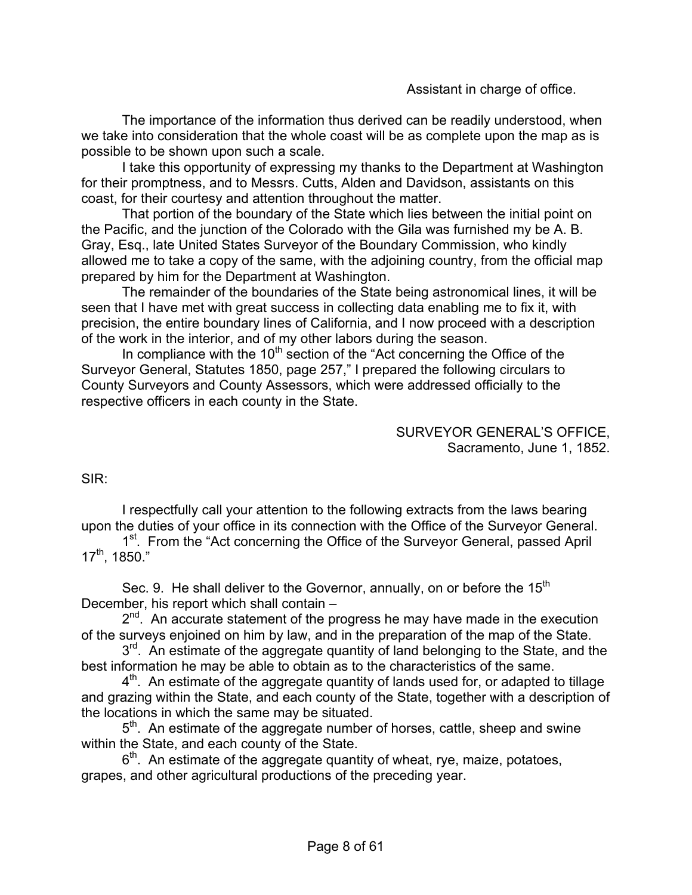Assistant in charge of office.

The importance of the information thus derived can be readily understood, when we take into consideration that the whole coast will be as complete upon the map as is possible to be shown upon such a scale.

I take this opportunity of expressing my thanks to the Department at Washington for their promptness, and to Messrs. Cutts, Alden and Davidson, assistants on this coast, for their courtesy and attention throughout the matter.

That portion of the boundary of the State which lies between the initial point on the Pacific, and the junction of the Colorado with the Gila was furnished my be A. B. Gray, Esq., late United States Surveyor of the Boundary Commission, who kindly allowed me to take a copy of the same, with the adjoining country, from the official map prepared by him for the Department at Washington.

The remainder of the boundaries of the State being astronomical lines, it will be seen that I have met with great success in collecting data enabling me to fix it, with precision, the entire boundary lines of California, and I now proceed with a description of the work in the interior, and of my other labors during the season.

In compliance with the 10th section of the "Act concerning the Office of the Surveyor General, Statutes 1850, page 257," I prepared the following circulars to County Surveyors and County Assessors, which were addressed officially to the respective officers in each county in the State.

SURVEYOR GENERAL'S OFFICE,
Sacramento, June 1, 1852.

SIR:

I respectfully call your attention to the following extracts from the laws bearing upon the duties of your office in its connection with the Office of the Surveyor General.

1st. From the "Act concerning the Office of the Surveyor General, passed April 17th, 1850."

Sec. 9. He shall deliver to the Governor, annually, on or before the 15th December, his report which shall contain –

2nd. An accurate statement of the progress he may have made in the execution of the surveys enjoined on him by law, and in the preparation of the map of the State.

3rd. An estimate of the aggregate quantity of land belonging to the State, and the best information he may be able to obtain as to the characteristics of the same.

4th. An estimate of the aggregate quantity of lands used for, or adapted to tillage and grazing within the State, and each county of the State, together with a description of the locations in which the same may be situated.

5th. An estimate of the aggregate number of horses, cattle, sheep and swine within the State, and each county of the State.

6th. An estimate of the aggregate quantity of wheat, rye, maize, potatoes, grapes, and other agricultural productions of the preceding year.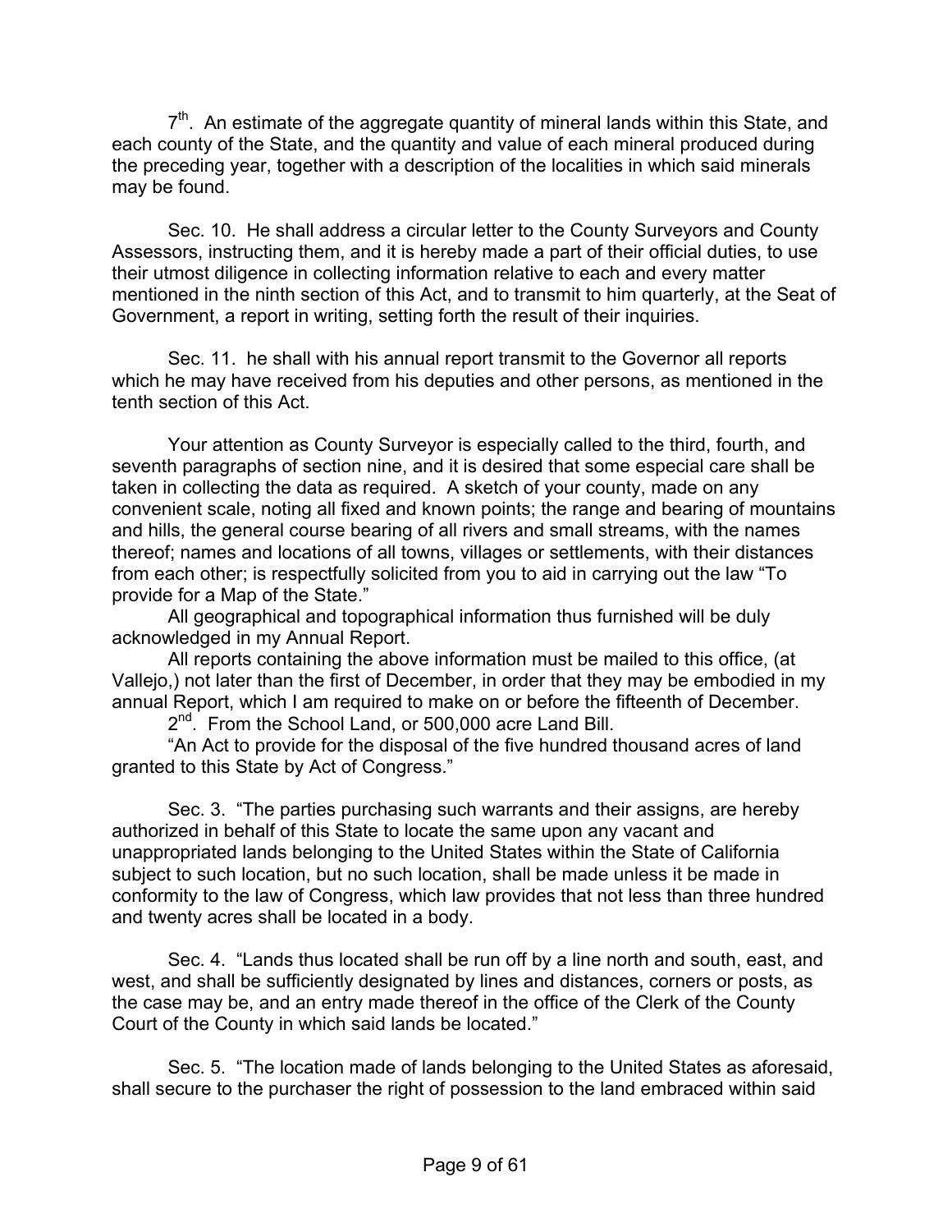7th. An estimate of the aggregate quantity of mineral lands within this State, and each county of the State, and the quantity and value of each mineral produced during the preceding year, together with a description of the localities in which said minerals may be found.

Sec. 10. He shall address a circular letter to the County Surveyors and County Assessors, instructing them, and it is hereby made a part of their official duties, to use their utmost diligence in collecting information relative to each and every matter mentioned in the ninth section of this Act, and to transmit to him quarterly, at the Seat of Government, a report in writing, setting forth the result of their inquiries.

Sec. 11. he shall with his annual report transmit to the Governor all reports which he may have received from his deputies and other persons, as mentioned in the tenth section of this Act.

Your attention as County Surveyor is especially called to the third, fourth, and seventh paragraphs of section nine, and it is desired that some especial care shall be taken in collecting the data as required. A sketch of your county, made on any convenient scale, noting all fixed and known points; the range and bearing of mountains and hills, the general course bearing of all rivers and small streams, with the names thereof; names and locations of all towns, villages or settlements, with their distances from each other; is respectfully solicited from you to aid in carrying out the law "To provide for a Map of the State."

All geographical and topographical information thus furnished will be duly acknowledged in my Annual Report.

All reports containing the above information must be mailed to this office, (at Vallejo,) not later than the first of December, in order that they may be embodied in my annual Report, which I am required to make on or before the fifteenth of December.

2nd. From the School Land, or 500,000 acre Land Bill.

"An Act to provide for the disposal of the five hundred thousand acres of land granted to this State by Act of Congress."

Sec. 3. "The parties purchasing such warrants and their assigns, are hereby authorized in behalf of this State to locate the same upon any vacant and unappropriated lands belonging to the United States within the State of California subject to such location, but no such location, shall be made unless it be made in conformity to the law of Congress, which law provides that not less than three hundred and twenty acres shall be located in a body.

Sec. 4. "Lands thus located shall be run off by a line north and south, east, and west, and shall be sufficiently designated by lines and distances, corners or posts, as the case may be, and an entry made thereof in the office of the Clerk of the County Court of the County in which said lands be located."

Sec. 5. "The location made of lands belonging to the United States as aforesaid, shall secure to the purchaser the right of possession to the land embraced within said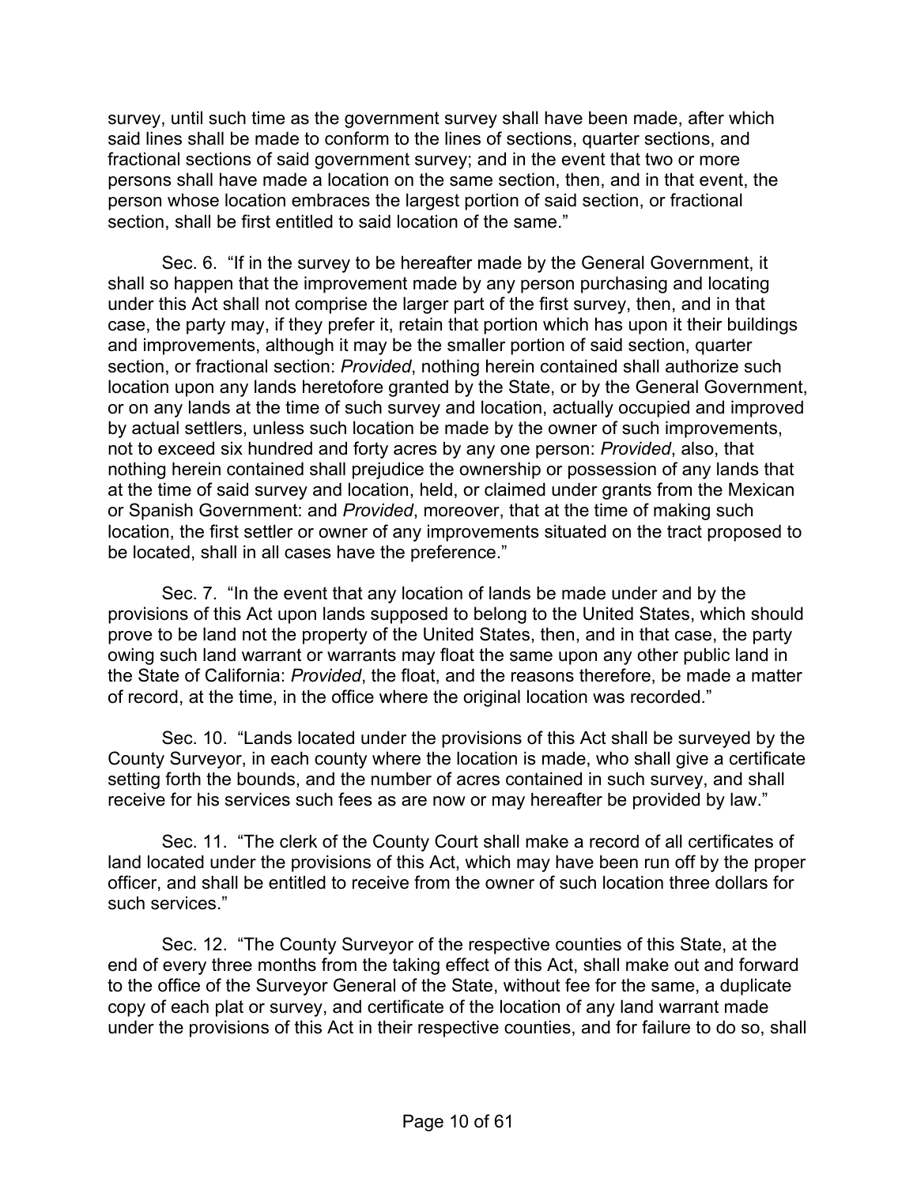survey, until such time as the government survey shall have been made, after which said lines shall be made to conform to the lines of sections, quarter sections, and fractional sections of said government survey; and in the event that two or more persons shall have made a location on the same section, then, and in that event, the person whose location embraces the largest portion of said section, or fractional section, shall be first entitled to said location of the same."

Sec. 6. "If in the survey to be hereafter made by the General Government, it shall so happen that the improvement made by any person purchasing and locating under this Act shall not comprise the larger part of the first survey, then, and in that case, the party may, if they prefer it, retain that portion which has upon it their buildings and improvements, although it may be the smaller portion of said section, quarter section, or fractional section: *Provided*, nothing herein contained shall authorize such location upon any lands heretofore granted by the State, or by the General Government, or on any lands at the time of such survey and location, actually occupied and improved by actual settlers, unless such location be made by the owner of such improvements, not to exceed six hundred and forty acres by any one person: *Provided*, also, that nothing herein contained shall prejudice the ownership or possession of any lands that at the time of said survey and location, held, or claimed under grants from the Mexican or Spanish Government: and *Provided*, moreover, that at the time of making such location, the first settler or owner of any improvements situated on the tract proposed to be located, shall in all cases have the preference."

Sec. 7. "In the event that any location of lands be made under and by the provisions of this Act upon lands supposed to belong to the United States, which should prove to be land not the property of the United States, then, and in that case, the party owing such land warrant or warrants may float the same upon any other public land in the State of California: *Provided*, the float, and the reasons therefore, be made a matter of record, at the time, in the office where the original location was recorded."

Sec. 10. "Lands located under the provisions of this Act shall be surveyed by the County Surveyor, in each county where the location is made, who shall give a certificate setting forth the bounds, and the number of acres contained in such survey, and shall receive for his services such fees as are now or may hereafter be provided by law."

Sec. 11. "The clerk of the County Court shall make a record of all certificates of land located under the provisions of this Act, which may have been run off by the proper officer, and shall be entitled to receive from the owner of such location three dollars for such services."

Sec. 12. "The County Surveyor of the respective counties of this State, at the end of every three months from the taking effect of this Act, shall make out and forward to the office of the Surveyor General of the State, without fee for the same, a duplicate copy of each plat or survey, and certificate of the location of any land warrant made under the provisions of this Act in their respective counties, and for failure to do so, shall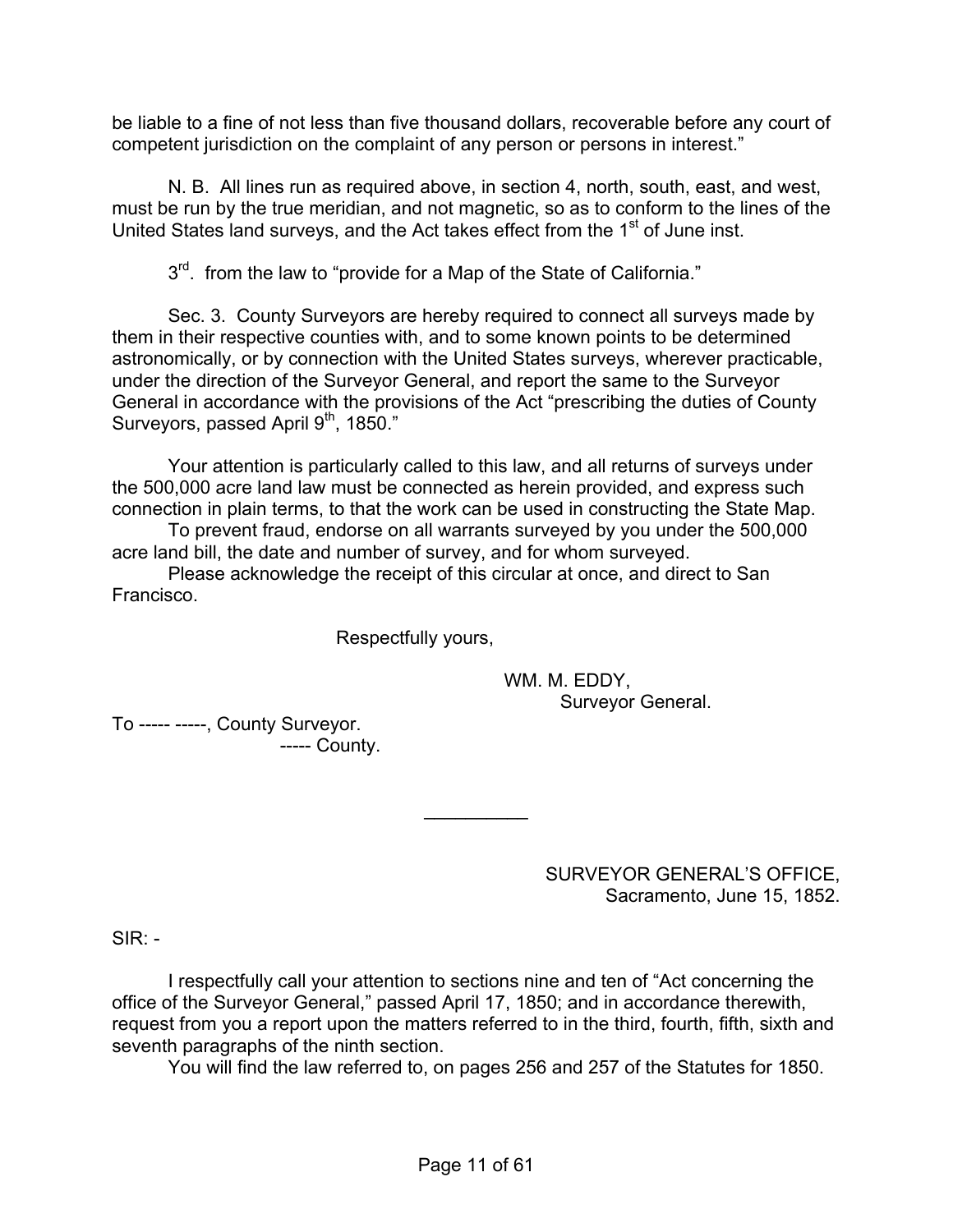be liable to a fine of not less than five thousand dollars, recoverable before any court of competent jurisdiction on the complaint of any person or persons in interest."

N. B. All lines run as required above, in section 4, north, south, east, and west, must be run by the true meridian, and not magnetic, so as to conform to the lines of the United States land surveys, and the Act takes effect from the 1st of June inst.

3rd. from the law to "provide for a Map of the State of California."

Sec. 3. County Surveyors are hereby required to connect all surveys made by them in their respective counties with, and to some known points to be determined astronomically, or by connection with the United States surveys, wherever practicable, under the direction of the Surveyor General, and report the same to the Surveyor General in accordance with the provisions of the Act "prescribing the duties of County Surveyors, passed April 9th, 1850."

Your attention is particularly called to this law, and all returns of surveys under the 500,000 acre land law must be connected as herein provided, and express such connection in plain terms, to that the work can be used in constructing the State Map.

To prevent fraud, endorse on all warrants surveyed by you under the 500,000 acre land bill, the date and number of survey, and for whom surveyed.

Please acknowledge the receipt of this circular at once, and direct to San Francisco.

Respectfully yours,

WM. M. EDDY,
Surveyor General.

To ----- -----, County Surveyor.
----- County.

---

SURVEYOR GENERAL'S OFFICE,
Sacramento, June 15, 1852.

SIR: -

I respectfully call your attention to sections nine and ten of "Act concerning the office of the Surveyor General," passed April 17, 1850; and in accordance therewith, request from you a report upon the matters referred to in the third, fourth, fifth, sixth and seventh paragraphs of the ninth section.

You will find the law referred to, on pages 256 and 257 of the Statutes for 1850.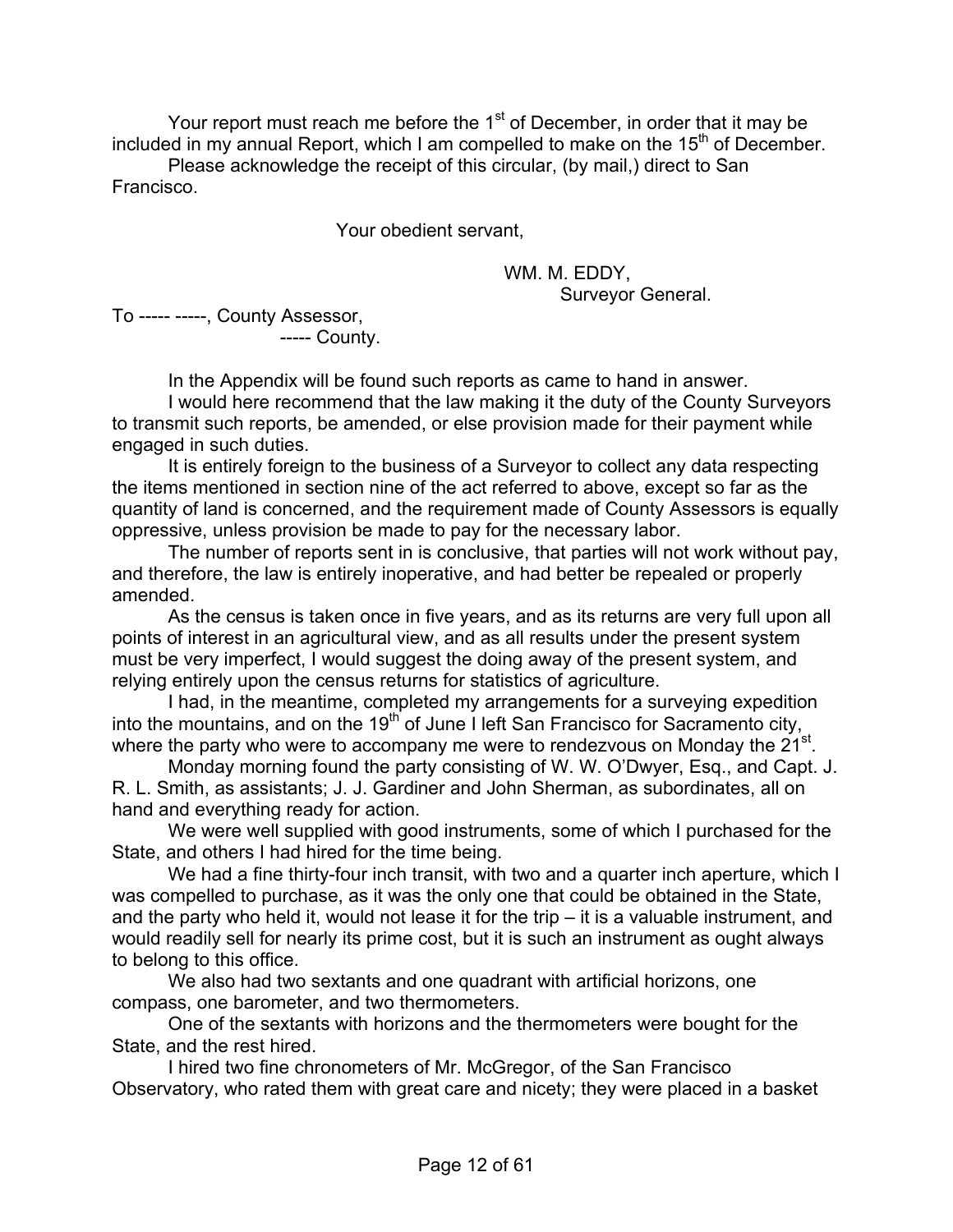Your report must reach me before the 1st of December, in order that it may be included in my annual Report, which I am compelled to make on the 15th of December.

Please acknowledge the receipt of this circular, (by mail,) direct to San Francisco.

Your obedient servant,

WM. M. EDDY,
Surveyor General.

To ----- -----, County Assessor,
----- County.

In the Appendix will be found such reports as came to hand in answer.

I would here recommend that the law making it the duty of the County Surveyors to transmit such reports, be amended, or else provision made for their payment while engaged in such duties.

It is entirely foreign to the business of a Surveyor to collect any data respecting the items mentioned in section nine of the act referred to above, except so far as the quantity of land is concerned, and the requirement made of County Assessors is equally oppressive, unless provision be made to pay for the necessary labor.

The number of reports sent in is conclusive, that parties will not work without pay, and therefore, the law is entirely inoperative, and had better be repealed or properly amended.

As the census is taken once in five years, and as its returns are very full upon all points of interest in an agricultural view, and as all results under the present system must be very imperfect, I would suggest the doing away of the present system, and relying entirely upon the census returns for statistics of agriculture.

I had, in the meantime, completed my arrangements for a surveying expedition into the mountains, and on the 19th of June I left San Francisco for Sacramento city, where the party who were to accompany me were to rendezvous on Monday the 21st.

Monday morning found the party consisting of W. W. O'Dwyer, Esq., and Capt. J. R. L. Smith, as assistants; J. J. Gardiner and John Sherman, as subordinates, all on hand and everything ready for action.

We were well supplied with good instruments, some of which I purchased for the State, and others I had hired for the time being.

We had a fine thirty-four inch transit, with two and a quarter inch aperture, which I was compelled to purchase, as it was the only one that could be obtained in the State, and the party who held it, would not lease it for the trip – it is a valuable instrument, and would readily sell for nearly its prime cost, but it is such an instrument as ought always to belong to this office.

We also had two sextants and one quadrant with artificial horizons, one compass, one barometer, and two thermometers.

One of the sextants with horizons and the thermometers were bought for the State, and the rest hired.

I hired two fine chronometers of Mr. McGregor, of the San Francisco Observatory, who rated them with great care and nicety; they were placed in a basket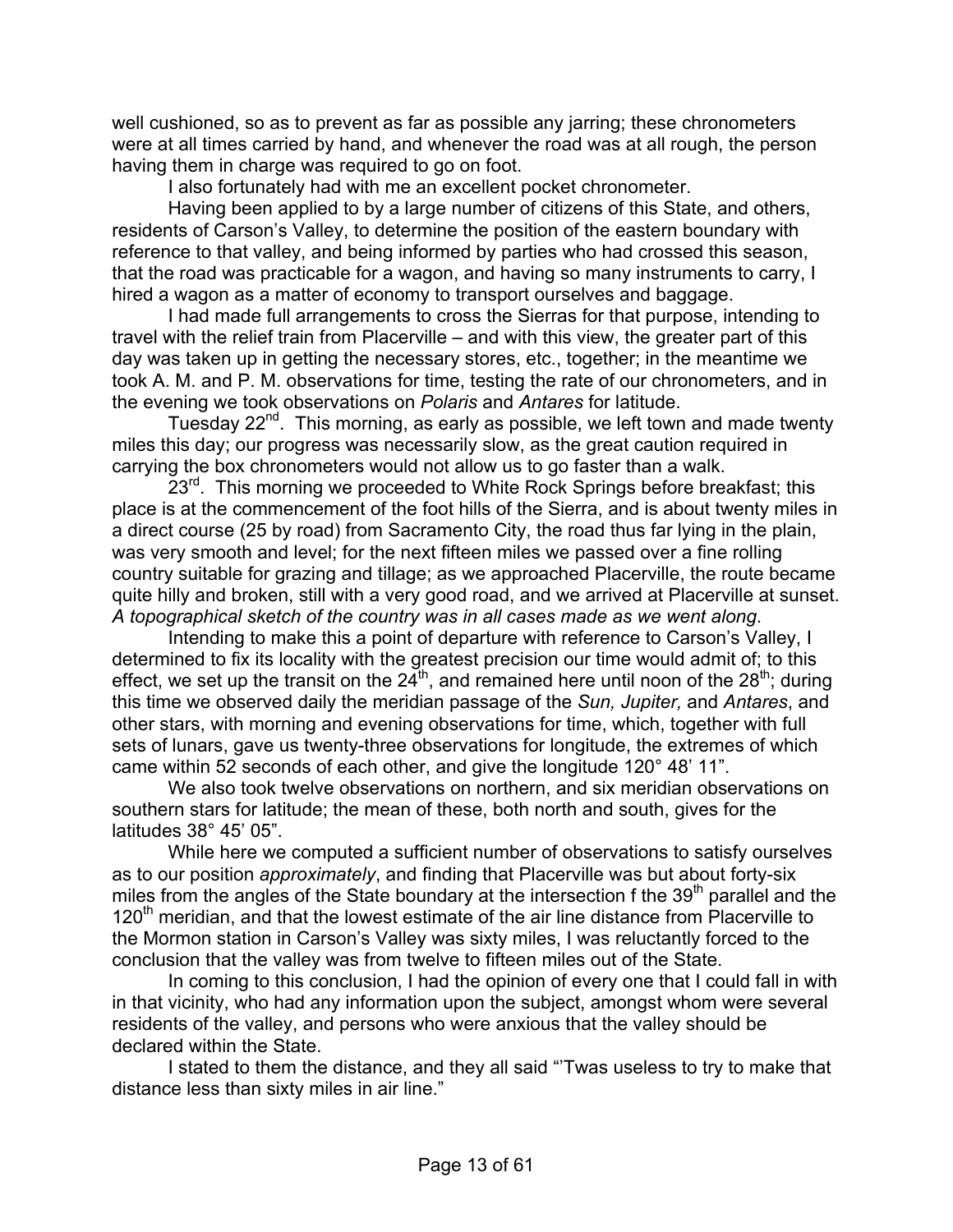well cushioned, so as to prevent as far as possible any jarring; these chronometers were at all times carried by hand, and whenever the road was at all rough, the person having them in charge was required to go on foot.

I also fortunately had with me an excellent pocket chronometer.

Having been applied to by a large number of citizens of this State, and others, residents of Carson's Valley, to determine the position of the eastern boundary with reference to that valley, and being informed by parties who had crossed this season, that the road was practicable for a wagon, and having so many instruments to carry, I hired a wagon as a matter of economy to transport ourselves and baggage.

I had made full arrangements to cross the Sierras for that purpose, intending to travel with the relief train from Placerville – and with this view, the greater part of this day was taken up in getting the necessary stores, etc., together; in the meantime we took A. M. and P. M. observations for time, testing the rate of our chronometers, and in the evening we took observations on *Polaris* and *Antares* for latitude.

Tuesday 22nd. This morning, as early as possible, we left town and made twenty miles this day; our progress was necessarily slow, as the great caution required in carrying the box chronometers would not allow us to go faster than a walk.

23rd. This morning we proceeded to White Rock Springs before breakfast; this place is at the commencement of the foot hills of the Sierra, and is about twenty miles in a direct course (25 by road) from Sacramento City, the road thus far lying in the plain, was very smooth and level; for the next fifteen miles we passed over a fine rolling country suitable for grazing and tillage; as we approached Placerville, the route became quite hilly and broken, still with a very good road, and we arrived at Placerville at sunset. *A topographical sketch of the country was in all cases made as we went along*.

Intending to make this a point of departure with reference to Carson's Valley, I determined to fix its locality with the greatest precision our time would admit of; to this effect, we set up the transit on the 24th, and remained here until noon of the 28th; during this time we observed daily the meridian passage of the *Sun, Jupiter,* and *Antares*, and other stars, with morning and evening observations for time, which, together with full sets of lunars, gave us twenty-three observations for longitude, the extremes of which came within 52 seconds of each other, and give the longitude 120° 48' 11".

We also took twelve observations on northern, and six meridian observations on southern stars for latitude; the mean of these, both north and south, gives for the latitudes 38° 45' 05".

While here we computed a sufficient number of observations to satisfy ourselves as to our position *approximately*, and finding that Placerville was but about forty-six miles from the angles of the State boundary at the intersection f the 39th parallel and the 120th meridian, and that the lowest estimate of the air line distance from Placerville to the Mormon station in Carson's Valley was sixty miles, I was reluctantly forced to the conclusion that the valley was from twelve to fifteen miles out of the State.

In coming to this conclusion, I had the opinion of every one that I could fall in with in that vicinity, who had any information upon the subject, amongst whom were several residents of the valley, and persons who were anxious that the valley should be declared within the State.

I stated to them the distance, and they all said "'Twas useless to try to make that distance less than sixty miles in air line."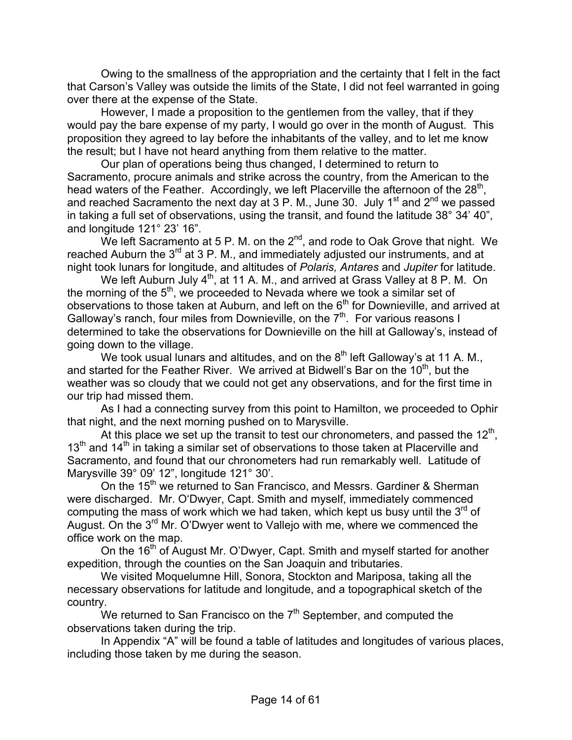Owing to the smallness of the appropriation and the certainty that I felt in the fact that Carson's Valley was outside the limits of the State, I did not feel warranted in going over there at the expense of the State.

However, I made a proposition to the gentlemen from the valley, that if they would pay the bare expense of my party, I would go over in the month of August. This proposition they agreed to lay before the inhabitants of the valley, and to let me know the result; but I have not heard anything from them relative to the matter.

Our plan of operations being thus changed, I determined to return to Sacramento, procure animals and strike across the country, from the American to the head waters of the Feather. Accordingly, we left Placerville the afternoon of the 28th, and reached Sacramento the next day at 3 P. M., June 30. July 1st and 2nd we passed in taking a full set of observations, using the transit, and found the latitude 38° 34' 40", and longitude 121° 23' 16".

We left Sacramento at 5 P. M. on the 2nd, and rode to Oak Grove that night. We reached Auburn the 3rd at 3 P. M., and immediately adjusted our instruments, and at night took lunars for longitude, and altitudes of *Polaris, Antares* and *Jupiter* for latitude.

We left Auburn July 4th, at 11 A. M., and arrived at Grass Valley at 8 P. M. On the morning of the 5th, we proceeded to Nevada where we took a similar set of observations to those taken at Auburn, and left on the 6th for Downieville, and arrived at Galloway's ranch, four miles from Downieville, on the 7th. For various reasons I determined to take the observations for Downieville on the hill at Galloway's, instead of going down to the village.

We took usual lunars and altitudes, and on the 8th left Galloway's at 11 A. M., and started for the Feather River. We arrived at Bidwell's Bar on the 10th, but the weather was so cloudy that we could not get any observations, and for the first time in our trip had missed them.

As I had a connecting survey from this point to Hamilton, we proceeded to Ophir that night, and the next morning pushed on to Marysville.

At this place we set up the transit to test our chronometers, and passed the 12th, 13th and 14th in taking a similar set of observations to those taken at Placerville and Sacramento, and found that our chronometers had run remarkably well. Latitude of Marysville 39° 09' 12", longitude 121° 30'.

On the 15th we returned to San Francisco, and Messrs. Gardiner & Sherman were discharged. Mr. O'Dwyer, Capt. Smith and myself, immediately commenced computing the mass of work which we had taken, which kept us busy until the 3rd of August. On the 3rd Mr. O'Dwyer went to Vallejo with me, where we commenced the office work on the map.

On the 16th of August Mr. O'Dwyer, Capt. Smith and myself started for another expedition, through the counties on the San Joaquin and tributaries.

We visited Moquelumne Hill, Sonora, Stockton and Mariposa, taking all the necessary observations for latitude and longitude, and a topographical sketch of the country.

We returned to San Francisco on the 7th September, and computed the observations taken during the trip.

In Appendix "A" will be found a table of latitudes and longitudes of various places, including those taken by me during the season.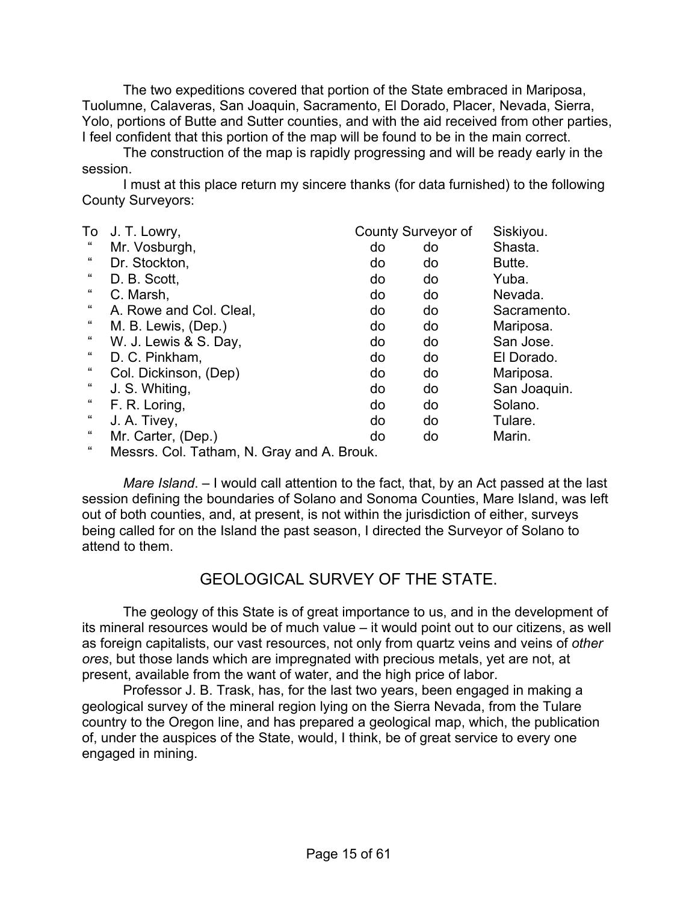The two expeditions covered that portion of the State embraced in Mariposa, Tuolumne, Calaveras, San Joaquin, Sacramento, El Dorado, Placer, Nevada, Sierra, Yolo, portions of Butte and Sutter counties, and with the aid received from other parties, I feel confident that this portion of the map will be found to be in the main correct.

The construction of the map is rapidly progressing and will be ready early in the session.

I must at this place return my sincere thanks (for data furnished) to the following County Surveyors:

| | | | | |
|---|---|---|---|---|
| To | J. T. Lowry, | County Surveyor of | | Siskiyou. |
| " | Mr. Vosburgh, | do | do | Shasta. |
| " | Dr. Stockton, | do | do | Butte. |
| " | D. B. Scott, | do | do | Yuba. |
| " | C. Marsh, | do | do | Nevada. |
| " | A. Rowe and Col. Cleal, | do | do | Sacramento. |
| " | M. B. Lewis, (Dep.) | do | do | Mariposa. |
| " | W. J. Lewis & S. Day, | do | do | San Jose. |
| " | D. C. Pinkham, | do | do | El Dorado. |
| " | Col. Dickinson, (Dep) | do | do | Mariposa. |
| " | J. S. Whiting, | do | do | San Joaquin. |
| " | F. R. Loring, | do | do | Solano. |
| " | J. A. Tivey, | do | do | Tulare. |
| " | Mr. Carter, (Dep.) | do | do | Marin. |
| " | Messrs. Col. Tatham, N. Gray and A. Brouk. | | | |

*Mare Island*. – I would call attention to the fact, that, by an Act passed at the last session defining the boundaries of Solano and Sonoma Counties, Mare Island, was left out of both counties, and, at present, is not within the jurisdiction of either, surveys being called for on the Island the past season, I directed the Surveyor of Solano to attend to them.

## GEOLOGICAL SURVEY OF THE STATE.

The geology of this State is of great importance to us, and in the development of its mineral resources would be of much value – it would point out to our citizens, as well as foreign capitalists, our vast resources, not only from quartz veins and veins of *other ores*, but those lands which are impregnated with precious metals, yet are not, at present, available from the want of water, and the high price of labor.

Professor J. B. Trask, has, for the last two years, been engaged in making a geological survey of the mineral region lying on the Sierra Nevada, from the Tulare country to the Oregon line, and has prepared a geological map, which, the publication of, under the auspices of the State, would, I think, be of great service to every one engaged in mining.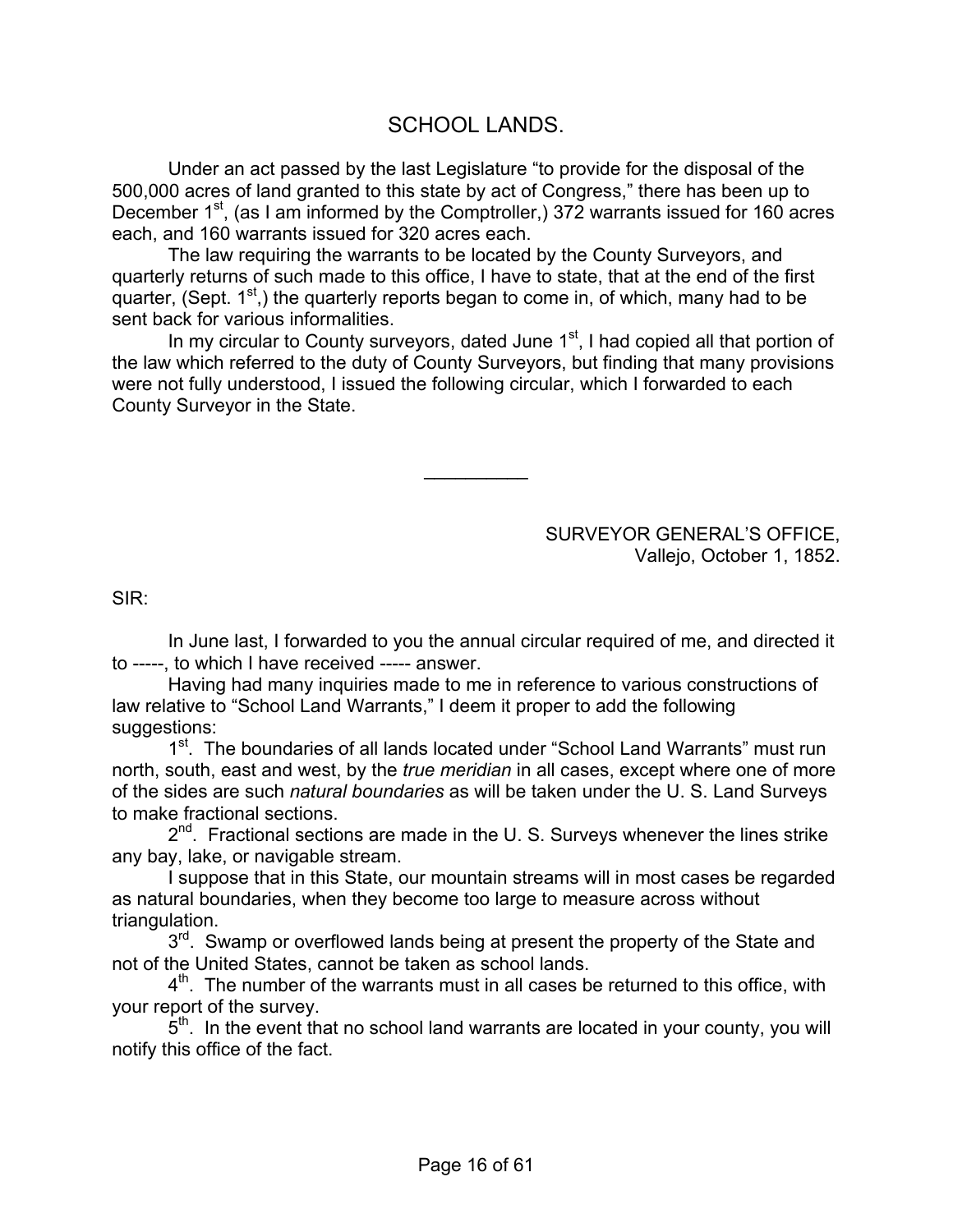## SCHOOL LANDS.

Under an act passed by the last Legislature "to provide for the disposal of the 500,000 acres of land granted to this state by act of Congress," there has been up to December 1st, (as I am informed by the Comptroller,) 372 warrants issued for 160 acres each, and 160 warrants issued for 320 acres each.

The law requiring the warrants to be located by the County Surveyors, and quarterly returns of such made to this office, I have to state, that at the end of the first quarter, (Sept. 1st,) the quarterly reports began to come in, of which, many had to be sent back for various informalities.

In my circular to County surveyors, dated June 1st, I had copied all that portion of the law which referred to the duty of County Surveyors, but finding that many provisions were not fully understood, I issued the following circular, which I forwarded to each County Surveyor in the State.

---

SURVEYOR GENERAL'S OFFICE,
Vallejo, October 1, 1852.

SIR:

In June last, I forwarded to you the annual circular required of me, and directed it to -----, to which I have received ----- answer.

Having had many inquiries made to me in reference to various constructions of law relative to "School Land Warrants," I deem it proper to add the following suggestions:

1st. The boundaries of all lands located under "School Land Warrants" must run north, south, east and west, by the *true meridian* in all cases, except where one of more of the sides are such *natural boundaries* as will be taken under the U. S. Land Surveys to make fractional sections.

2nd. Fractional sections are made in the U. S. Surveys whenever the lines strike any bay, lake, or navigable stream.

I suppose that in this State, our mountain streams will in most cases be regarded as natural boundaries, when they become too large to measure across without triangulation.

3rd. Swamp or overflowed lands being at present the property of the State and not of the United States, cannot be taken as school lands.

4th. The number of the warrants must in all cases be returned to this office, with your report of the survey.

5th. In the event that no school land warrants are located in your county, you will notify this office of the fact.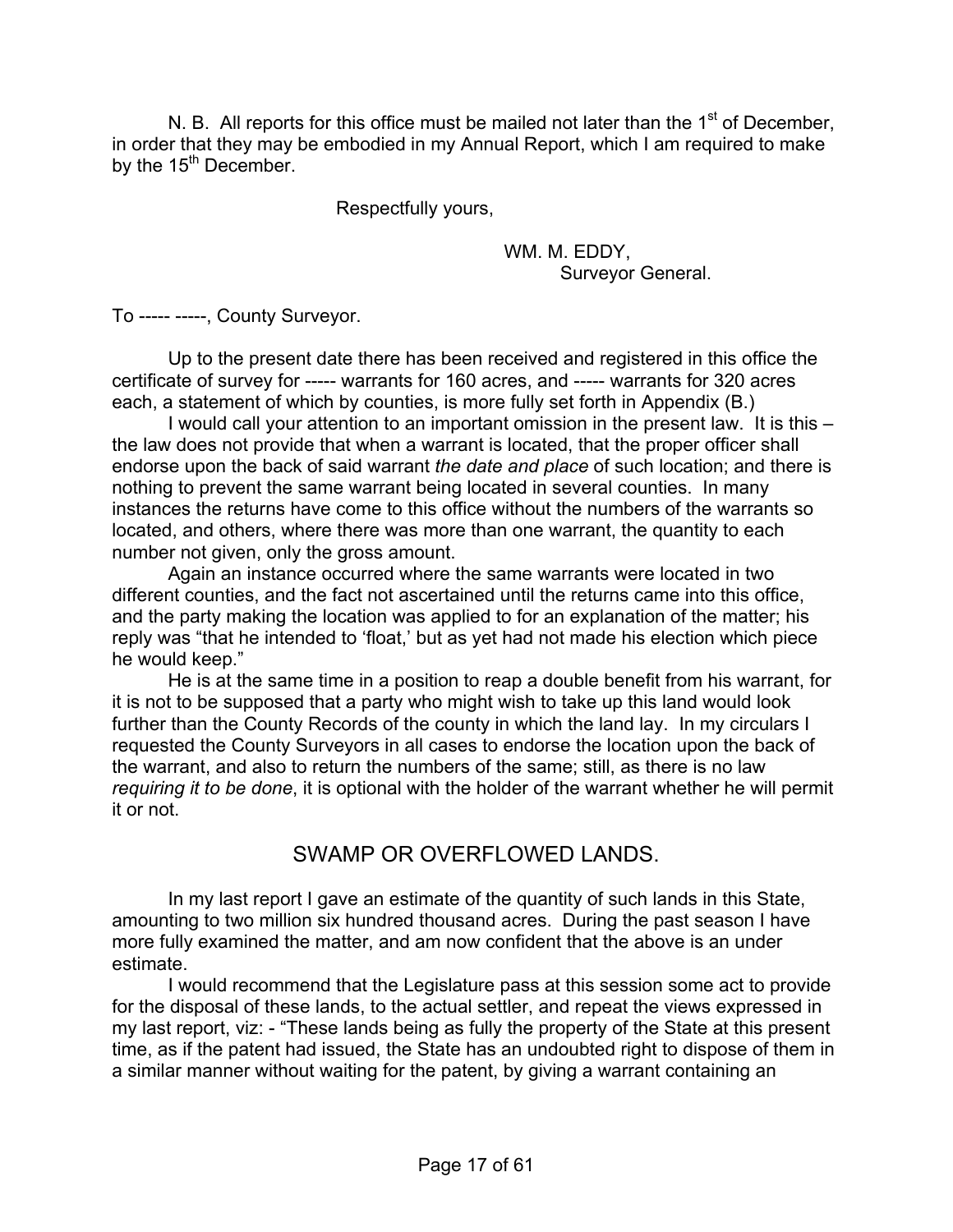N. B. All reports for this office must be mailed not later than the 1st of December, in order that they may be embodied in my Annual Report, which I am required to make by the 15th December.

Respectfully yours,

WM. M. EDDY,
Surveyor General.

To ----- -----, County Surveyor.

Up to the present date there has been received and registered in this office the certificate of survey for ----- warrants for 160 acres, and ----- warrants for 320 acres each, a statement of which by counties, is more fully set forth in Appendix (B.)

I would call your attention to an important omission in the present law. It is this – the law does not provide that when a warrant is located, that the proper officer shall endorse upon the back of said warrant *the date and place* of such location; and there is nothing to prevent the same warrant being located in several counties. In many instances the returns have come to this office without the numbers of the warrants so located, and others, where there was more than one warrant, the quantity to each number not given, only the gross amount.

Again an instance occurred where the same warrants were located in two different counties, and the fact not ascertained until the returns came into this office, and the party making the location was applied to for an explanation of the matter; his reply was "that he intended to 'float,' but as yet had not made his election which piece he would keep."

He is at the same time in a position to reap a double benefit from his warrant, for it is not to be supposed that a party who might wish to take up this land would look further than the County Records of the county in which the land lay. In my circulars I requested the County Surveyors in all cases to endorse the location upon the back of the warrant, and also to return the numbers of the same; still, as there is no law *requiring it to be done*, it is optional with the holder of the warrant whether he will permit it or not.

## SWAMP OR OVERFLOWED LANDS.

In my last report I gave an estimate of the quantity of such lands in this State, amounting to two million six hundred thousand acres. During the past season I have more fully examined the matter, and am now confident that the above is an under estimate.

I would recommend that the Legislature pass at this session some act to provide for the disposal of these lands, to the actual settler, and repeat the views expressed in my last report, viz: - "These lands being as fully the property of the State at this present time, as if the patent had issued, the State has an undoubted right to dispose of them in a similar manner without waiting for the patent, by giving a warrant containing an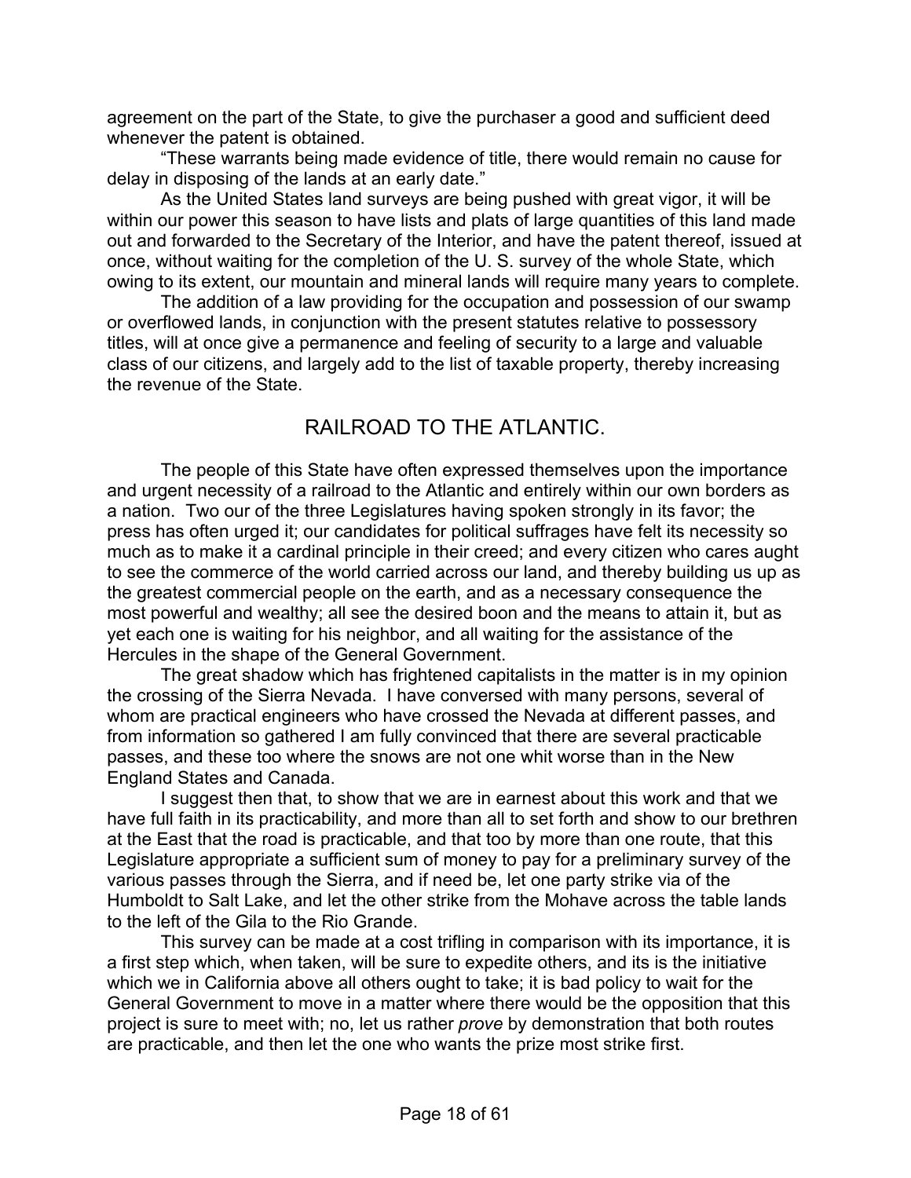agreement on the part of the State, to give the purchaser a good and sufficient deed whenever the patent is obtained.

"These warrants being made evidence of title, there would remain no cause for delay in disposing of the lands at an early date."

As the United States land surveys are being pushed with great vigor, it will be within our power this season to have lists and plats of large quantities of this land made out and forwarded to the Secretary of the Interior, and have the patent thereof, issued at once, without waiting for the completion of the U. S. survey of the whole State, which owing to its extent, our mountain and mineral lands will require many years to complete.

The addition of a law providing for the occupation and possession of our swamp or overflowed lands, in conjunction with the present statutes relative to possessory titles, will at once give a permanence and feeling of security to a large and valuable class of our citizens, and largely add to the list of taxable property, thereby increasing the revenue of the State.

## RAILROAD TO THE ATLANTIC.

The people of this State have often expressed themselves upon the importance and urgent necessity of a railroad to the Atlantic and entirely within our own borders as a nation. Two our of the three Legislatures having spoken strongly in its favor; the press has often urged it; our candidates for political suffrages have felt its necessity so much as to make it a cardinal principle in their creed; and every citizen who cares aught to see the commerce of the world carried across our land, and thereby building us up as the greatest commercial people on the earth, and as a necessary consequence the most powerful and wealthy; all see the desired boon and the means to attain it, but as yet each one is waiting for his neighbor, and all waiting for the assistance of the Hercules in the shape of the General Government.

The great shadow which has frightened capitalists in the matter is in my opinion the crossing of the Sierra Nevada. I have conversed with many persons, several of whom are practical engineers who have crossed the Nevada at different passes, and from information so gathered I am fully convinced that there are several practicable passes, and these too where the snows are not one whit worse than in the New England States and Canada.

I suggest then that, to show that we are in earnest about this work and that we have full faith in its practicability, and more than all to set forth and show to our brethren at the East that the road is practicable, and that too by more than one route, that this Legislature appropriate a sufficient sum of money to pay for a preliminary survey of the various passes through the Sierra, and if need be, let one party strike via of the Humboldt to Salt Lake, and let the other strike from the Mohave across the table lands to the left of the Gila to the Rio Grande.

This survey can be made at a cost trifling in comparison with its importance, it is a first step which, when taken, will be sure to expedite others, and its is the initiative which we in California above all others ought to take; it is bad policy to wait for the General Government to move in a matter where there would be the opposition that this project is sure to meet with; no, let us rather *prove* by demonstration that both routes are practicable, and then let the one who wants the prize most strike first.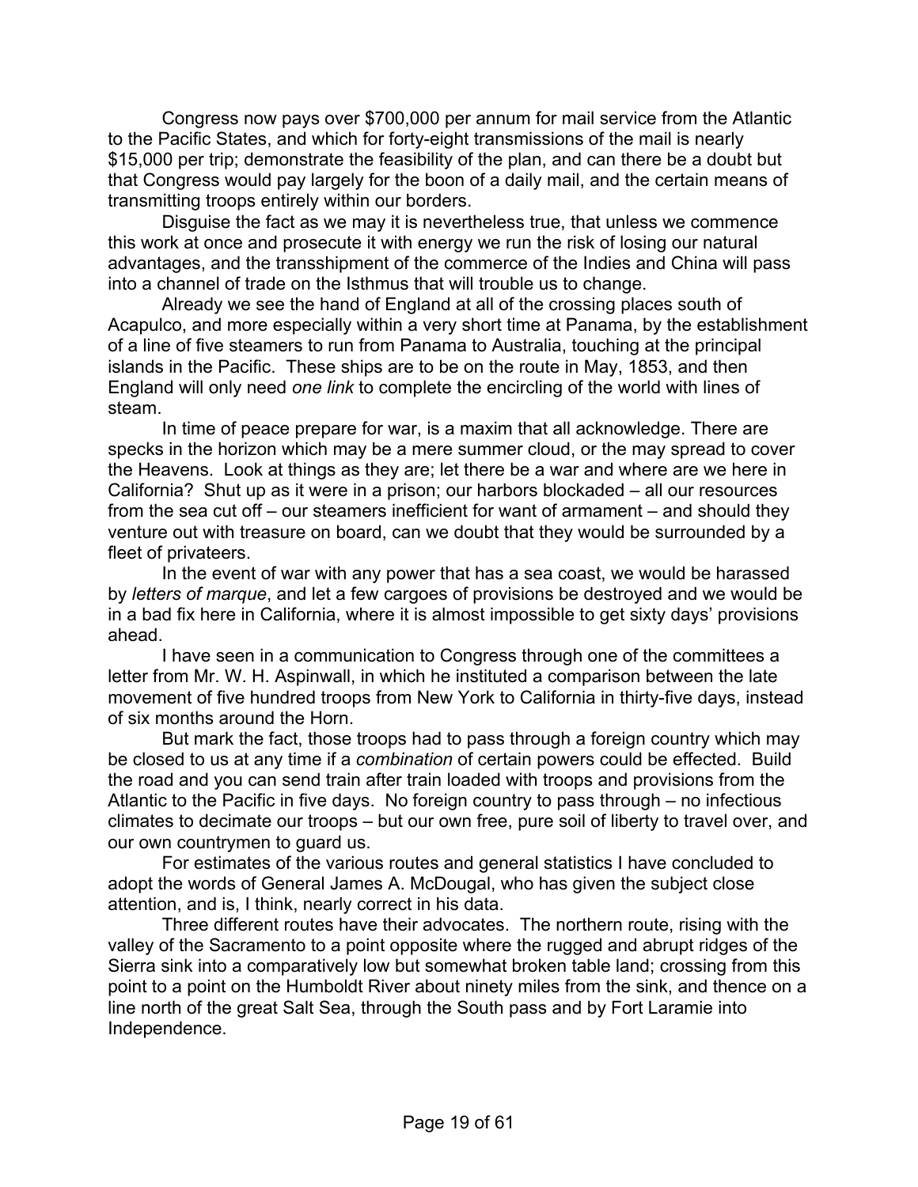Congress now pays over $700,000 per annum for mail service from the Atlantic to the Pacific States, and which for forty-eight transmissions of the mail is nearly $15,000 per trip; demonstrate the feasibility of the plan, and can there be a doubt but that Congress would pay largely for the boon of a daily mail, and the certain means of transmitting troops entirely within our borders.

Disguise the fact as we may it is nevertheless true, that unless we commence this work at once and prosecute it with energy we run the risk of losing our natural advantages, and the transshipment of the commerce of the Indies and China will pass into a channel of trade on the Isthmus that will trouble us to change.

Already we see the hand of England at all of the crossing places south of Acapulco, and more especially within a very short time at Panama, by the establishment of a line of five steamers to run from Panama to Australia, touching at the principal islands in the Pacific. These ships are to be on the route in May, 1853, and then England will only need *one link* to complete the encircling of the world with lines of steam.

In time of peace prepare for war, is a maxim that all acknowledge. There are specks in the horizon which may be a mere summer cloud, or the may spread to cover the Heavens. Look at things as they are; let there be a war and where are we here in California? Shut up as it were in a prison; our harbors blockaded – all our resources from the sea cut off – our steamers inefficient for want of armament – and should they venture out with treasure on board, can we doubt that they would be surrounded by a fleet of privateers.

In the event of war with any power that has a sea coast, we would be harassed by *letters of marque*, and let a few cargoes of provisions be destroyed and we would be in a bad fix here in California, where it is almost impossible to get sixty days' provisions ahead.

I have seen in a communication to Congress through one of the committees a letter from Mr. W. H. Aspinwall, in which he instituted a comparison between the late movement of five hundred troops from New York to California in thirty-five days, instead of six months around the Horn.

But mark the fact, those troops had to pass through a foreign country which may be closed to us at any time if a *combination* of certain powers could be effected. Build the road and you can send train after train loaded with troops and provisions from the Atlantic to the Pacific in five days. No foreign country to pass through – no infectious climates to decimate our troops – but our own free, pure soil of liberty to travel over, and our own countrymen to guard us.

For estimates of the various routes and general statistics I have concluded to adopt the words of General James A. McDougal, who has given the subject close attention, and is, I think, nearly correct in his data.

Three different routes have their advocates. The northern route, rising with the valley of the Sacramento to a point opposite where the rugged and abrupt ridges of the Sierra sink into a comparatively low but somewhat broken table land; crossing from this point to a point on the Humboldt River about ninety miles from the sink, and thence on a line north of the great Salt Sea, through the South pass and by Fort Laramie into Independence.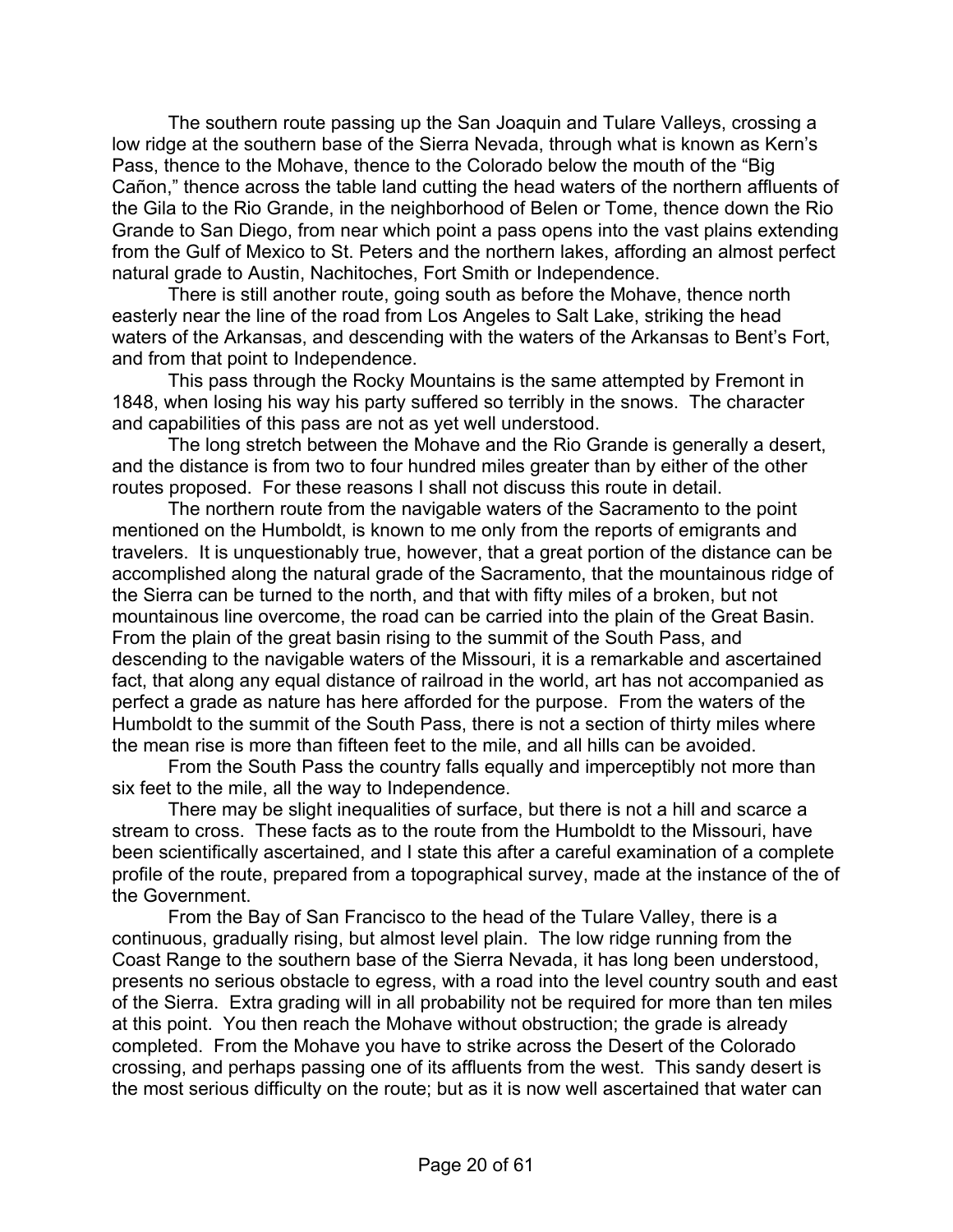The southern route passing up the San Joaquin and Tulare Valleys, crossing a low ridge at the southern base of the Sierra Nevada, through what is known as Kern's Pass, thence to the Mohave, thence to the Colorado below the mouth of the "Big Cañon," thence across the table land cutting the head waters of the northern affluents of the Gila to the Rio Grande, in the neighborhood of Belen or Tome, thence down the Rio Grande to San Diego, from near which point a pass opens into the vast plains extending from the Gulf of Mexico to St. Peters and the northern lakes, affording an almost perfect natural grade to Austin, Nachitoches, Fort Smith or Independence.

There is still another route, going south as before the Mohave, thence north easterly near the line of the road from Los Angeles to Salt Lake, striking the head waters of the Arkansas, and descending with the waters of the Arkansas to Bent's Fort, and from that point to Independence.

This pass through the Rocky Mountains is the same attempted by Fremont in 1848, when losing his way his party suffered so terribly in the snows. The character and capabilities of this pass are not as yet well understood.

The long stretch between the Mohave and the Rio Grande is generally a desert, and the distance is from two to four hundred miles greater than by either of the other routes proposed. For these reasons I shall not discuss this route in detail.

The northern route from the navigable waters of the Sacramento to the point mentioned on the Humboldt, is known to me only from the reports of emigrants and travelers. It is unquestionably true, however, that a great portion of the distance can be accomplished along the natural grade of the Sacramento, that the mountainous ridge of the Sierra can be turned to the north, and that with fifty miles of a broken, but not mountainous line overcome, the road can be carried into the plain of the Great Basin. From the plain of the great basin rising to the summit of the South Pass, and descending to the navigable waters of the Missouri, it is a remarkable and ascertained fact, that along any equal distance of railroad in the world, art has not accompanied as perfect a grade as nature has here afforded for the purpose. From the waters of the Humboldt to the summit of the South Pass, there is not a section of thirty miles where the mean rise is more than fifteen feet to the mile, and all hills can be avoided.

From the South Pass the country falls equally and imperceptibly not more than six feet to the mile, all the way to Independence.

There may be slight inequalities of surface, but there is not a hill and scarce a stream to cross. These facts as to the route from the Humboldt to the Missouri, have been scientifically ascertained, and I state this after a careful examination of a complete profile of the route, prepared from a topographical survey, made at the instance of the of the Government.

From the Bay of San Francisco to the head of the Tulare Valley, there is a continuous, gradually rising, but almost level plain. The low ridge running from the Coast Range to the southern base of the Sierra Nevada, it has long been understood, presents no serious obstacle to egress, with a road into the level country south and east of the Sierra. Extra grading will in all probability not be required for more than ten miles at this point. You then reach the Mohave without obstruction; the grade is already completed. From the Mohave you have to strike across the Desert of the Colorado crossing, and perhaps passing one of its affluents from the west. This sandy desert is the most serious difficulty on the route; but as it is now well ascertained that water can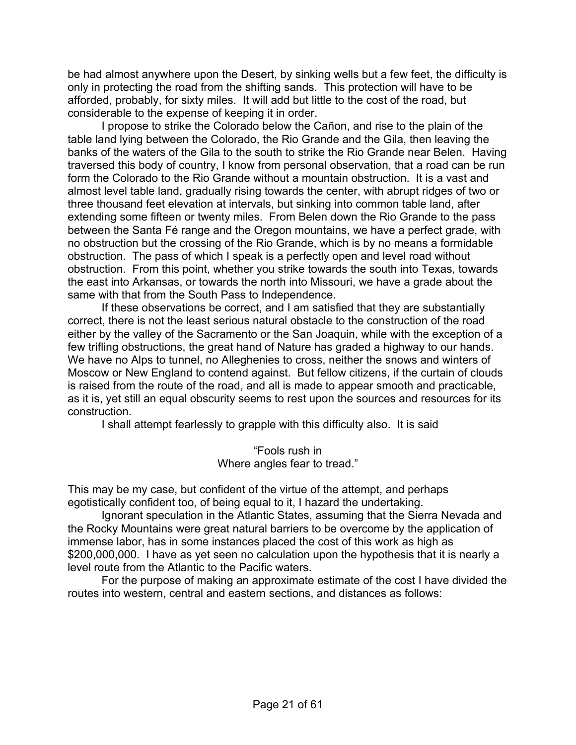be had almost anywhere upon the Desert, by sinking wells but a few feet, the difficulty is only in protecting the road from the shifting sands. This protection will have to be afforded, probably, for sixty miles. It will add but little to the cost of the road, but considerable to the expense of keeping it in order.

I propose to strike the Colorado below the Cañon, and rise to the plain of the table land lying between the Colorado, the Rio Grande and the Gila, then leaving the banks of the waters of the Gila to the south to strike the Rio Grande near Belen. Having traversed this body of country, I know from personal observation, that a road can be run form the Colorado to the Rio Grande without a mountain obstruction. It is a vast and almost level table land, gradually rising towards the center, with abrupt ridges of two or three thousand feet elevation at intervals, but sinking into common table land, after extending some fifteen or twenty miles. From Belen down the Rio Grande to the pass between the Santa Fé range and the Oregon mountains, we have a perfect grade, with no obstruction but the crossing of the Rio Grande, which is by no means a formidable obstruction. The pass of which I speak is a perfectly open and level road without obstruction. From this point, whether you strike towards the south into Texas, towards the east into Arkansas, or towards the north into Missouri, we have a grade about the same with that from the South Pass to Independence.

If these observations be correct, and I am satisfied that they are substantially correct, there is not the least serious natural obstacle to the construction of the road either by the valley of the Sacramento or the San Joaquin, while with the exception of a few trifling obstructions, the great hand of Nature has graded a highway to our hands. We have no Alps to tunnel, no Alleghenies to cross, neither the snows and winters of Moscow or New England to contend against. But fellow citizens, if the curtain of clouds is raised from the route of the road, and all is made to appear smooth and practicable, as it is, yet still an equal obscurity seems to rest upon the sources and resources for its construction.

I shall attempt fearlessly to grapple with this difficulty also. It is said

> "Fools rush in
> Where angles fear to tread."

This may be my case, but confident of the virtue of the attempt, and perhaps egotistically confident too, of being equal to it, I hazard the undertaking.

Ignorant speculation in the Atlantic States, assuming that the Sierra Nevada and the Rocky Mountains were great natural barriers to be overcome by the application of immense labor, has in some instances placed the cost of this work as high as \$200,000,000. I have as yet seen no calculation upon the hypothesis that it is nearly a level route from the Atlantic to the Pacific waters.

For the purpose of making an approximate estimate of the cost I have divided the routes into western, central and eastern sections, and distances as follows: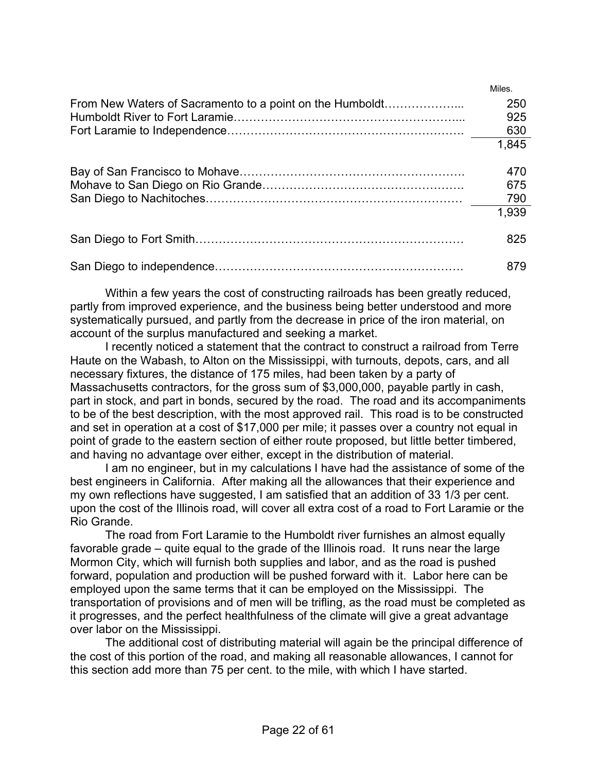| | Miles. |
|---|---|
| From New Waters of Sacramento to a point on the Humboldt……………….. | 250 |
| Humboldt River to Fort Laramie………………………………………………... | 925 |
| Fort Laramie to Independence…………………………………………………. | 630 |
| | 1,845 |
| | |
| Bay of San Francisco to Mohave………………………………………………. | 470 |
| Mohave to San Diego on Rio Grande…………………………………………. | 675 |
| San Diego to Nachitoches……………………………………………………… | 790 |
| | 1,939 |
| | |
| San Diego to Fort Smith………………………………………………………… | 825 |
| | |
| San Diego to independence……………………………………………………. | 879 |

Within a few years the cost of constructing railroads has been greatly reduced, partly from improved experience, and the business being better understood and more systematically pursued, and partly from the decrease in price of the iron material, on account of the surplus manufactured and seeking a market.

I recently noticed a statement that the contract to construct a railroad from Terre Haute on the Wabash, to Alton on the Mississippi, with turnouts, depots, cars, and all necessary fixtures, the distance of 175 miles, had been taken by a party of Massachusetts contractors, for the gross sum of $3,000,000, payable partly in cash, part in stock, and part in bonds, secured by the road. The road and its accompaniments to be of the best description, with the most approved rail. This road is to be constructed and set in operation at a cost of $17,000 per mile; it passes over a country not equal in point of grade to the eastern section of either route proposed, but little better timbered, and having no advantage over either, except in the distribution of material.

I am no engineer, but in my calculations I have had the assistance of some of the best engineers in California. After making all the allowances that their experience and my own reflections have suggested, I am satisfied that an addition of 33 1/3 per cent. upon the cost of the Illinois road, will cover all extra cost of a road to Fort Laramie or the Rio Grande.

The road from Fort Laramie to the Humboldt river furnishes an almost equally favorable grade – quite equal to the grade of the Illinois road. It runs near the large Mormon City, which will furnish both supplies and labor, and as the road is pushed forward, population and production will be pushed forward with it. Labor here can be employed upon the same terms that it can be employed on the Mississippi. The transportation of provisions and of men will be trifling, as the road must be completed as it progresses, and the perfect healthfulness of the climate will give a great advantage over labor on the Mississippi.

The additional cost of distributing material will again be the principal difference of the cost of this portion of the road, and making all reasonable allowances, I cannot for this section add more than 75 per cent. to the mile, with which I have started.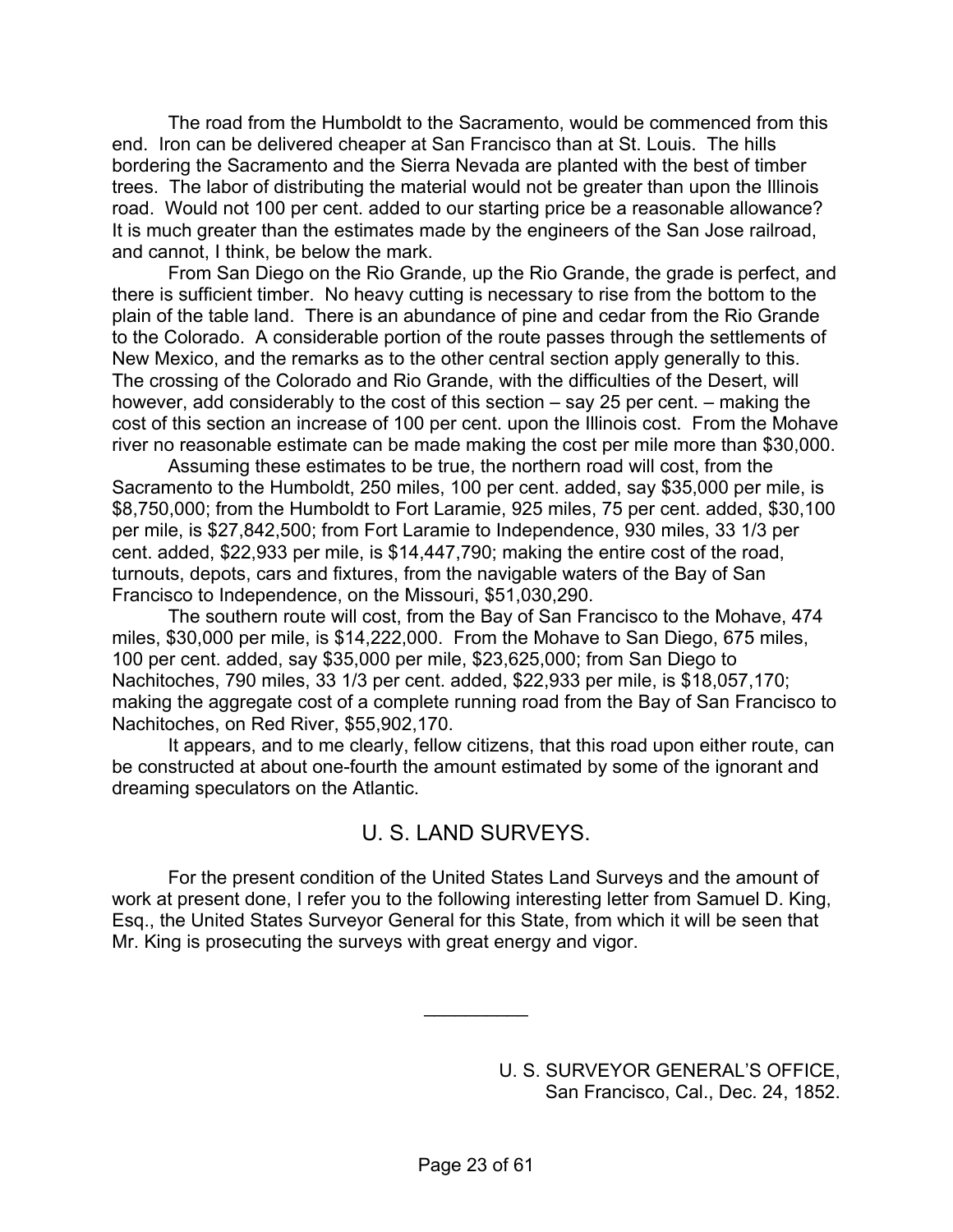The road from the Humboldt to the Sacramento, would be commenced from this end. Iron can be delivered cheaper at San Francisco than at St. Louis. The hills bordering the Sacramento and the Sierra Nevada are planted with the best of timber trees. The labor of distributing the material would not be greater than upon the Illinois road. Would not 100 per cent. added to our starting price be a reasonable allowance? It is much greater than the estimates made by the engineers of the San Jose railroad, and cannot, I think, be below the mark.

From San Diego on the Rio Grande, up the Rio Grande, the grade is perfect, and there is sufficient timber. No heavy cutting is necessary to rise from the bottom to the plain of the table land. There is an abundance of pine and cedar from the Rio Grande to the Colorado. A considerable portion of the route passes through the settlements of New Mexico, and the remarks as to the other central section apply generally to this. The crossing of the Colorado and Rio Grande, with the difficulties of the Desert, will however, add considerably to the cost of this section – say 25 per cent. – making the cost of this section an increase of 100 per cent. upon the Illinois cost. From the Mohave river no reasonable estimate can be made making the cost per mile more than $30,000.

Assuming these estimates to be true, the northern road will cost, from the Sacramento to the Humboldt, 250 miles, 100 per cent. added, say $35,000 per mile, is $8,750,000; from the Humboldt to Fort Laramie, 925 miles, 75 per cent. added, $30,100 per mile, is $27,842,500; from Fort Laramie to Independence, 930 miles, 33 1/3 per cent. added, $22,933 per mile, is $14,447,790; making the entire cost of the road, turnouts, depots, cars and fixtures, from the navigable waters of the Bay of San Francisco to Independence, on the Missouri, $51,030,290.

The southern route will cost, from the Bay of San Francisco to the Mohave, 474 miles, $30,000 per mile, is $14,222,000. From the Mohave to San Diego, 675 miles, 100 per cent. added, say $35,000 per mile, $23,625,000; from San Diego to Nachitoches, 790 miles, 33 1/3 per cent. added, $22,933 per mile, is $18,057,170; making the aggregate cost of a complete running road from the Bay of San Francisco to Nachitoches, on Red River, $55,902,170.

It appears, and to me clearly, fellow citizens, that this road upon either route, can be constructed at about one-fourth the amount estimated by some of the ignorant and dreaming speculators on the Atlantic.

## U. S. LAND SURVEYS.

For the present condition of the United States Land Surveys and the amount of work at present done, I refer you to the following interesting letter from Samuel D. King, Esq., the United States Surveyor General for this State, from which it will be seen that Mr. King is prosecuting the surveys with great energy and vigor.

---

U. S. SURVEYOR GENERAL'S OFFICE,
San Francisco, Cal., Dec. 24, 1852.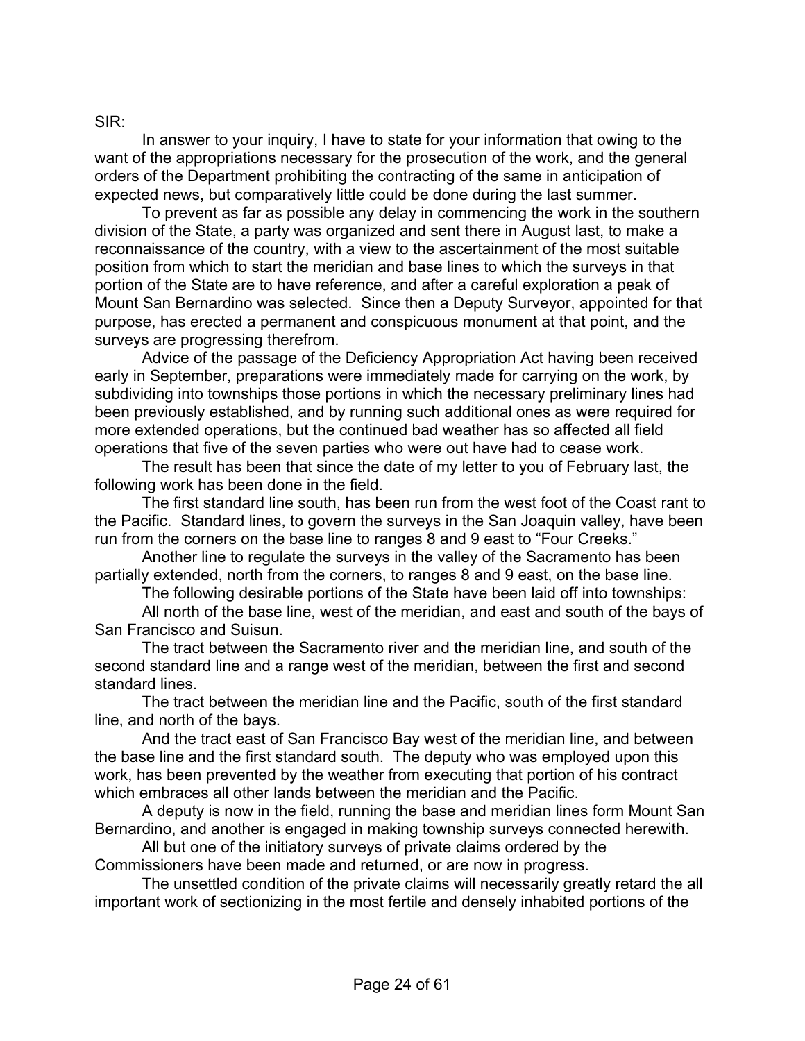SIR:

In answer to your inquiry, I have to state for your information that owing to the want of the appropriations necessary for the prosecution of the work, and the general orders of the Department prohibiting the contracting of the same in anticipation of expected news, but comparatively little could be done during the last summer.

To prevent as far as possible any delay in commencing the work in the southern division of the State, a party was organized and sent there in August last, to make a reconnaissance of the country, with a view to the ascertainment of the most suitable position from which to start the meridian and base lines to which the surveys in that portion of the State are to have reference, and after a careful exploration a peak of Mount San Bernardino was selected. Since then a Deputy Surveyor, appointed for that purpose, has erected a permanent and conspicuous monument at that point, and the surveys are progressing therefrom.

Advice of the passage of the Deficiency Appropriation Act having been received early in September, preparations were immediately made for carrying on the work, by subdividing into townships those portions in which the necessary preliminary lines had been previously established, and by running such additional ones as were required for more extended operations, but the continued bad weather has so affected all field operations that five of the seven parties who were out have had to cease work.

The result has been that since the date of my letter to you of February last, the following work has been done in the field.

The first standard line south, has been run from the west foot of the Coast rant to the Pacific. Standard lines, to govern the surveys in the San Joaquin valley, have been run from the corners on the base line to ranges 8 and 9 east to "Four Creeks."

Another line to regulate the surveys in the valley of the Sacramento has been partially extended, north from the corners, to ranges 8 and 9 east, on the base line.

The following desirable portions of the State have been laid off into townships:

All north of the base line, west of the meridian, and east and south of the bays of San Francisco and Suisun.

The tract between the Sacramento river and the meridian line, and south of the second standard line and a range west of the meridian, between the first and second standard lines.

The tract between the meridian line and the Pacific, south of the first standard line, and north of the bays.

And the tract east of San Francisco Bay west of the meridian line, and between the base line and the first standard south. The deputy who was employed upon this work, has been prevented by the weather from executing that portion of his contract which embraces all other lands between the meridian and the Pacific.

A deputy is now in the field, running the base and meridian lines form Mount San Bernardino, and another is engaged in making township surveys connected herewith.

All but one of the initiatory surveys of private claims ordered by the Commissioners have been made and returned, or are now in progress.

The unsettled condition of the private claims will necessarily greatly retard the all important work of sectionizing in the most fertile and densely inhabited portions of the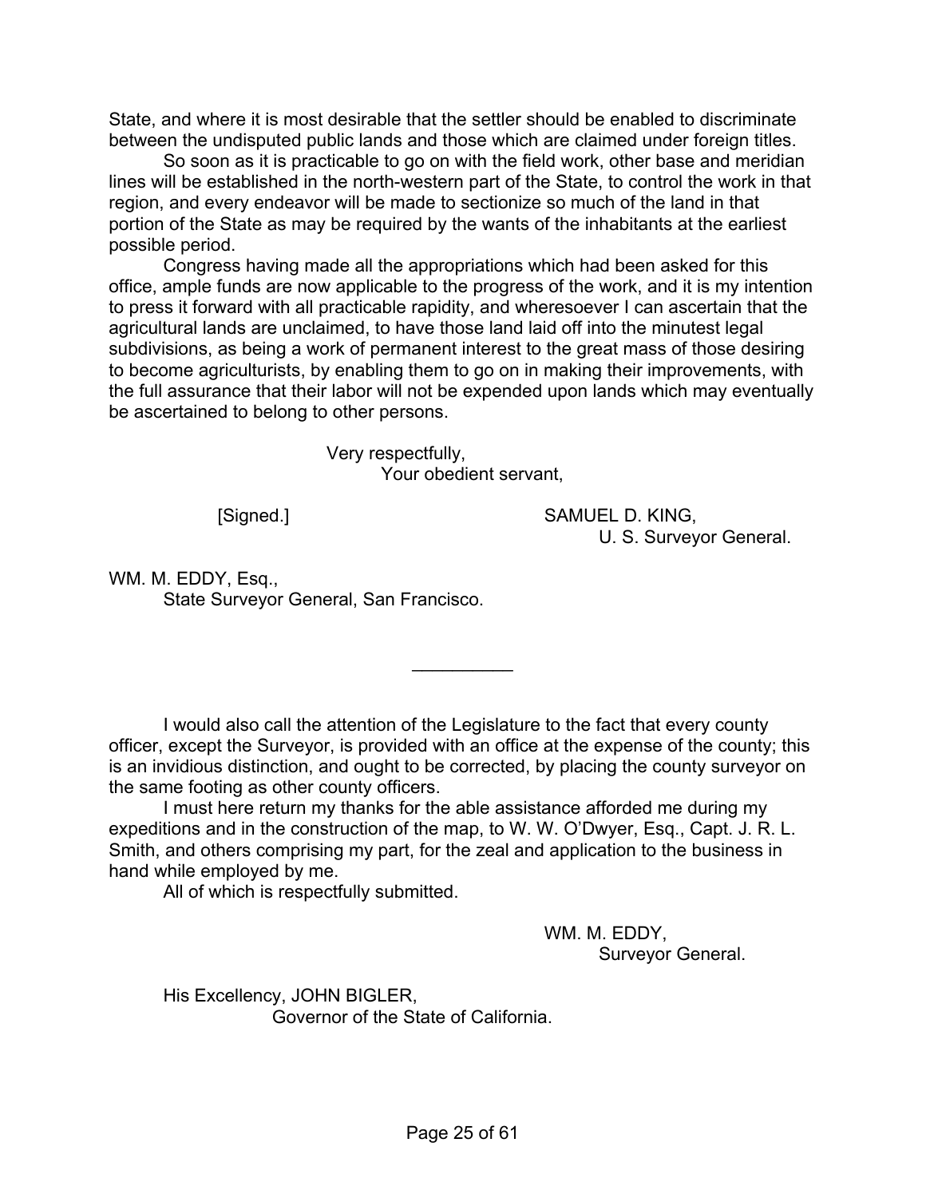State, and where it is most desirable that the settler should be enabled to discriminate between the undisputed public lands and those which are claimed under foreign titles.

So soon as it is practicable to go on with the field work, other base and meridian lines will be established in the north-western part of the State, to control the work in that region, and every endeavor will be made to sectionize so much of the land in that portion of the State as may be required by the wants of the inhabitants at the earliest possible period.

Congress having made all the appropriations which had been asked for this office, ample funds are now applicable to the progress of the work, and it is my intention to press it forward with all practicable rapidity, and wheresoever I can ascertain that the agricultural lands are unclaimed, to have those land laid off into the minutest legal subdivisions, as being a work of permanent interest to the great mass of those desiring to become agriculturists, by enabling them to go on in making their improvements, with the full assurance that their labor will not be expended upon lands which may eventually be ascertained to belong to other persons.

Very respectfully,
Your obedient servant,

[Signed.] SAMUEL D. KING,
U. S. Surveyor General.

WM. M. EDDY, Esq.,
State Surveyor General, San Francisco.

---

I would also call the attention of the Legislature to the fact that every county officer, except the Surveyor, is provided with an office at the expense of the county; this is an invidious distinction, and ought to be corrected, by placing the county surveyor on the same footing as other county officers.

I must here return my thanks for the able assistance afforded me during my expeditions and in the construction of the map, to W. W. O'Dwyer, Esq., Capt. J. R. L. Smith, and others comprising my part, for the zeal and application to the business in hand while employed by me.

All of which is respectfully submitted.

WM. M. EDDY,
Surveyor General.

His Excellency, JOHN BIGLER,
Governor of the State of California.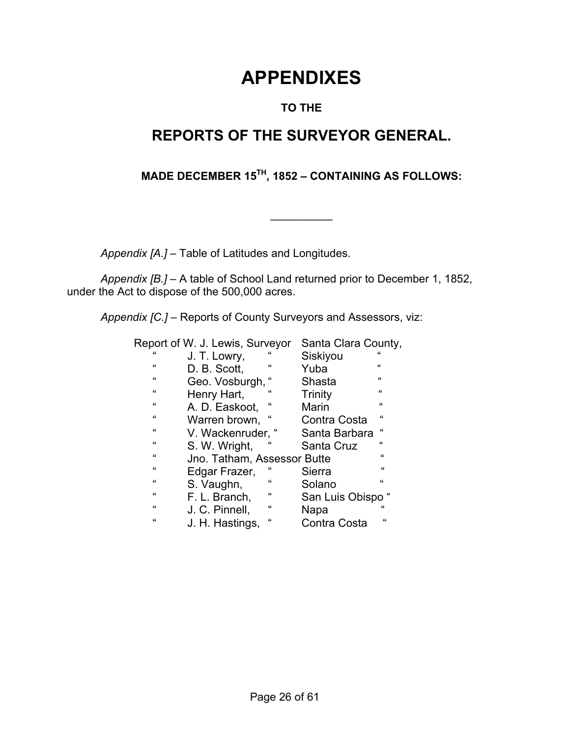# APPENDIXES

### TO THE

## REPORTS OF THE SURVEYOR GENERAL.

### MADE DECEMBER 15TH, 1852 – CONTAINING AS FOLLOWS:

---

*Appendix [A.]* – Table of Latitudes and Longitudes.

*Appendix [B.]* – A table of School Land returned prior to December 1, 1852, under the Act to dispose of the 500,000 acres.

*Appendix [C.]* – Reports of County Surveyors and Assessors, viz:

| | | | | |
|---|---|---|---|---|
| Report of | W. J. Lewis, | Surveyor | Santa Clara | County, |
| " | J. T. Lowry, | " | Siskiyou | " |
| " | D. B. Scott, | " | Yuba | " |
| " | Geo. Vosburgh, | " | Shasta | " |
| " | Henry Hart, | " | Trinity | " |
| " | A. D. Easkoot, | " | Marin | " |
| " | Warren brown, | " | Contra Costa | " |
| " | V. Wackenruder, | " | Santa Barbara | " |
| " | S. W. Wright, | " | Santa Cruz | " |
| " | Jno. Tatham, | Assessor | Butte | " |
| " | Edgar Frazer, | " | Sierra | " |
| " | S. Vaughn, | " | Solano | " |
| " | F. L. Branch, | " | San Luis Obispo | " |
| " | J. C. Pinnell, | " | Napa | " |
| " | J. H. Hastings, | " | Contra Costa | " |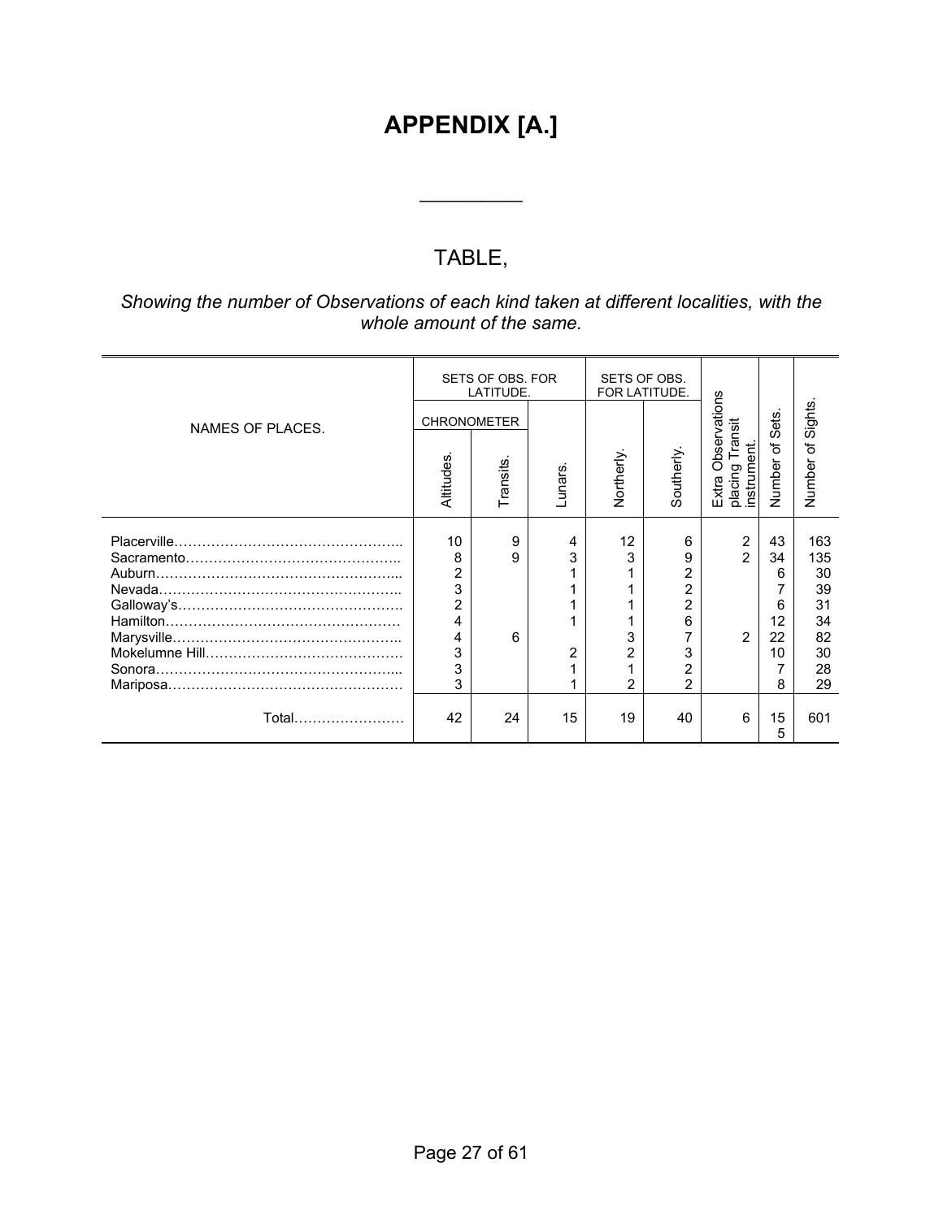# APPENDIX [A.]

---

## TABLE,

*Showing the number of Observations of each kind taken at different localities, with the whole amount of the same.*

| NAMES OF PLACES. | SETS OF OBS. FOR LATITUDE. | | | SETS OF OBS. FOR LATITUDE. | | Extra Observations placing Transit instrument. | Number of Sets. | Number of Sights. |
|---|---|---|---|---|---|---|---|---|
| | CHRONOMETER | | | | | | | |
| | Altitudes. | Transits. | Lunars. | Northerly. | Southerly. | | | |
| Placerville………………………………………….. | 10 | 9 | 4 | 12 | 6 | 2 | 43 | 163 |
| Sacramento……………………………………….. | 8 | 9 | 3 | 3 | 9 | 2 | 34 | 135 |
| Auburn……………………………………………... | 2 | | 1 | 1 | 2 | | 6 | 30 |
| Nevada…………………………………………….. | 3 | | 1 | 1 | 2 | | 7 | 39 |
| Galloway's…………………………………………. | 2 | | 1 | 1 | 2 | | 6 | 31 |
| Hamilton……………………………………………. | 4 | | 1 | 1 | 6 | | 12 | 34 |
| Marysville………………………………………….. | 4 | 6 | | 3 | 7 | 2 | 22 | 82 |
| Mokelumne Hill……………………………………. | 3 | | 2 | 2 | 3 | | 10 | 30 |
| Sonora……………………………………………... | 3 | | 1 | 1 | 2 | | 7 | 28 |
| Mariposa……………………………………………. | 3 | | 1 | 2 | 2 | | 8 | 29 |
| Total…………………… | 42 | 24 | 15 | 19 | 40 | 6 | 155 | 601 |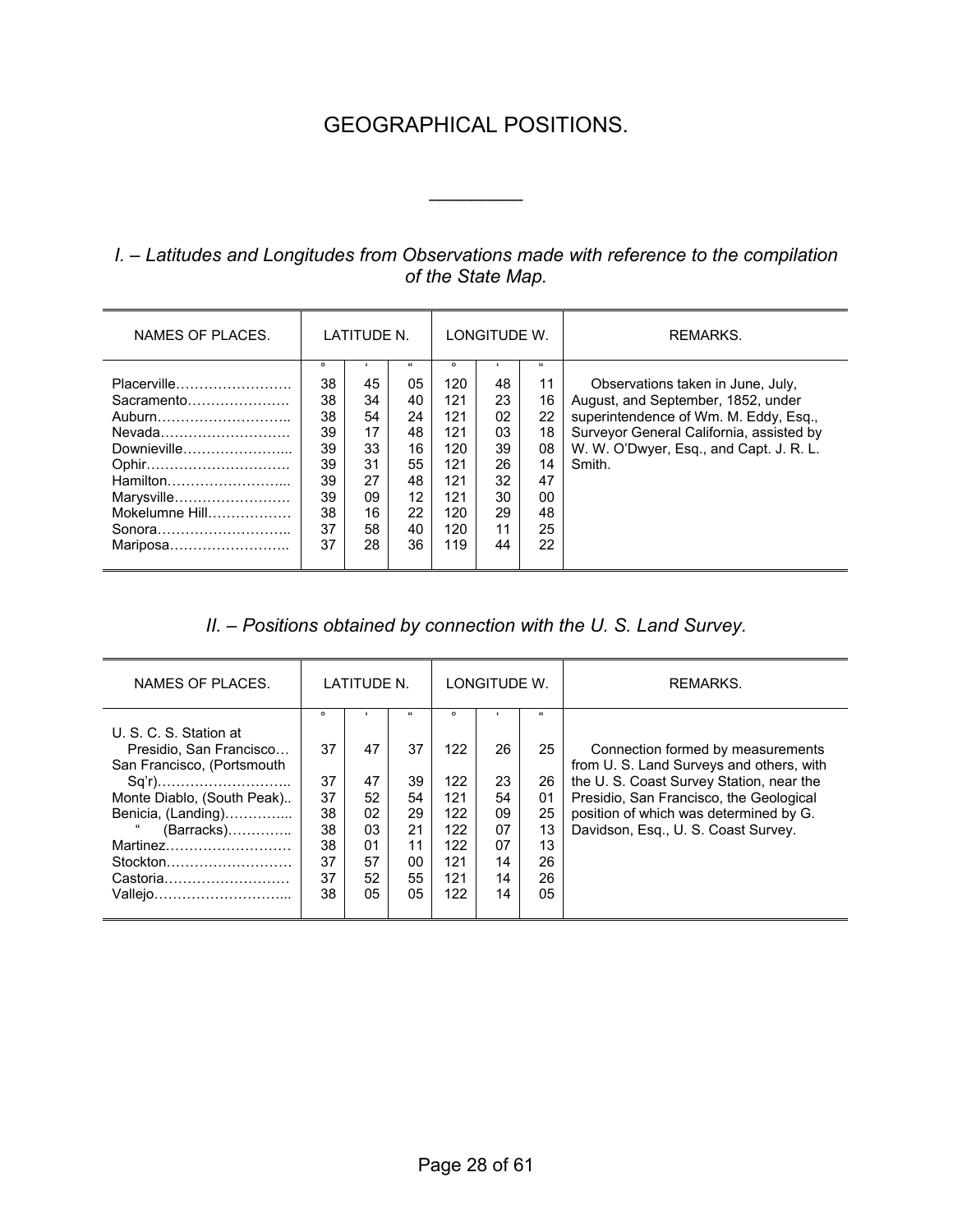# GEOGRAPHICAL POSITIONS.

---

*I. – Latitudes and Longitudes from Observations made with reference to the compilation of the State Map.*

| NAMES OF PLACES. | LATITUDE N. | | | LONGITUDE W. | | | REMARKS. |
|---|---|---|---|---|---|---|---|
| | ° | ' | " | ° | ' | " | |
| Placerville……………………. | 38 | 45 | 05 | 120 | 48 | 11 | Observations taken in June, July, August, and September, 1852, under superintendence of Wm. M. Eddy, Esq., Surveyor General California, assisted by W. W. O'Dwyer, Esq., and Capt. J. R. L. Smith. |
| Sacramento…………………. | 38 | 34 | 40 | 121 | 23 | 16 | |
| Auburn……………………….. | 38 | 54 | 24 | 121 | 02 | 22 | |
| Nevada………………………. | 39 | 17 | 48 | 121 | 03 | 18 | |
| Downieville………………….. | 39 | 33 | 16 | 120 | 39 | 08 | |
| Ophir…………………………. | 39 | 31 | 55 | 121 | 26 | 14 | |
| Hamilton…………………….. | 39 | 27 | 48 | 121 | 32 | 47 | |
| Marysville……………………. | 39 | 09 | 12 | 121 | 30 | 00 | |
| Mokelumne Hill……………… | 38 | 16 | 22 | 120 | 29 | 48 | |
| Sonora……………………….. | 37 | 58 | 40 | 120 | 11 | 25 | |
| Mariposa…………………….. | 37 | 28 | 36 | 119 | 44 | 22 | |

*II. – Positions obtained by connection with the U. S. Land Survey.*

| NAMES OF PLACES. | LATITUDE N. | | | LONGITUDE W. | | | REMARKS. |
|---|---|---|---|---|---|---|---|
| | ° | ' | " | ° | ' | " | |
| U. S. C. S. Station at Presidio, San Francisco… | 37 | 47 | 37 | 122 | 26 | 25 | Connection formed by measurements from U. S. Land Surveys and others, with the U. S. Coast Survey Station, near the Presidio, San Francisco, the Geological position of which was determined by G. Davidson, Esq., U. S. Coast Survey. |
| San Francisco, (Portsmouth Sq'r)……………………….. | 37 | 47 | 39 | 122 | 23 | 26 | |
| Monte Diablo, (South Peak).. | 37 | 52 | 54 | 121 | 54 | 01 | |
| Benicia, (Landing)………….. | 38 | 02 | 29 | 122 | 09 | 25 | |
| " (Barracks)………….. | 38 | 03 | 21 | 122 | 07 | 13 | |
| Martinez……………………… | 38 | 01 | 11 | 122 | 07 | 13 | |
| Stockton……………………… | 37 | 57 | 00 | 121 | 14 | 26 | |
| Castoria……………………… | 37 | 52 | 55 | 121 | 14 | 26 | |
| Vallejo……………………….. | 38 | 05 | 05 | 122 | 14 | 05 | |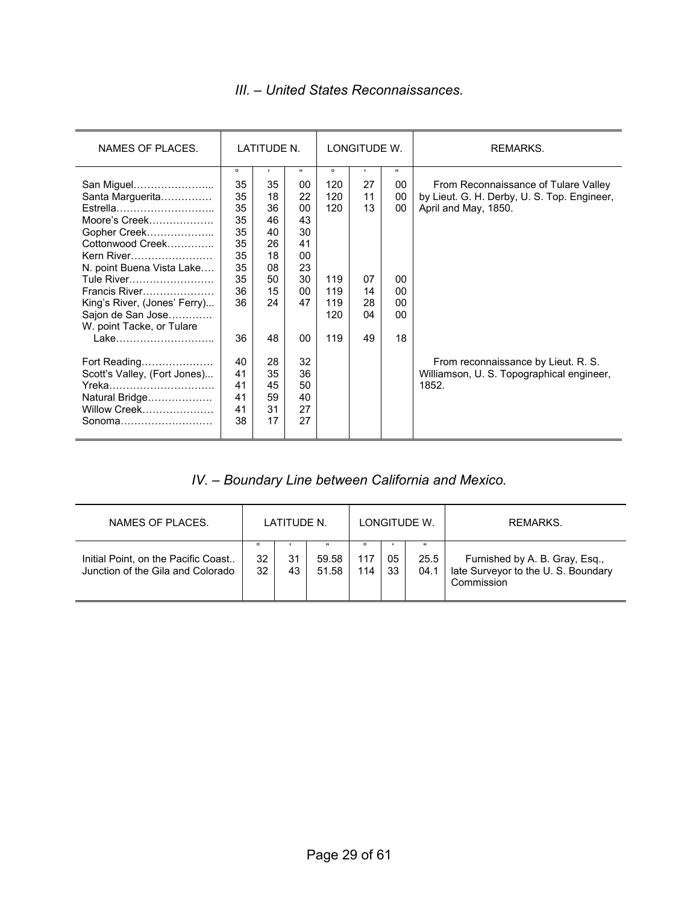## *III. – United States Reconnaissances.*

| NAMES OF PLACES. | LATITUDE N. | | | LONGITUDE W. | | | REMARKS. |
|---|---|---|---|---|---|---|---|
| | ° | ' | " | ° | ' | " | |
| San Miguel……………………... | 35 | 35 | 00 | 120 | 27 | 00 | From Reconnaissance of Tulare Valley by Lieut. G. H. Derby, U. S. Top. Engineer, April and May, 1850. |
| Santa Marguerita…………… | 35 | 18 | 22 | 120 | 11 | 00 | |
| Estrella……………………….. | 35 | 36 | 00 | 120 | 13 | 00 | |
| Moore's Creek………………. | 35 | 46 | 43 | | | | |
| Gopher Creek………………... | 35 | 40 | 30 | | | | |
| Cottonwood Creek………….. | 35 | 26 | 41 | | | | |
| Kern River…………………… | 35 | 18 | 00 | | | | |
| N. point Buena Vista Lake…. | 35 | 08 | 23 | | | | |
| Tule River……………………. | 35 | 50 | 30 | 119 | 07 | 00 | |
| Francis River………………… | 36 | 15 | 00 | 119 | 14 | 00 | |
| King's River, (Jones' Ferry)... | 36 | 24 | 47 | 119 | 28 | 00 | |
| Sajon de San Jose…………. | | | | 120 | 04 | 00 | |
| W. point Tacke, or Tulare Lake……………………….. | 36 | 48 | 00 | 119 | 49 | 18 | |
| Fort Reading………………… | 40 | 28 | 32 | | | | From reconnaissance by Lieut. R. S. Williamson, U. S. Topographical engineer, 1852. |
| Scott's Valley, (Fort Jones)... | 41 | 35 | 36 | | | | |
| Yreka…………………………. | 41 | 45 | 50 | | | | |
| Natural Bridge………………. | 41 | 59 | 40 | | | | |
| Willow Creek………………… | 41 | 31 | 27 | | | | |
| Sonoma……………………… | 38 | 17 | 27 | | | | |

## *IV. – Boundary Line between California and Mexico.*

| NAMES OF PLACES. | LATITUDE N. | | | LONGITUDE W. | | | REMARKS. |
|---|---|---|---|---|---|---|---|
| | ° | ' | " | ° | ' | " | |
| Initial Point, on the Pacific Coast.. | 32 | 31 | 59.58 | 117 | 05 | 25.5 | Furnished by A. B. Gray, Esq., late Surveyor to the U. S. Boundary Commission |
| Junction of the Gila and Colorado | 32 | 43 | 51.58 | 114 | 33 | 04.1 | |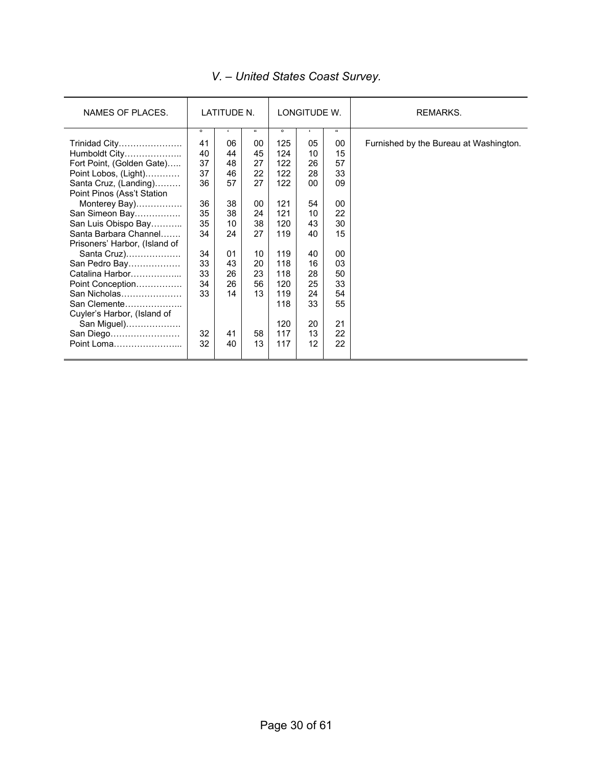## V. – *United States Coast Survey.*

| NAMES OF PLACES. | LATITUDE N. | | | LONGITUDE W. | | | REMARKS. |
|---|---|---|---|---|---|---|---|
| | ° | ' | " | ° | ' | " | |
| Trinidad City…………………. | 41 | 06 | 00 | 125 | 05 | 00 | Furnished by the Bureau at Washington. |
| Humboldt City……………….. | 40 | 44 | 45 | 124 | 10 | 15 | |
| Fort Point, (Golden Gate)….. | 37 | 48 | 27 | 122 | 26 | 57 | |
| Point Lobos, (Light)………… | 37 | 46 | 22 | 122 | 28 | 33 | |
| Santa Cruz, (Landing)……… | 36 | 57 | 27 | 122 | 00 | 09 | |
| Point Pinos (Ass't Station Monterey Bay)……………. | 36 | 38 | 00 | 121 | 54 | 00 | |
| San Simeon Bay……………. | 35 | 38 | 24 | 121 | 10 | 22 | |
| San Luis Obispo Bay……….. | 35 | 10 | 38 | 120 | 43 | 30 | |
| Santa Barbara Channel……. | 34 | 24 | 27 | 119 | 40 | 15 | |
| Prisoners' Harbor, (Island of Santa Cruz)………………. | 34 | 01 | 10 | 119 | 40 | 00 | |
| San Pedro Bay……………… | 33 | 43 | 20 | 118 | 16 | 03 | |
| Catalina Harbor……………... | 33 | 26 | 23 | 118 | 28 | 50 | |
| Point Conception……………. | 34 | 26 | 56 | 120 | 25 | 33 | |
| San Nicholas………………… | 33 | 14 | 13 | 119 | 24 | 54 | |
| San Clemente……………….. | | | | 118 | 33 | 55 | |
| Cuyler's Harbor, (Island of San Miguel)………………. | | | | 120 | 20 | 21 | |
| San Diego…………………… | 32 | 41 | 58 | 117 | 13 | 22 | |
| Point Loma…………………... | 32 | 40 | 13 | 117 | 12 | 22 | |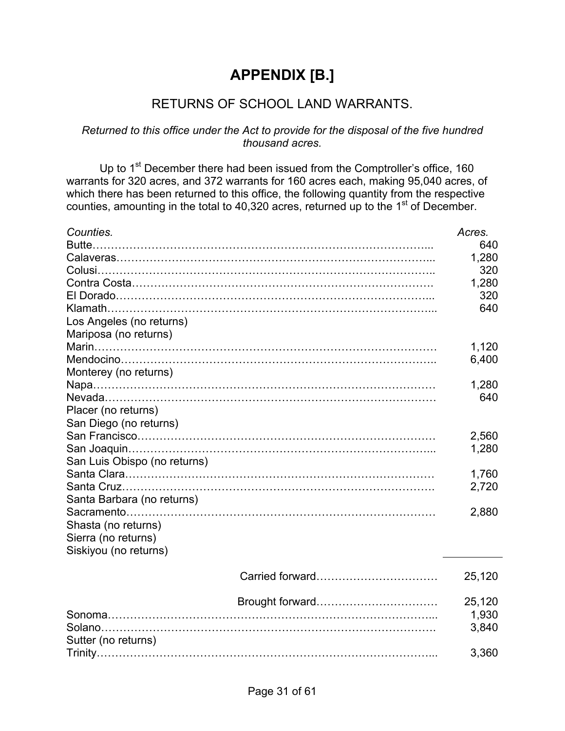# APPENDIX [B.]

## RETURNS OF SCHOOL LAND WARRANTS.

*Returned to this office under the Act to provide for the disposal of the five hundred thousand acres.*

Up to 1st December there had been issued from the Comptroller's office, 160 warrants for 320 acres, and 372 warrants for 160 acres each, making 95,040 acres, of which there has been returned to this office, the following quantity from the respective counties, amounting in the total to 40,320 acres, returned up to the 1st of December.

| *Counties.* | *Acres.* |
| --- | --- |
| Butte | 640 |
| Calaveras | 1,280 |
| Colusi | 320 |
| Contra Costa | 1,280 |
| El Dorado | 320 |
| Klamath | 640 |
| Los Angeles (no returns) | |
| Mariposa (no returns) | |
| Marin | 1,120 |
| Mendocino | 6,400 |
| Monterey (no returns) | |
| Napa | 1,280 |
| Nevada | 640 |
| Placer (no returns) | |
| San Diego (no returns) | |
| San Francisco | 2,560 |
| San Joaquin | 1,280 |
| San Luis Obispo (no returns) | |
| Santa Clara | 1,760 |
| Santa Cruz | 2,720 |
| Santa Barbara (no returns) | |
| Sacramento | 2,880 |
| Shasta (no returns) | |
| Sierra (no returns) | |
| Siskiyou (no returns) | |
| Carried forward | 25,120 |
| Brought forward | 25,120 |
| Sonoma | 1,930 |
| Solano | 3,840 |
| Sutter (no returns) | |
| Trinity | 3,360 |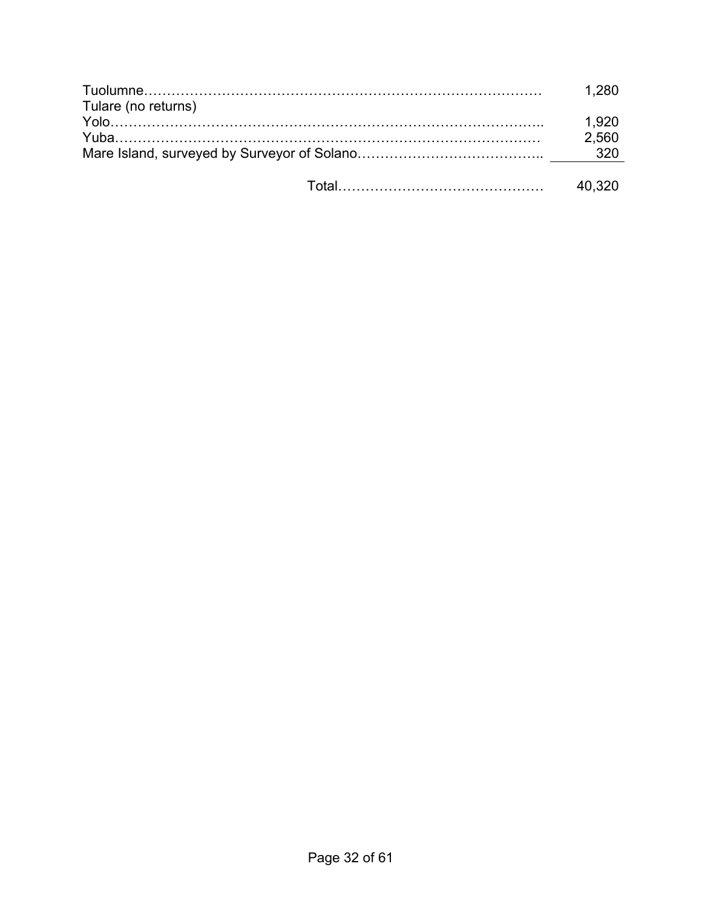| | |
|---|---|
| Tuolumne | 1,280 |
| Tulare (no returns) | |
| Yolo | 1,920 |
| Yuba | 2,560 |
| Mare Island, surveyed by Surveyor of Solano | 320 |
| Total | 40,320 |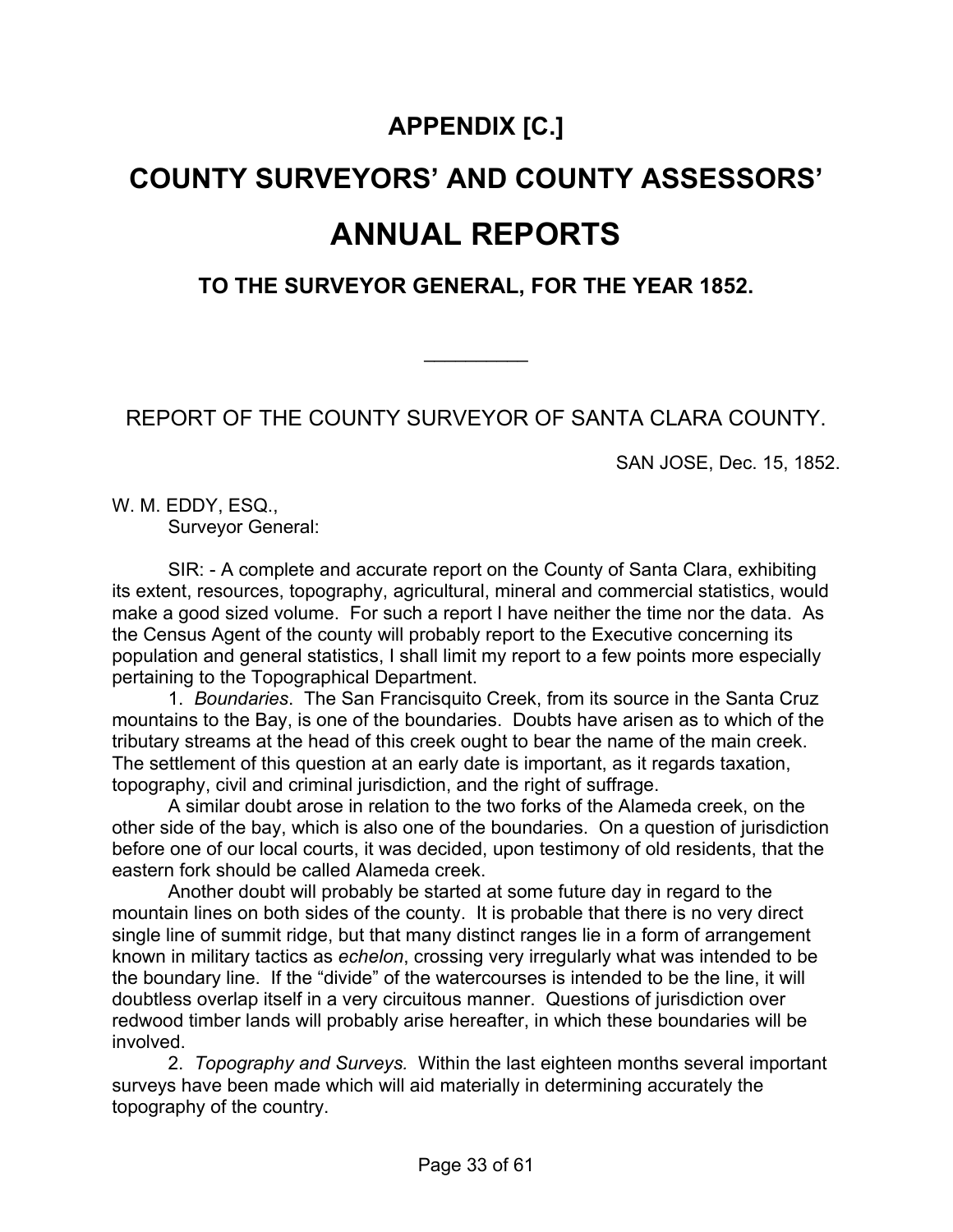# APPENDIX [C.]

# COUNTY SURVEYORS' AND COUNTY ASSESSORS' ANNUAL REPORTS

### TO THE SURVEYOR GENERAL, FOR THE YEAR 1852.

---

## REPORT OF THE COUNTY SURVEYOR OF SANTA CLARA COUNTY.

SAN JOSE, Dec. 15, 1852.

W. M. EDDY, ESQ.,
Surveyor General:

SIR: - A complete and accurate report on the County of Santa Clara, exhibiting its extent, resources, topography, agricultural, mineral and commercial statistics, would make a good sized volume. For such a report I have neither the time nor the data. As the Census Agent of the county will probably report to the Executive concerning its population and general statistics, I shall limit my report to a few points more especially pertaining to the Topographical Department.

1. *Boundaries*. The San Francisquito Creek, from its source in the Santa Cruz mountains to the Bay, is one of the boundaries. Doubts have arisen as to which of the tributary streams at the head of this creek ought to bear the name of the main creek. The settlement of this question at an early date is important, as it regards taxation, topography, civil and criminal jurisdiction, and the right of suffrage.

A similar doubt arose in relation to the two forks of the Alameda creek, on the other side of the bay, which is also one of the boundaries. On a question of jurisdiction before one of our local courts, it was decided, upon testimony of old residents, that the eastern fork should be called Alameda creek.

Another doubt will probably be started at some future day in regard to the mountain lines on both sides of the county. It is probable that there is no very direct single line of summit ridge, but that many distinct ranges lie in a form of arrangement known in military tactics as *echelon*, crossing very irregularly what was intended to be the boundary line. If the "divide" of the watercourses is intended to be the line, it will doubtless overlap itself in a very circuitous manner. Questions of jurisdiction over redwood timber lands will probably arise hereafter, in which these boundaries will be involved.

2. *Topography and Surveys.* Within the last eighteen months several important surveys have been made which will aid materially in determining accurately the topography of the country.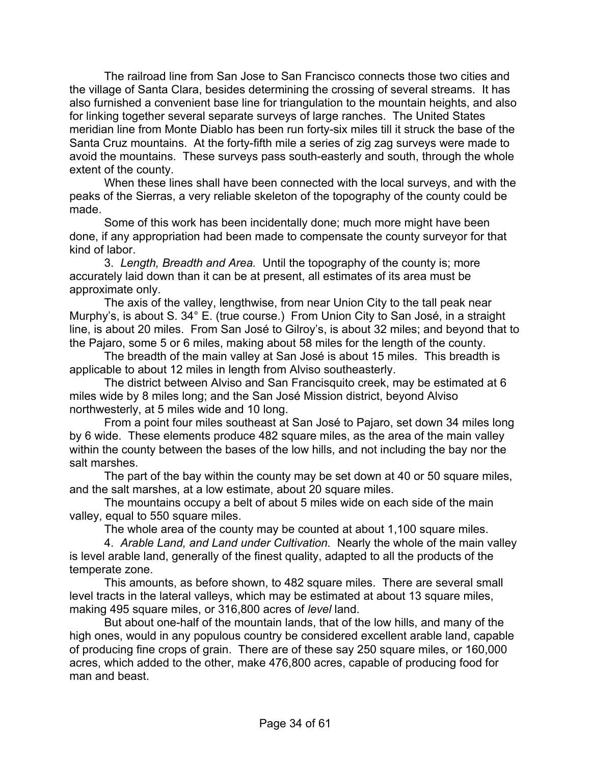The railroad line from San Jose to San Francisco connects those two cities and the village of Santa Clara, besides determining the crossing of several streams. It has also furnished a convenient base line for triangulation to the mountain heights, and also for linking together several separate surveys of large ranches. The United States meridian line from Monte Diablo has been run forty-six miles till it struck the base of the Santa Cruz mountains. At the forty-fifth mile a series of zig zag surveys were made to avoid the mountains. These surveys pass south-easterly and south, through the whole extent of the county.

When these lines shall have been connected with the local surveys, and with the peaks of the Sierras, a very reliable skeleton of the topography of the county could be made.

Some of this work has been incidentally done; much more might have been done, if any appropriation had been made to compensate the county surveyor for that kind of labor.

3. *Length, Breadth and Area.* Until the topography of the county is; more accurately laid down than it can be at present, all estimates of its area must be approximate only.

The axis of the valley, lengthwise, from near Union City to the tall peak near Murphy's, is about S. 34° E. (true course.) From Union City to San José, in a straight line, is about 20 miles. From San José to Gilroy's, is about 32 miles; and beyond that to the Pajaro, some 5 or 6 miles, making about 58 miles for the length of the county.

The breadth of the main valley at San José is about 15 miles. This breadth is applicable to about 12 miles in length from Alviso southeasterly.

The district between Alviso and San Francisquito creek, may be estimated at 6 miles wide by 8 miles long; and the San José Mission district, beyond Alviso northwesterly, at 5 miles wide and 10 long.

From a point four miles southeast at San José to Pajaro, set down 34 miles long by 6 wide. These elements produce 482 square miles, as the area of the main valley within the county between the bases of the low hills, and not including the bay nor the salt marshes.

The part of the bay within the county may be set down at 40 or 50 square miles, and the salt marshes, at a low estimate, about 20 square miles.

The mountains occupy a belt of about 5 miles wide on each side of the main valley, equal to 550 square miles.

The whole area of the county may be counted at about 1,100 square miles.

4. *Arable Land, and Land under Cultivation.* Nearly the whole of the main valley is level arable land, generally of the finest quality, adapted to all the products of the temperate zone.

This amounts, as before shown, to 482 square miles. There are several small level tracts in the lateral valleys, which may be estimated at about 13 square miles, making 495 square miles, or 316,800 acres of *level* land.

But about one-half of the mountain lands, that of the low hills, and many of the high ones, would in any populous country be considered excellent arable land, capable of producing fine crops of grain. There are of these say 250 square miles, or 160,000 acres, which added to the other, make 476,800 acres, capable of producing food for man and beast.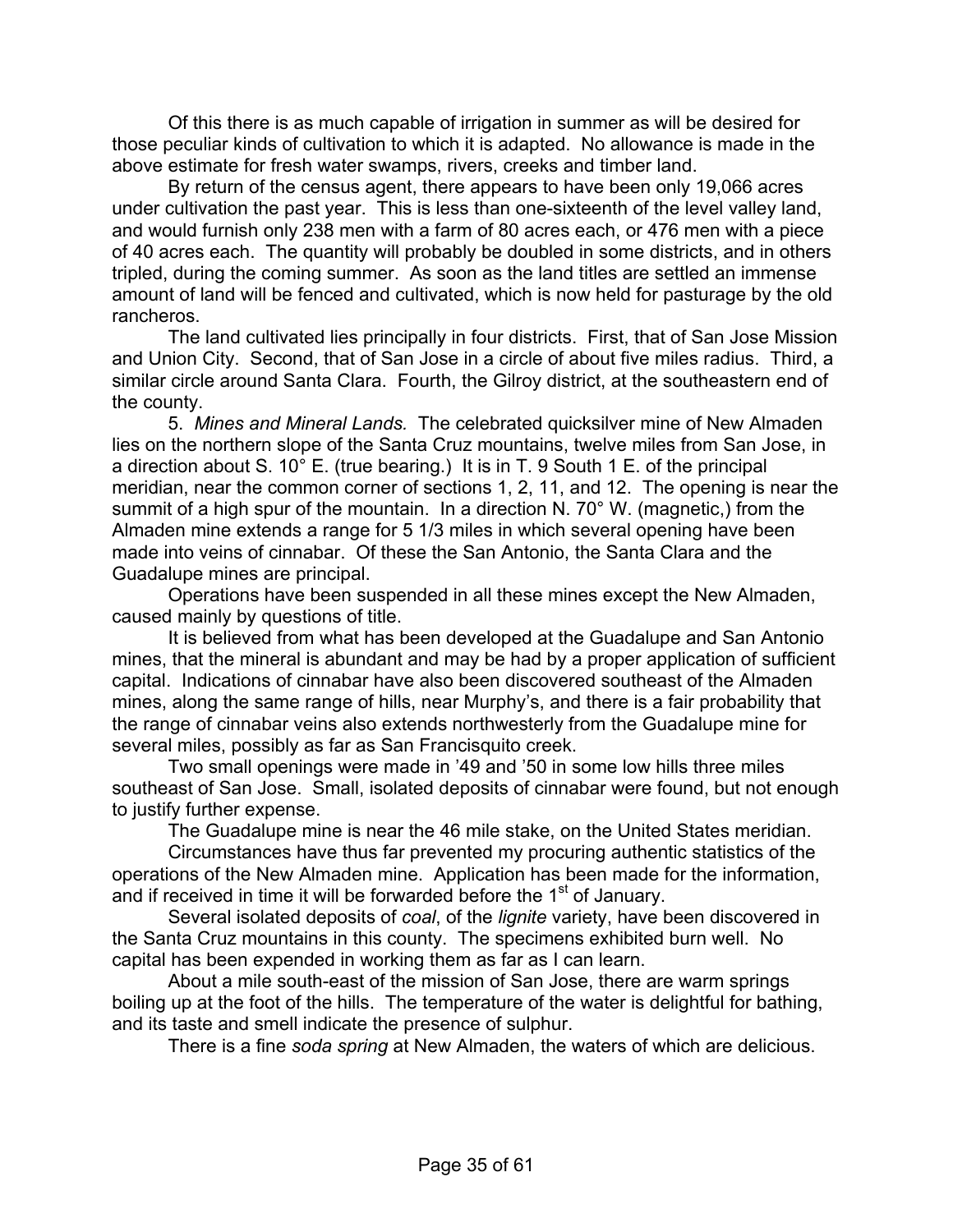Of this there is as much capable of irrigation in summer as will be desired for those peculiar kinds of cultivation to which it is adapted. No allowance is made in the above estimate for fresh water swamps, rivers, creeks and timber land.

By return of the census agent, there appears to have been only 19,066 acres under cultivation the past year. This is less than one-sixteenth of the level valley land, and would furnish only 238 men with a farm of 80 acres each, or 476 men with a piece of 40 acres each. The quantity will probably be doubled in some districts, and in others tripled, during the coming summer. As soon as the land titles are settled an immense amount of land will be fenced and cultivated, which is now held for pasturage by the old rancheros.

The land cultivated lies principally in four districts. First, that of San Jose Mission and Union City. Second, that of San Jose in a circle of about five miles radius. Third, a similar circle around Santa Clara. Fourth, the Gilroy district, at the southeastern end of the county.

5. *Mines and Mineral Lands.* The celebrated quicksilver mine of New Almaden lies on the northern slope of the Santa Cruz mountains, twelve miles from San Jose, in a direction about S. 10° E. (true bearing.) It is in T. 9 South 1 E. of the principal meridian, near the common corner of sections 1, 2, 11, and 12. The opening is near the summit of a high spur of the mountain. In a direction N. 70° W. (magnetic,) from the Almaden mine extends a range for 5 1/3 miles in which several opening have been made into veins of cinnabar. Of these the San Antonio, the Santa Clara and the Guadalupe mines are principal.

Operations have been suspended in all these mines except the New Almaden, caused mainly by questions of title.

It is believed from what has been developed at the Guadalupe and San Antonio mines, that the mineral is abundant and may be had by a proper application of sufficient capital. Indications of cinnabar have also been discovered southeast of the Almaden mines, along the same range of hills, near Murphy's, and there is a fair probability that the range of cinnabar veins also extends northwesterly from the Guadalupe mine for several miles, possibly as far as San Francisquito creek.

Two small openings were made in '49 and '50 in some low hills three miles southeast of San Jose. Small, isolated deposits of cinnabar were found, but not enough to justify further expense.

The Guadalupe mine is near the 46 mile stake, on the United States meridian.

Circumstances have thus far prevented my procuring authentic statistics of the operations of the New Almaden mine. Application has been made for the information, and if received in time it will be forwarded before the 1st of January.

Several isolated deposits of *coal*, of the *lignite* variety, have been discovered in the Santa Cruz mountains in this county. The specimens exhibited burn well. No capital has been expended in working them as far as I can learn.

About a mile south-east of the mission of San Jose, there are warm springs boiling up at the foot of the hills. The temperature of the water is delightful for bathing, and its taste and smell indicate the presence of sulphur.

There is a fine *soda spring* at New Almaden, the waters of which are delicious.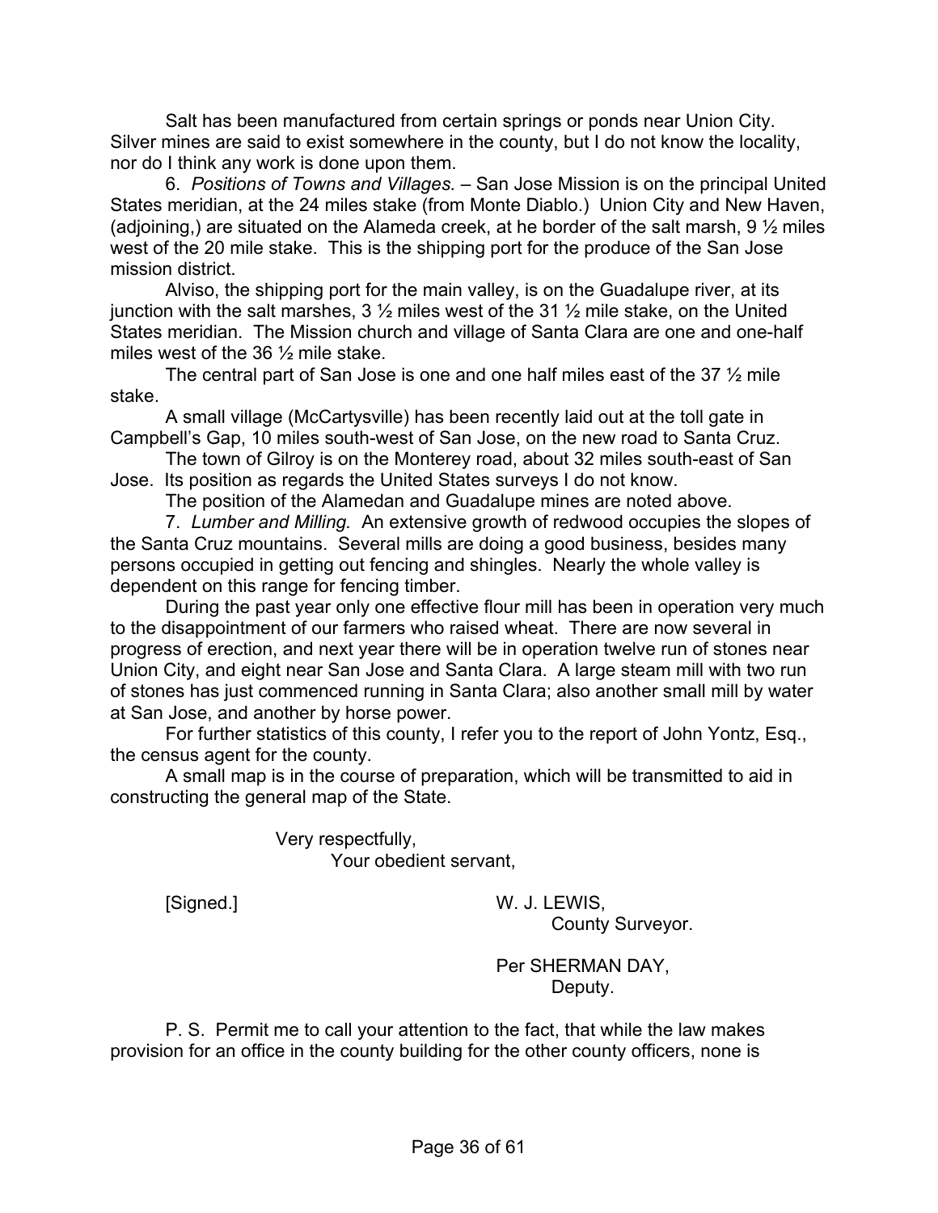Salt has been manufactured from certain springs or ponds near Union City. Silver mines are said to exist somewhere in the county, but I do not know the locality, nor do I think any work is done upon them.

6. *Positions of Towns and Villages.* – San Jose Mission is on the principal United States meridian, at the 24 miles stake (from Monte Diablo.) Union City and New Haven, (adjoining,) are situated on the Alameda creek, at he border of the salt marsh, 9 ½ miles west of the 20 mile stake. This is the shipping port for the produce of the San Jose mission district.

Alviso, the shipping port for the main valley, is on the Guadalupe river, at its junction with the salt marshes, 3 ½ miles west of the 31 ½ mile stake, on the United States meridian. The Mission church and village of Santa Clara are one and one-half miles west of the 36 ½ mile stake.

The central part of San Jose is one and one half miles east of the 37 ½ mile stake.

A small village (McCartysville) has been recently laid out at the toll gate in Campbell's Gap, 10 miles south-west of San Jose, on the new road to Santa Cruz.

The town of Gilroy is on the Monterey road, about 32 miles south-east of San Jose. Its position as regards the United States surveys I do not know.

The position of the Alamedan and Guadalupe mines are noted above.

7. *Lumber and Milling.* An extensive growth of redwood occupies the slopes of the Santa Cruz mountains. Several mills are doing a good business, besides many persons occupied in getting out fencing and shingles. Nearly the whole valley is dependent on this range for fencing timber.

During the past year only one effective flour mill has been in operation very much to the disappointment of our farmers who raised wheat. There are now several in progress of erection, and next year there will be in operation twelve run of stones near Union City, and eight near San Jose and Santa Clara. A large steam mill with two run of stones has just commenced running in Santa Clara; also another small mill by water at San Jose, and another by horse power.

For further statistics of this county, I refer you to the report of John Yontz, Esq., the census agent for the county.

A small map is in the course of preparation, which will be transmitted to aid in constructing the general map of the State.

Very respectfully,
Your obedient servant,

[Signed.] W. J. LEWIS,
County Surveyor.

Per SHERMAN DAY,
Deputy.

P. S. Permit me to call your attention to the fact, that while the law makes provision for an office in the county building for the other county officers, none is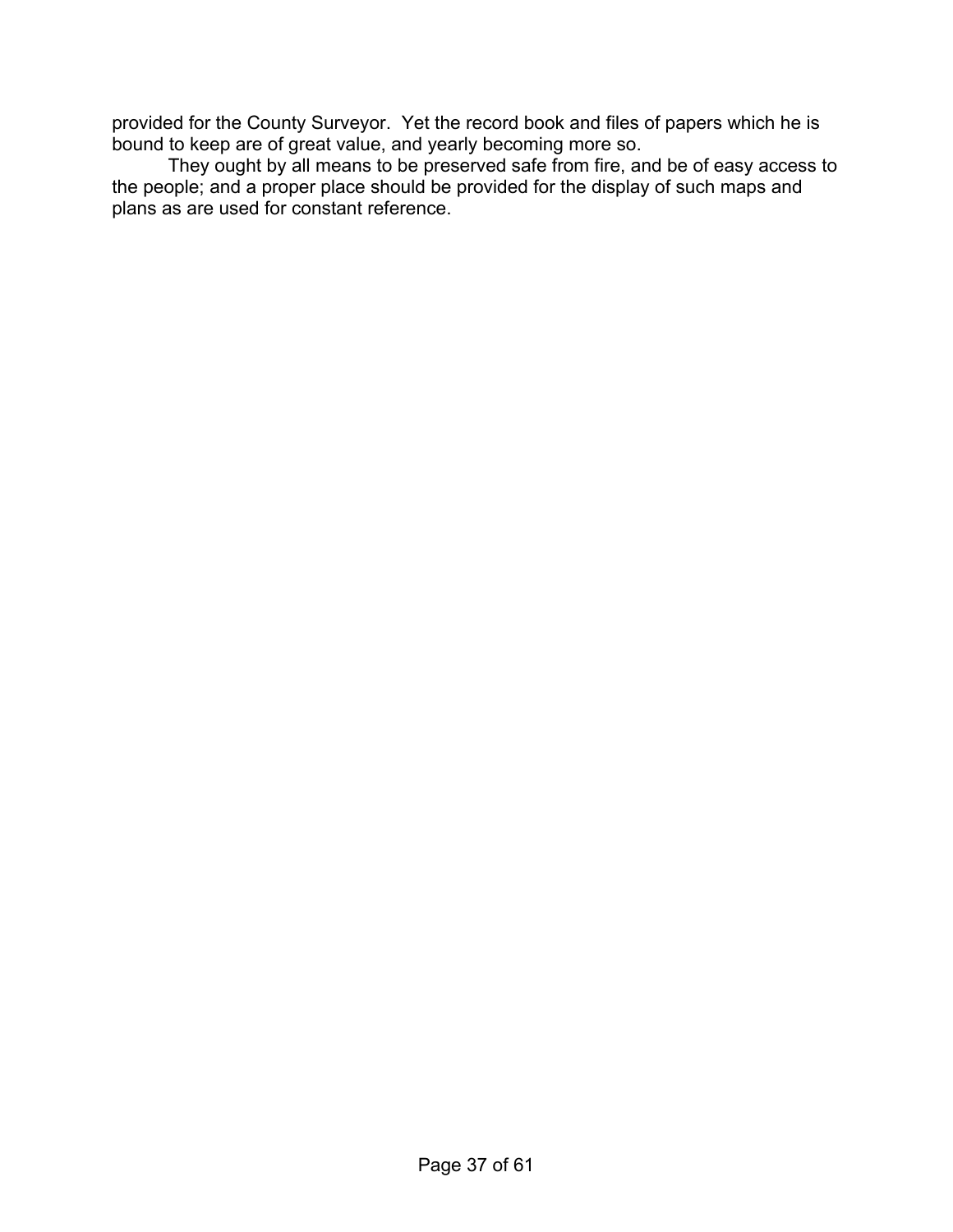provided for the County Surveyor. Yet the record book and files of papers which he is bound to keep are of great value, and yearly becoming more so.

They ought by all means to be preserved safe from fire, and be of easy access to the people; and a proper place should be provided for the display of such maps and plans as are used for constant reference.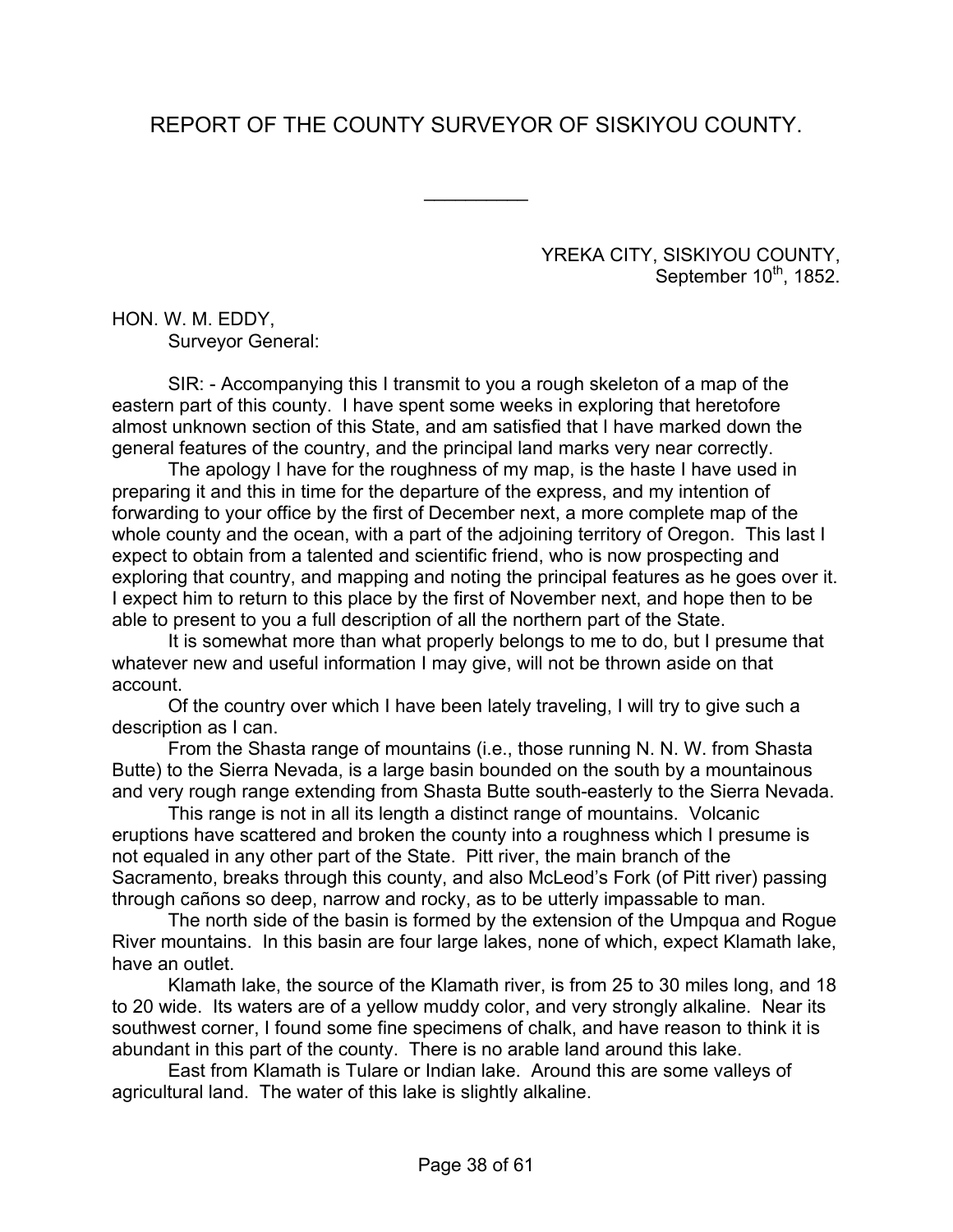# REPORT OF THE COUNTY SURVEYOR OF SISKIYOU COUNTY.

---

YREKA CITY, SISKIYOU COUNTY,
September 10th, 1852.

HON. W. M. EDDY,
Surveyor General:

SIR: - Accompanying this I transmit to you a rough skeleton of a map of the eastern part of this county. I have spent some weeks in exploring that heretofore almost unknown section of this State, and am satisfied that I have marked down the general features of the country, and the principal land marks very near correctly.

The apology I have for the roughness of my map, is the haste I have used in preparing it and this in time for the departure of the express, and my intention of forwarding to your office by the first of December next, a more complete map of the whole county and the ocean, with a part of the adjoining territory of Oregon. This last I expect to obtain from a talented and scientific friend, who is now prospecting and exploring that country, and mapping and noting the principal features as he goes over it. I expect him to return to this place by the first of November next, and hope then to be able to present to you a full description of all the northern part of the State.

It is somewhat more than what properly belongs to me to do, but I presume that whatever new and useful information I may give, will not be thrown aside on that account.

Of the country over which I have been lately traveling, I will try to give such a description as I can.

From the Shasta range of mountains (i.e., those running N. N. W. from Shasta Butte) to the Sierra Nevada, is a large basin bounded on the south by a mountainous and very rough range extending from Shasta Butte south-easterly to the Sierra Nevada.

This range is not in all its length a distinct range of mountains. Volcanic eruptions have scattered and broken the county into a roughness which I presume is not equaled in any other part of the State. Pitt river, the main branch of the Sacramento, breaks through this county, and also McLeod's Fork (of Pitt river) passing through cañons so deep, narrow and rocky, as to be utterly impassable to man.

The north side of the basin is formed by the extension of the Umpqua and Rogue River mountains. In this basin are four large lakes, none of which, expect Klamath lake, have an outlet.

Klamath lake, the source of the Klamath river, is from 25 to 30 miles long, and 18 to 20 wide. Its waters are of a yellow muddy color, and very strongly alkaline. Near its southwest corner, I found some fine specimens of chalk, and have reason to think it is abundant in this part of the county. There is no arable land around this lake.

East from Klamath is Tulare or Indian lake. Around this are some valleys of agricultural land. The water of this lake is slightly alkaline.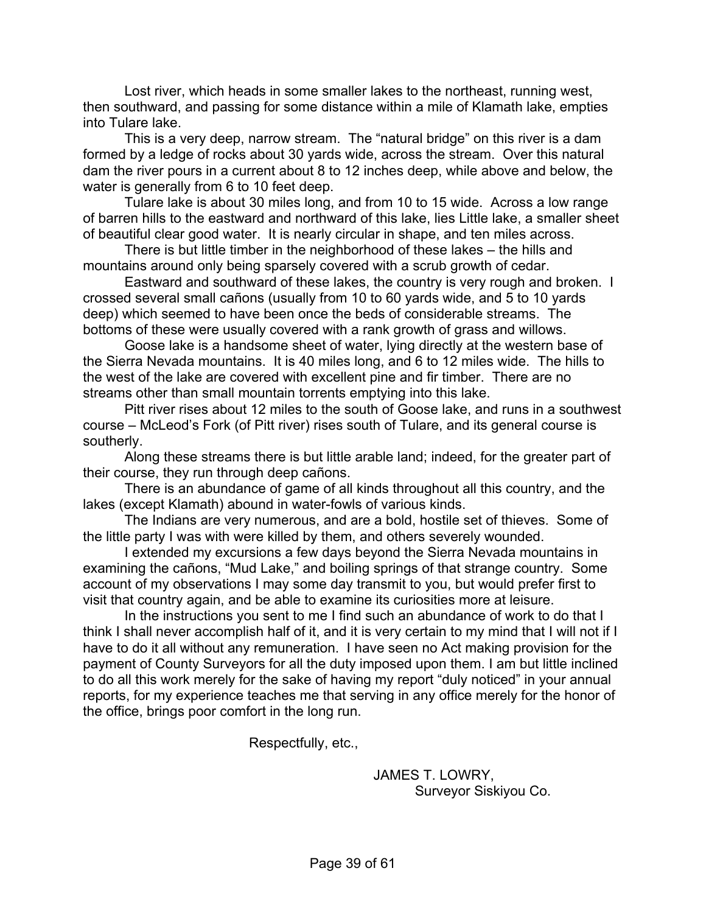Lost river, which heads in some smaller lakes to the northeast, running west, then southward, and passing for some distance within a mile of Klamath lake, empties into Tulare lake.

This is a very deep, narrow stream. The "natural bridge" on this river is a dam formed by a ledge of rocks about 30 yards wide, across the stream. Over this natural dam the river pours in a current about 8 to 12 inches deep, while above and below, the water is generally from 6 to 10 feet deep.

Tulare lake is about 30 miles long, and from 10 to 15 wide. Across a low range of barren hills to the eastward and northward of this lake, lies Little lake, a smaller sheet of beautiful clear good water. It is nearly circular in shape, and ten miles across.

There is but little timber in the neighborhood of these lakes – the hills and mountains around only being sparsely covered with a scrub growth of cedar.

Eastward and southward of these lakes, the country is very rough and broken. I crossed several small cañons (usually from 10 to 60 yards wide, and 5 to 10 yards deep) which seemed to have been once the beds of considerable streams. The bottoms of these were usually covered with a rank growth of grass and willows.

Goose lake is a handsome sheet of water, lying directly at the western base of the Sierra Nevada mountains. It is 40 miles long, and 6 to 12 miles wide. The hills to the west of the lake are covered with excellent pine and fir timber. There are no streams other than small mountain torrents emptying into this lake.

Pitt river rises about 12 miles to the south of Goose lake, and runs in a southwest course – McLeod's Fork (of Pitt river) rises south of Tulare, and its general course is southerly.

Along these streams there is but little arable land; indeed, for the greater part of their course, they run through deep cañons.

There is an abundance of game of all kinds throughout all this country, and the lakes (except Klamath) abound in water-fowls of various kinds.

The Indians are very numerous, and are a bold, hostile set of thieves. Some of the little party I was with were killed by them, and others severely wounded.

I extended my excursions a few days beyond the Sierra Nevada mountains in examining the cañons, "Mud Lake," and boiling springs of that strange country. Some account of my observations I may some day transmit to you, but would prefer first to visit that country again, and be able to examine its curiosities more at leisure.

In the instructions you sent to me I find such an abundance of work to do that I think I shall never accomplish half of it, and it is very certain to my mind that I will not if I have to do it all without any remuneration. I have seen no Act making provision for the payment of County Surveyors for all the duty imposed upon them. I am but little inclined to do all this work merely for the sake of having my report "duly noticed" in your annual reports, for my experience teaches me that serving in any office merely for the honor of the office, brings poor comfort in the long run.

Respectfully, etc.,

JAMES T. LOWRY,
Surveyor Siskiyou Co.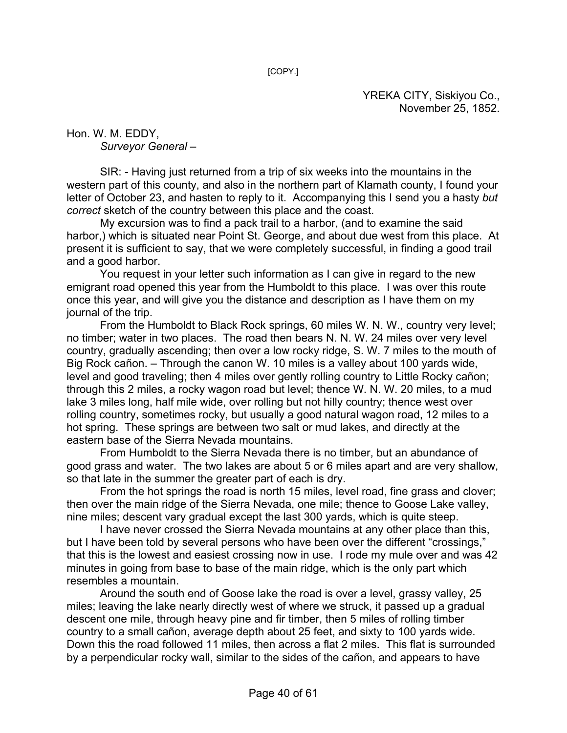[COPY.]

YREKA CITY, Siskiyou Co.,
November 25, 1852.

Hon. W. M. EDDY,
*Surveyor General* –

SIR: - Having just returned from a trip of six weeks into the mountains in the western part of this county, and also in the northern part of Klamath county, I found your letter of October 23, and hasten to reply to it. Accompanying this I send you a hasty *but correct* sketch of the country between this place and the coast.

My excursion was to find a pack trail to a harbor, (and to examine the said harbor,) which is situated near Point St. George, and about due west from this place. At present it is sufficient to say, that we were completely successful, in finding a good trail and a good harbor.

You request in your letter such information as I can give in regard to the new emigrant road opened this year from the Humboldt to this place. I was over this route once this year, and will give you the distance and description as I have them on my journal of the trip.

From the Humboldt to Black Rock springs, 60 miles W. N. W., country very level; no timber; water in two places. The road then bears N. N. W. 24 miles over very level country, gradually ascending; then over a low rocky ridge, S. W. 7 miles to the mouth of Big Rock cañon. – Through the canon W. 10 miles is a valley about 100 yards wide, level and good traveling; then 4 miles over gently rolling country to Little Rocky cañon; through this 2 miles, a rocky wagon road but level; thence W. N. W. 20 miles, to a mud lake 3 miles long, half mile wide, over rolling but not hilly country; thence west over rolling country, sometimes rocky, but usually a good natural wagon road, 12 miles to a hot spring. These springs are between two salt or mud lakes, and directly at the eastern base of the Sierra Nevada mountains.

From Humboldt to the Sierra Nevada there is no timber, but an abundance of good grass and water. The two lakes are about 5 or 6 miles apart and are very shallow, so that late in the summer the greater part of each is dry.

From the hot springs the road is north 15 miles, level road, fine grass and clover; then over the main ridge of the Sierra Nevada, one mile; thence to Goose Lake valley, nine miles; descent vary gradual except the last 300 yards, which is quite steep.

I have never crossed the Sierra Nevada mountains at any other place than this, but I have been told by several persons who have been over the different "crossings," that this is the lowest and easiest crossing now in use. I rode my mule over and was 42 minutes in going from base to base of the main ridge, which is the only part which resembles a mountain.

Around the south end of Goose lake the road is over a level, grassy valley, 25 miles; leaving the lake nearly directly west of where we struck, it passed up a gradual descent one mile, through heavy pine and fir timber, then 5 miles of rolling timber country to a small cañon, average depth about 25 feet, and sixty to 100 yards wide. Down this the road followed 11 miles, then across a flat 2 miles. This flat is surrounded by a perpendicular rocky wall, similar to the sides of the cañon, and appears to have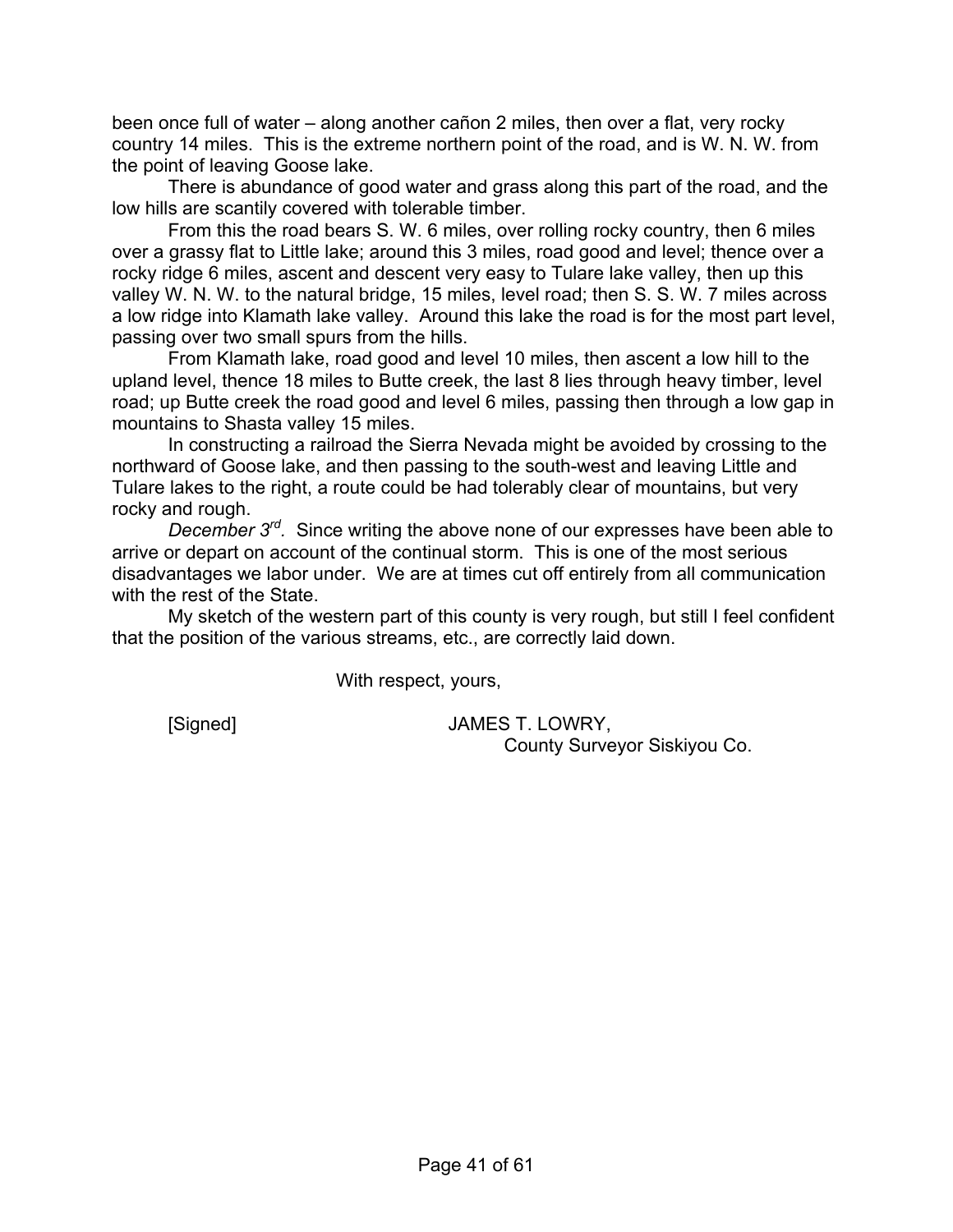been once full of water – along another cañon 2 miles, then over a flat, very rocky country 14 miles. This is the extreme northern point of the road, and is W. N. W. from the point of leaving Goose lake.

There is abundance of good water and grass along this part of the road, and the low hills are scantily covered with tolerable timber.

From this the road bears S. W. 6 miles, over rolling rocky country, then 6 miles over a grassy flat to Little lake; around this 3 miles, road good and level; thence over a rocky ridge 6 miles, ascent and descent very easy to Tulare lake valley, then up this valley W. N. W. to the natural bridge, 15 miles, level road; then S. S. W. 7 miles across a low ridge into Klamath lake valley. Around this lake the road is for the most part level, passing over two small spurs from the hills.

From Klamath lake, road good and level 10 miles, then ascent a low hill to the upland level, thence 18 miles to Butte creek, the last 8 lies through heavy timber, level road; up Butte creek the road good and level 6 miles, passing then through a low gap in mountains to Shasta valley 15 miles.

In constructing a railroad the Sierra Nevada might be avoided by crossing to the northward of Goose lake, and then passing to the south-west and leaving Little and Tulare lakes to the right, a route could be had tolerably clear of mountains, but very rocky and rough.

*December 3rd.* Since writing the above none of our expresses have been able to arrive or depart on account of the continual storm. This is one of the most serious disadvantages we labor under. We are at times cut off entirely from all communication with the rest of the State.

My sketch of the western part of this county is very rough, but still I feel confident that the position of the various streams, etc., are correctly laid down.

With respect, yours,

[Signed] JAMES T. LOWRY,
County Surveyor Siskiyou Co.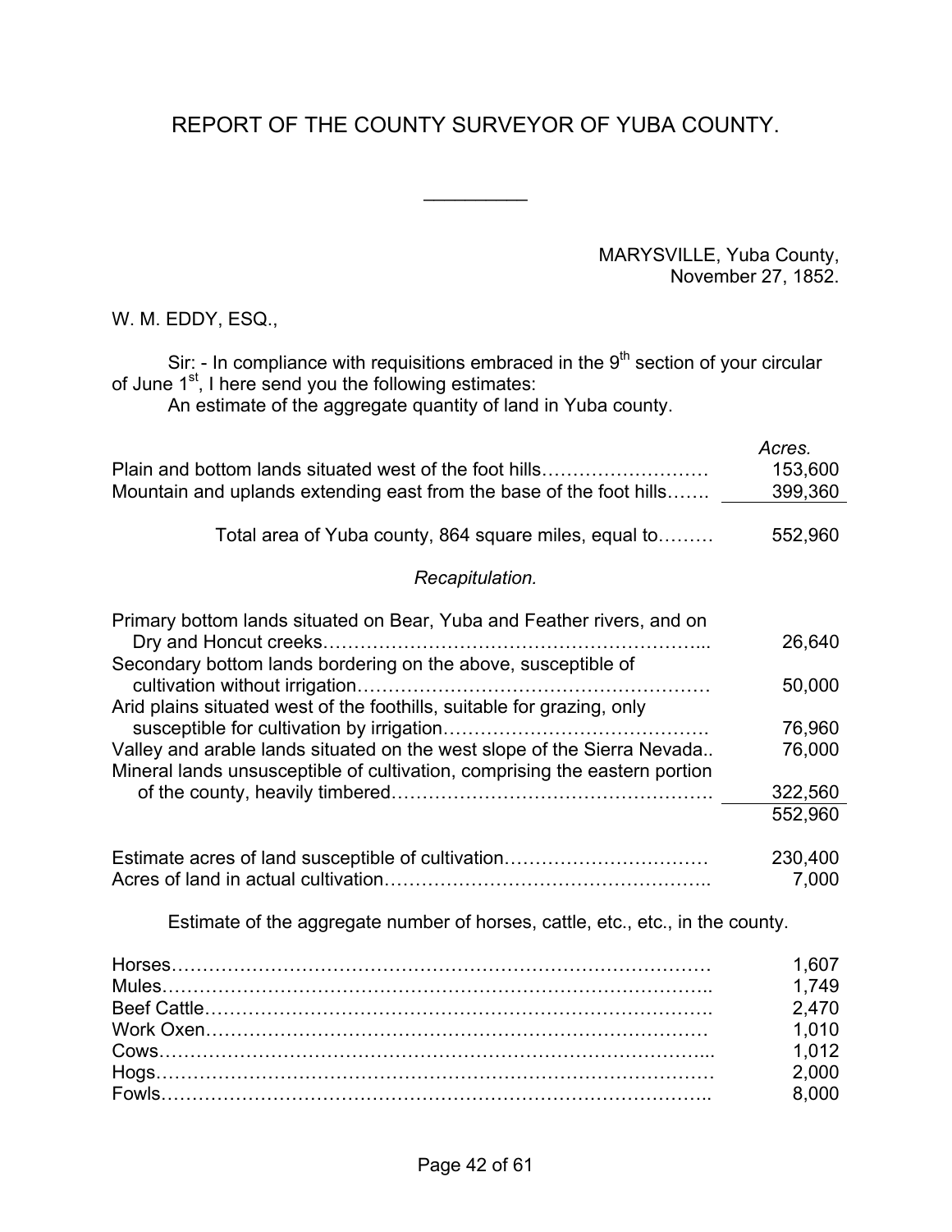# REPORT OF THE COUNTY SURVEYOR OF YUBA COUNTY.

---

MARYSVILLE, Yuba County,
November 27, 1852.

W. M. EDDY, ESQ.,

Sir: - In compliance with requisitions embraced in the 9th section of your circular of June 1st, I here send you the following estimates:

An estimate of the aggregate quantity of land in Yuba county.

| | *Acres.* |
|---|---|
| Plain and bottom lands situated west of the foot hills……………………… | 153,600 |
| Mountain and uplands extending east from the base of the foot hills……. | 399,360 |
| Total area of Yuba county, 864 square miles, equal to……… | 552,960 |

*Recapitulation.*

| | |
|---|---|
| Primary bottom lands situated on Bear, Yuba and Feather rivers, and on Dry and Honcut creeks……………………………………………………... | 26,640 |
| Secondary bottom lands bordering on the above, susceptible of cultivation without irrigation………………………………………………… | 50,000 |
| Arid plains situated west of the foothills, suitable for grazing, only susceptible for cultivation by irrigation……………………………………. | 76,960 |
| Valley and arable lands situated on the west slope of the Sierra Nevada.. | 76,000 |
| Mineral lands unsusceptible of cultivation, comprising the eastern portion of the county, heavily timbered……………………………………………. | 322,560 |
| | 552,960 |

| | |
|---|---|
| Estimate acres of land susceptible of cultivation…………………………… | 230,400 |
| Acres of land in actual cultivation…………………………………………….. | 7,000 |

Estimate of the aggregate number of horses, cattle, etc., etc., in the county.

| | |
|---|---|
| Horses…………………………………………………………………………… | 1,607 |
| Mules…………………………………………………………………………….. | 1,749 |
| Beef Cattle………………………………………………………………………. | 2,470 |
| Work Oxen……………………………………………………………………… | 1,010 |
| Cows……………………………………………………………………………... | 1,012 |
| Hogs……………………………………………………………………………… | 2,000 |
| Fowls…………………………………………………………………………….. | 8,000 |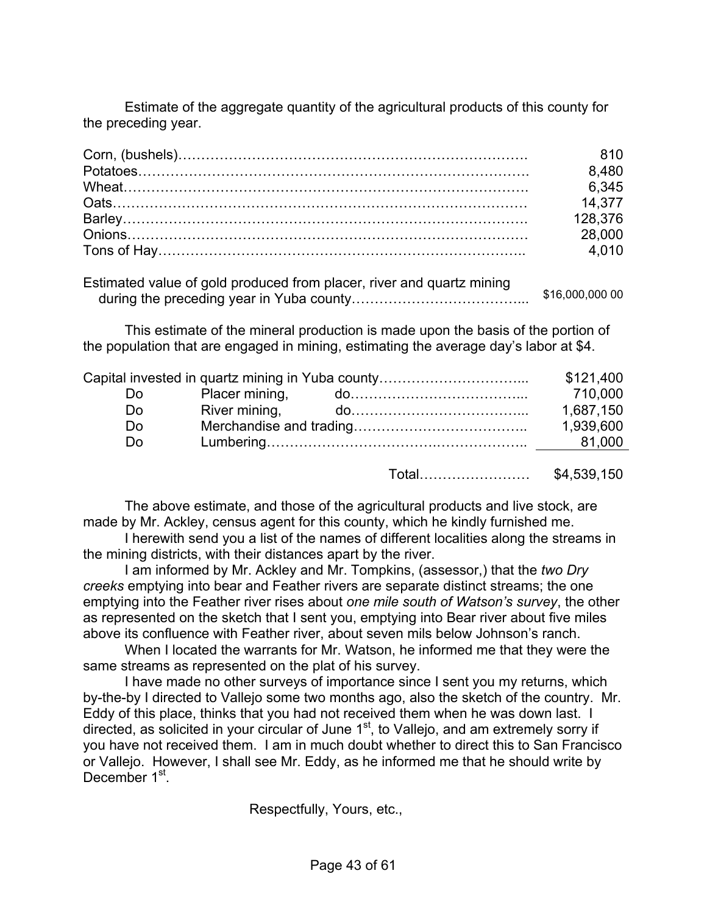Estimate of the aggregate quantity of the agricultural products of this county for the preceding year.

| | |
|---|---:|
| Corn, (bushels) | 810 |
| Potatoes | 8,480 |
| Wheat | 6,345 |
| Oats | 14,377 |
| Barley | 128,376 |
| Onions | 28,000 |
| Tons of Hay | 4,010 |

| | |
|---|---:|
| Estimated value of gold produced from placer, river and quartz mining during the preceding year in Yuba county | $16,000,000 00 |

This estimate of the mineral production is made upon the basis of the portion of the population that are engaged in mining, estimating the average day's labor at $4.

| | | | |
|---|---|---|---:|
| Capital invested in quartz mining in Yuba county | | | $121,400 |
| Do | Placer mining, | do | 710,000 |
| Do | River mining, | do | 1,687,150 |
| Do | Merchandise and trading | | 1,939,600 |
| Do | Lumbering | | 81,000 |
| | | Total | $4,539,150 |

The above estimate, and those of the agricultural products and live stock, are made by Mr. Ackley, census agent for this county, which he kindly furnished me.

I herewith send you a list of the names of different localities along the streams in the mining districts, with their distances apart by the river.

I am informed by Mr. Ackley and Mr. Tompkins, (assessor,) that the *two Dry creeks* emptying into bear and Feather rivers are separate distinct streams; the one emptying into the Feather river rises about *one mile south of Watson's survey*, the other as represented on the sketch that I sent you, emptying into Bear river about five miles above its confluence with Feather river, about seven mils below Johnson's ranch.

When I located the warrants for Mr. Watson, he informed me that they were the same streams as represented on the plat of his survey.

I have made no other surveys of importance since I sent you my returns, which by-the-by I directed to Vallejo some two months ago, also the sketch of the country. Mr. Eddy of this place, thinks that you had not received them when he was down last. I directed, as solicited in your circular of June 1st, to Vallejo, and am extremely sorry if you have not received them. I am in much doubt whether to direct this to San Francisco or Vallejo. However, I shall see Mr. Eddy, as he informed me that he should write by December 1st.

Respectfully, Yours, etc.,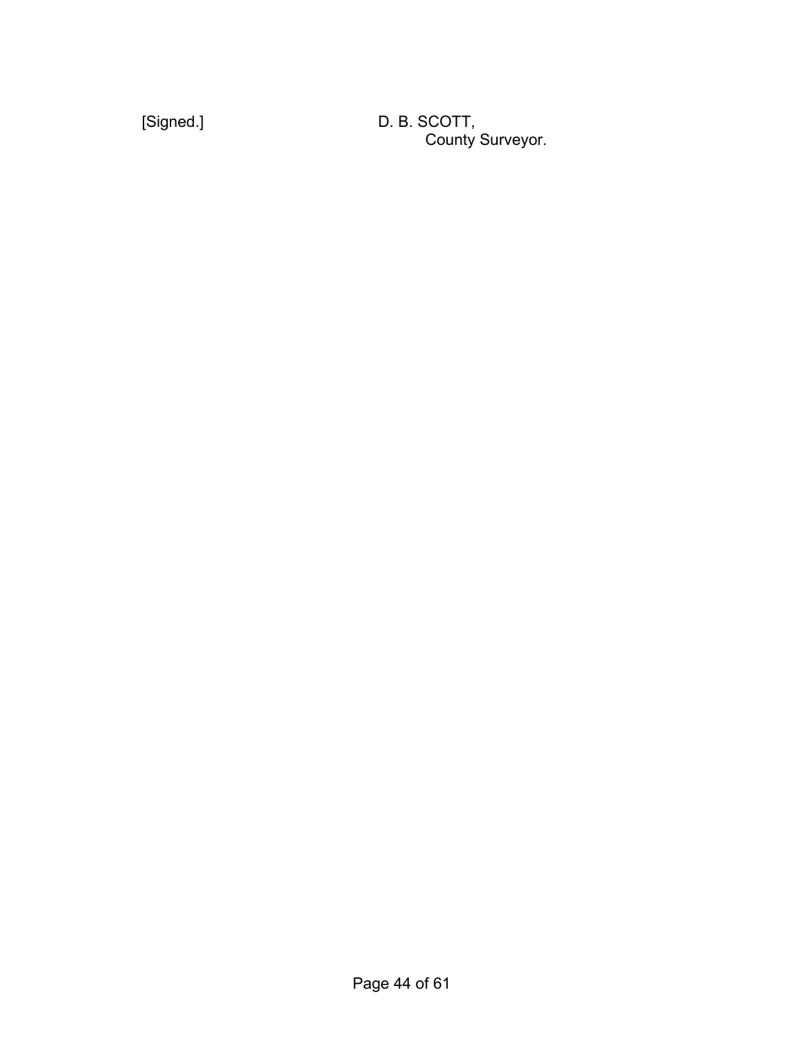[Signed.] D. B. SCOTT,  
County Surveyor.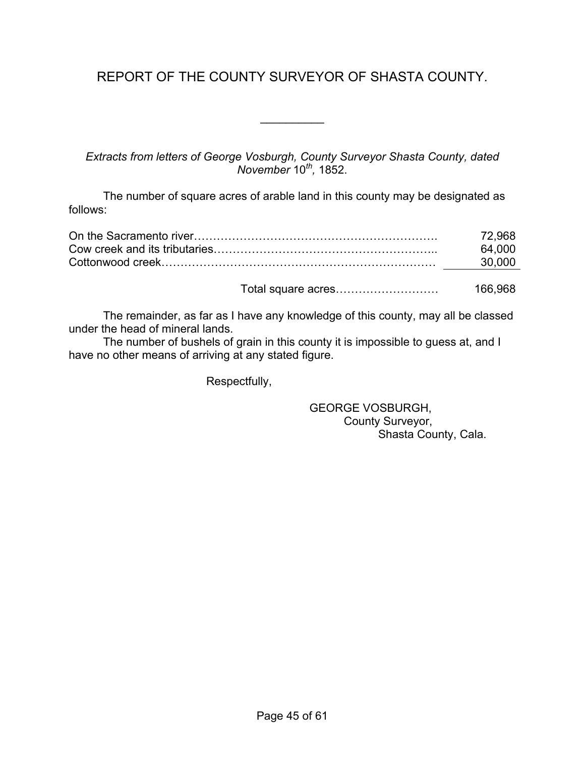# REPORT OF THE COUNTY SURVEYOR OF SHASTA COUNTY.

---

*Extracts from letters of George Vosburgh, County Surveyor Shasta County, dated November* 10*th*, 1852.

The number of square acres of arable land in this county may be designated as follows:

| | |
|---|---:|
| On the Sacramento river | 72,968 |
| Cow creek and its tributaries | 64,000 |
| Cottonwood creek | 30,000 |
| Total square acres | 166,968 |

The remainder, as far as I have any knowledge of this county, may all be classed under the head of mineral lands.

The number of bushels of grain in this county it is impossible to guess at, and I have no other means of arriving at any stated figure.

Respectfully,

GEORGE VOSBURGH,
County Surveyor,
Shasta County, Cala.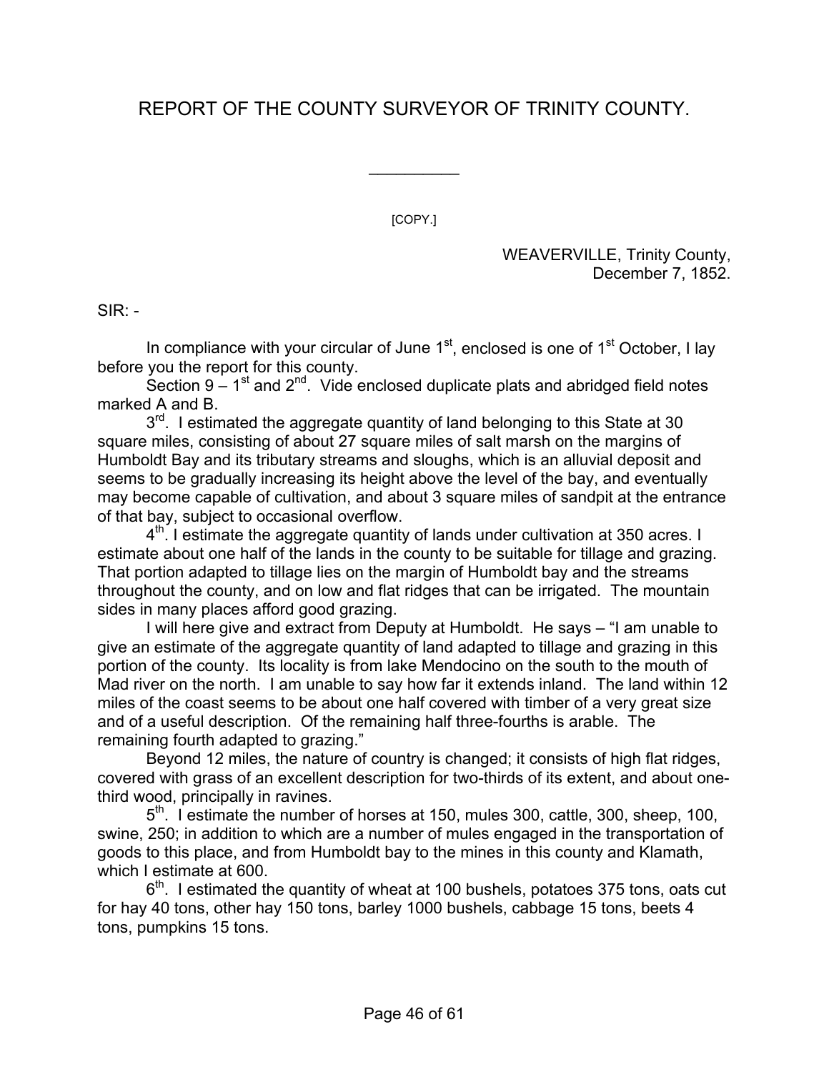# REPORT OF THE COUNTY SURVEYOR OF TRINITY COUNTY.

---

[COPY.]

WEAVERVILLE, Trinity County,
December 7, 1852.

SIR: -

In compliance with your circular of June 1st, enclosed is one of 1st October, I lay before you the report for this county.

Section 9 – 1st and 2nd. Vide enclosed duplicate plats and abridged field notes marked A and B.

3rd. I estimated the aggregate quantity of land belonging to this State at 30 square miles, consisting of about 27 square miles of salt marsh on the margins of Humboldt Bay and its tributary streams and sloughs, which is an alluvial deposit and seems to be gradually increasing its height above the level of the bay, and eventually may become capable of cultivation, and about 3 square miles of sandpit at the entrance of that bay, subject to occasional overflow.

4th. I estimate the aggregate quantity of lands under cultivation at 350 acres. I estimate about one half of the lands in the county to be suitable for tillage and grazing. That portion adapted to tillage lies on the margin of Humboldt bay and the streams throughout the county, and on low and flat ridges that can be irrigated. The mountain sides in many places afford good grazing.

I will here give and extract from Deputy at Humboldt. He says – "I am unable to give an estimate of the aggregate quantity of land adapted to tillage and grazing in this portion of the county. Its locality is from lake Mendocino on the south to the mouth of Mad river on the north. I am unable to say how far it extends inland. The land within 12 miles of the coast seems to be about one half covered with timber of a very great size and of a useful description. Of the remaining half three-fourths is arable. The remaining fourth adapted to grazing."

Beyond 12 miles, the nature of country is changed; it consists of high flat ridges, covered with grass of an excellent description for two-thirds of its extent, and about one-third wood, principally in ravines.

5th. I estimate the number of horses at 150, mules 300, cattle, 300, sheep, 100, swine, 250; in addition to which are a number of mules engaged in the transportation of goods to this place, and from Humboldt bay to the mines in this county and Klamath, which I estimate at 600.

6th. I estimated the quantity of wheat at 100 bushels, potatoes 375 tons, oats cut for hay 40 tons, other hay 150 tons, barley 1000 bushels, cabbage 15 tons, beets 4 tons, pumpkins 15 tons.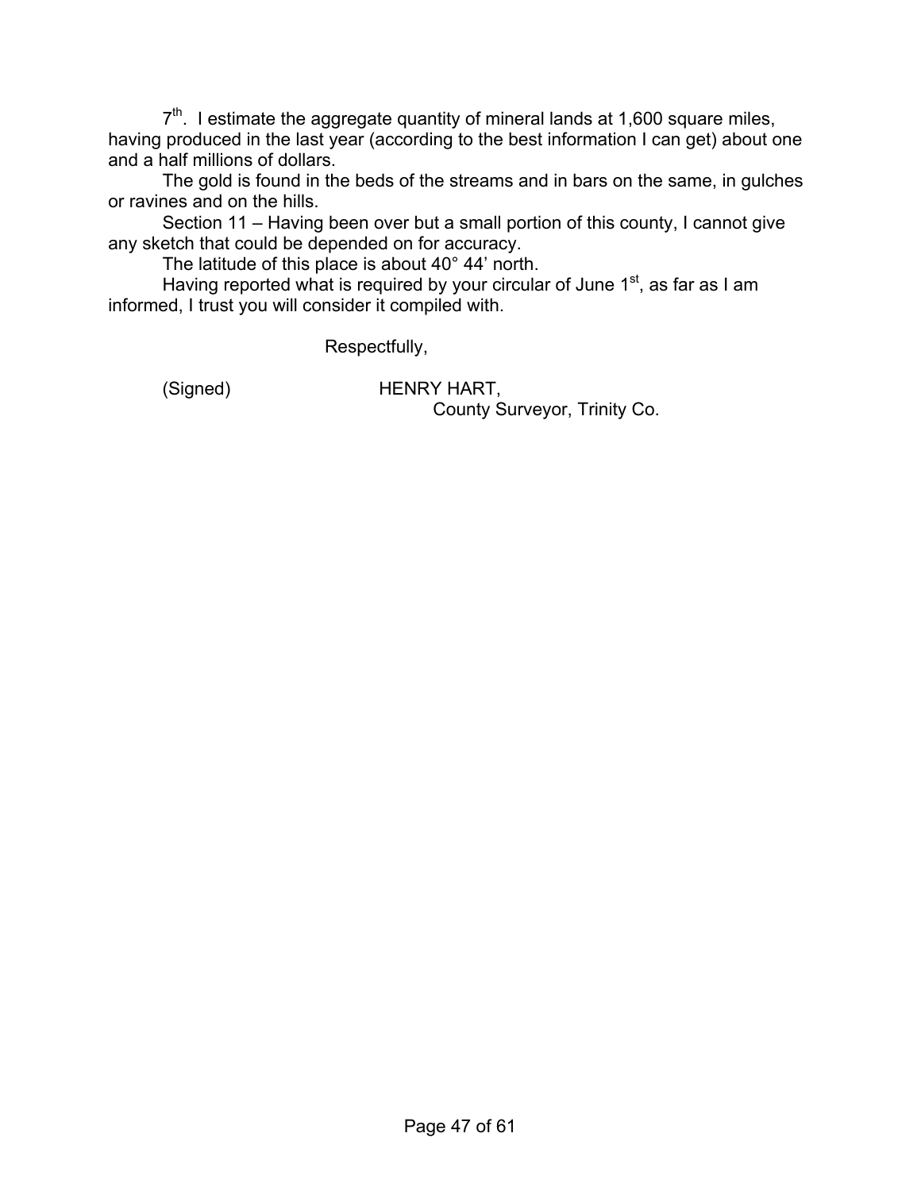7th. I estimate the aggregate quantity of mineral lands at 1,600 square miles, having produced in the last year (according to the best information I can get) about one and a half millions of dollars.

The gold is found in the beds of the streams and in bars on the same, in gulches or ravines and on the hills.

Section 11 – Having been over but a small portion of this county, I cannot give any sketch that could be depended on for accuracy.

The latitude of this place is about 40° 44' north.

Having reported what is required by your circular of June 1st, as far as I am informed, I trust you will consider it compiled with.

Respectfully,

(Signed) HENRY HART,
County Surveyor, Trinity Co.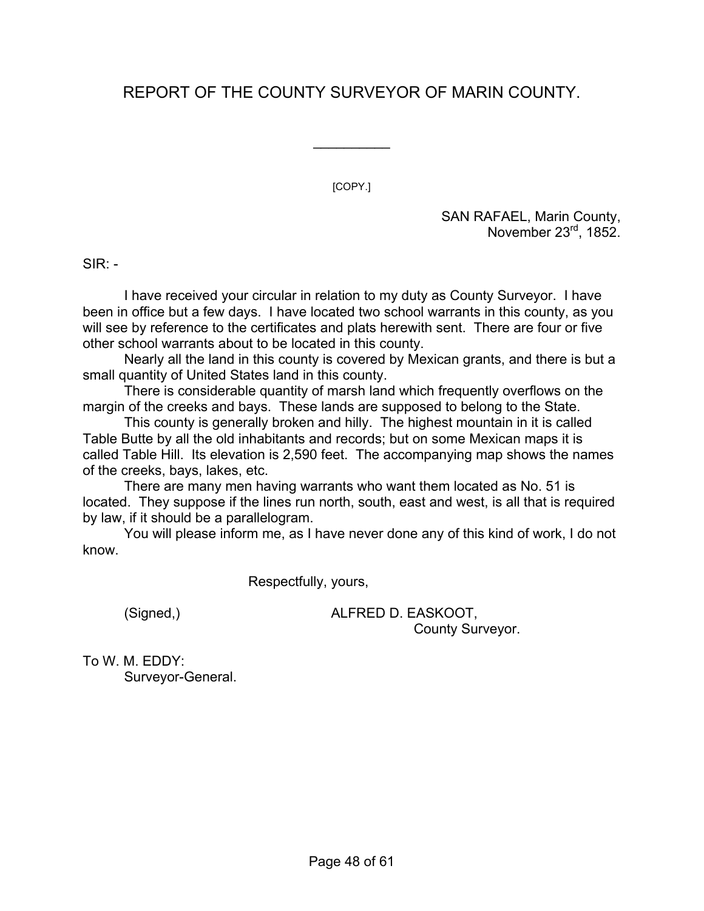# REPORT OF THE COUNTY SURVEYOR OF MARIN COUNTY.

---

[COPY.]

SAN RAFAEL, Marin County,
November 23rd, 1852.

SIR: -

I have received your circular in relation to my duty as County Surveyor. I have been in office but a few days. I have located two school warrants in this county, as you will see by reference to the certificates and plats herewith sent. There are four or five other school warrants about to be located in this county.

Nearly all the land in this county is covered by Mexican grants, and there is but a small quantity of United States land in this county.

There is considerable quantity of marsh land which frequently overflows on the margin of the creeks and bays. These lands are supposed to belong to the State.

This county is generally broken and hilly. The highest mountain in it is called Table Butte by all the old inhabitants and records; but on some Mexican maps it is called Table Hill. Its elevation is 2,590 feet. The accompanying map shows the names of the creeks, bays, lakes, etc.

There are many men having warrants who want them located as No. 51 is located. They suppose if the lines run north, south, east and west, is all that is required by law, if it should be a parallelogram.

You will please inform me, as I have never done any of this kind of work, I do not know.

Respectfully, yours,

(Signed,) ALFRED D. EASKOOT,
County Surveyor.

To W. M. EDDY:
Surveyor-General.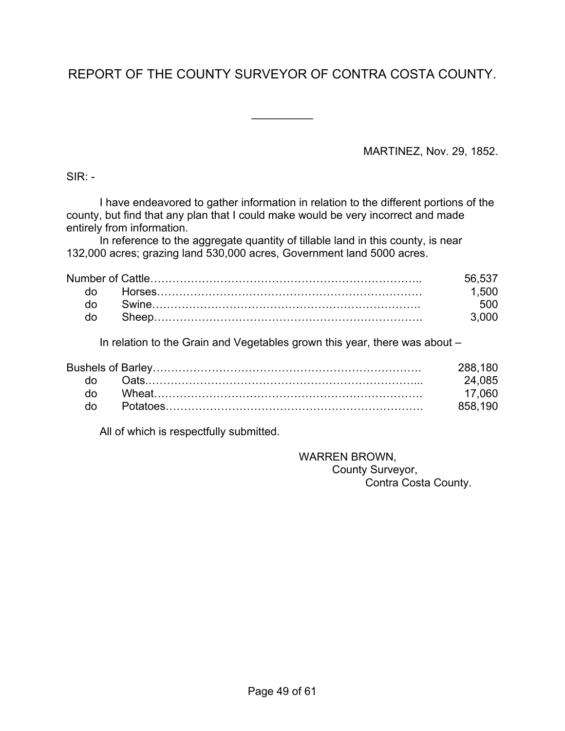# REPORT OF THE COUNTY SURVEYOR OF CONTRA COSTA COUNTY.

---

MARTINEZ, Nov. 29, 1852.

SIR: -

I have endeavored to gather information in relation to the different portions of the county, but find that any plan that I could make would be very incorrect and made entirely from information.

In reference to the aggregate quantity of tillable land in this county, is near 132,000 acres; grazing land 530,000 acres, Government land 5000 acres.

| | |
|---|---:|
| Number of Cattle | 56,537 |
| do Horses | 1,500 |
| do Swine | 500 |
| do Sheep | 3,000 |

In relation to the Grain and Vegetables grown this year, there was about –

| | |
|---|---:|
| Bushels of Barley | 288,180 |
| do Oats | 24,085 |
| do Wheat | 17,060 |
| do Potatoes | 858,190 |

All of which is respectfully submitted.

WARREN BROWN,
County Surveyor,
Contra Costa County.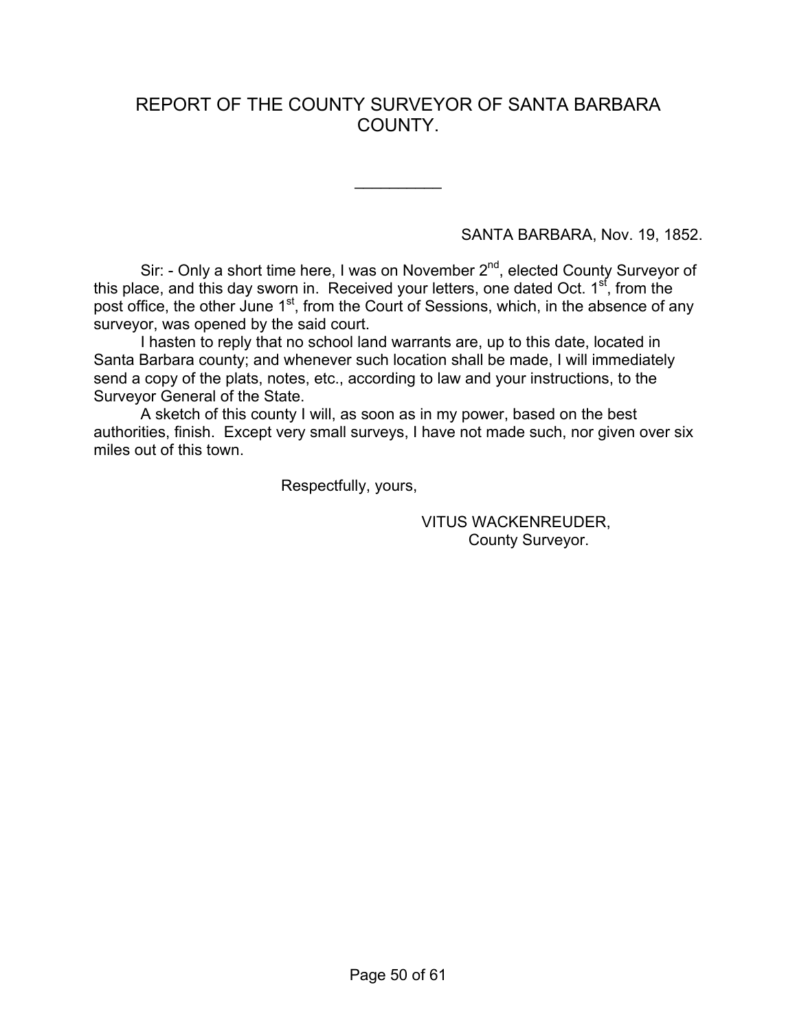# REPORT OF THE COUNTY SURVEYOR OF SANTA BARBARA COUNTY.

---

SANTA BARBARA, Nov. 19, 1852.

Sir: - Only a short time here, I was on November 2nd, elected County Surveyor of this place, and this day sworn in. Received your letters, one dated Oct. 1st, from the post office, the other June 1st, from the Court of Sessions, which, in the absence of any surveyor, was opened by the said court.

I hasten to reply that no school land warrants are, up to this date, located in Santa Barbara county; and whenever such location shall be made, I will immediately send a copy of the plats, notes, etc., according to law and your instructions, to the Surveyor General of the State.

A sketch of this county I will, as soon as in my power, based on the best authorities, finish. Except very small surveys, I have not made such, nor given over six miles out of this town.

Respectfully, yours,

VITUS WACKENREUDER,
County Surveyor.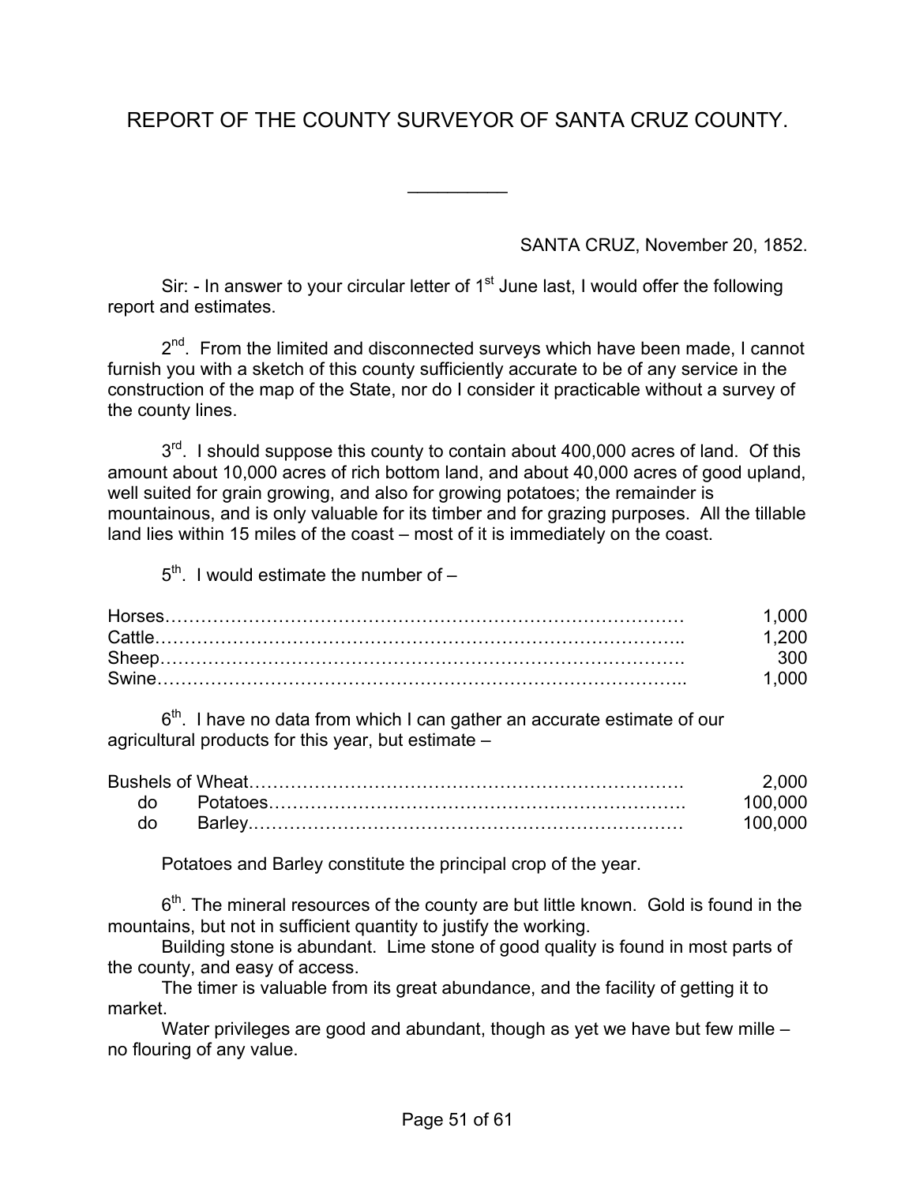# REPORT OF THE COUNTY SURVEYOR OF SANTA CRUZ COUNTY.

---

SANTA CRUZ, November 20, 1852.

Sir: - In answer to your circular letter of 1st June last, I would offer the following report and estimates.

2nd. From the limited and disconnected surveys which have been made, I cannot furnish you with a sketch of this county sufficiently accurate to be of any service in the construction of the map of the State, nor do I consider it practicable without a survey of the county lines.

3rd. I should suppose this county to contain about 400,000 acres of land. Of this amount about 10,000 acres of rich bottom land, and about 40,000 acres of good upland, well suited for grain growing, and also for growing potatoes; the remainder is mountainous, and is only valuable for its timber and for grazing purposes. All the tillable land lies within 15 miles of the coast – most of it is immediately on the coast.

5th. I would estimate the number of –

| | |
|---|---:|
| Horses………………………………………………………………………… | 1,000 |
| Cattle………………………………………………………………………….. | 1,200 |
| Sheep…………………………………………………………………………. | 300 |
| Swine………………………………………………………………………….. | 1,000 |

6th. I have no data from which I can gather an accurate estimate of our agricultural products for this year, but estimate –

| | |
|---|---:|
| Bushels of Wheat………………………………………………………………. | 2,000 |
| do Potatoes……………………………………………………………. | 100,000 |
| do Barley……………………………………………………………… | 100,000 |

Potatoes and Barley constitute the principal crop of the year.

6th. The mineral resources of the county are but little known. Gold is found in the mountains, but not in sufficient quantity to justify the working.

Building stone is abundant. Lime stone of good quality is found in most parts of the county, and easy of access.

The timer is valuable from its great abundance, and the facility of getting it to market.

Water privileges are good and abundant, though as yet we have but few mille – no flouring of any value.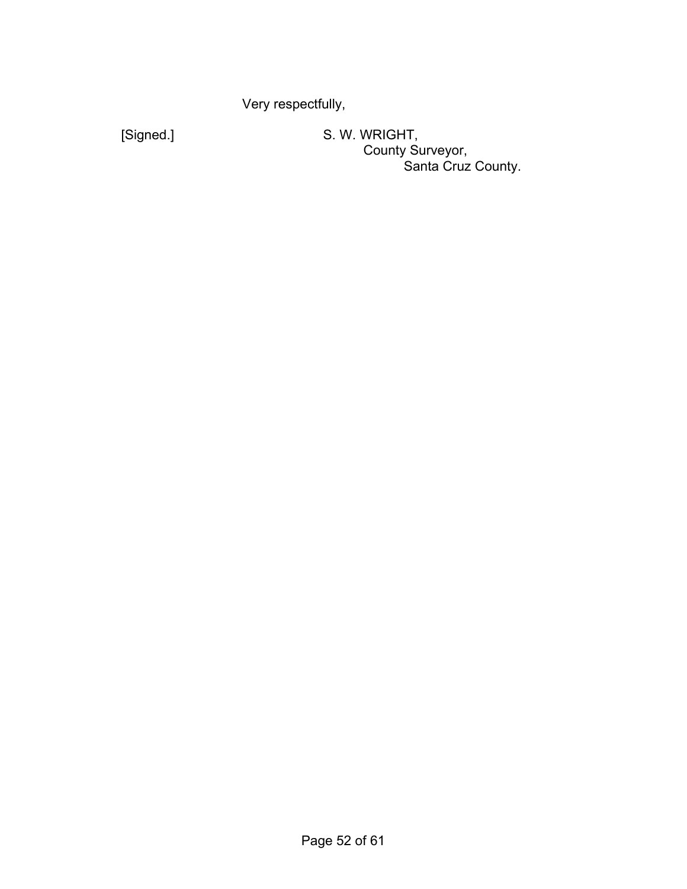Very respectfully,

[Signed.] S. W. WRIGHT,
County Surveyor,
Santa Cruz County.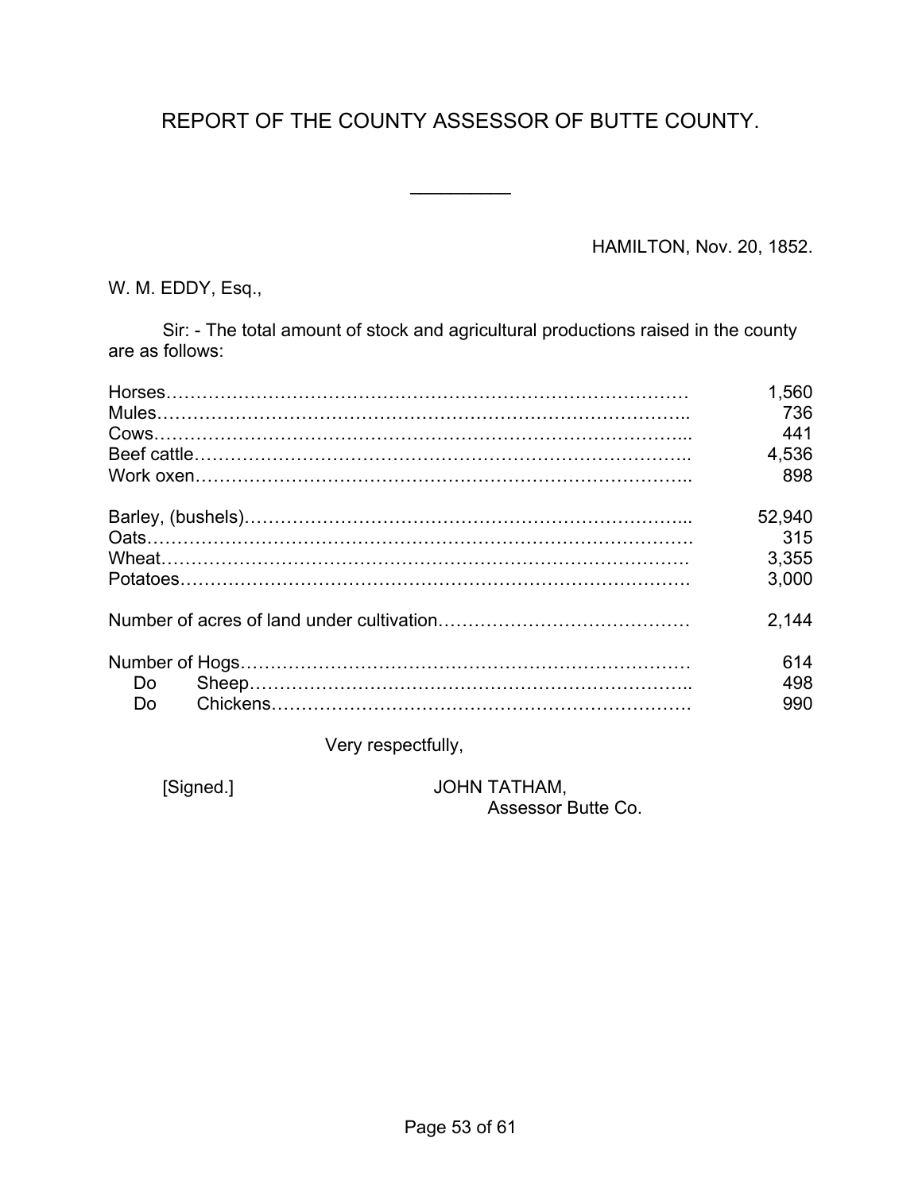# REPORT OF THE COUNTY ASSESSOR OF BUTTE COUNTY.

---

HAMILTON, Nov. 20, 1852.

W. M. EDDY, Esq.,

Sir: - The total amount of stock and agricultural productions raised in the county are as follows:

| | |
|---|---:|
| Horses | 1,560 |
| Mules | 736 |
| Cows | 441 |
| Beef cattle | 4,536 |
| Work oxen | 898 |
| | |
| Barley, (bushels) | 52,940 |
| Oats | 315 |
| Wheat | 3,355 |
| Potatoes | 3,000 |
| | |
| Number of acres of land under cultivation | 2,144 |
| | |
| Number of Hogs | 614 |
| Do Sheep | 498 |
| Do Chickens | 990 |

Very respectfully,

[Signed.] JOHN TATHAM,
Assessor Butte Co.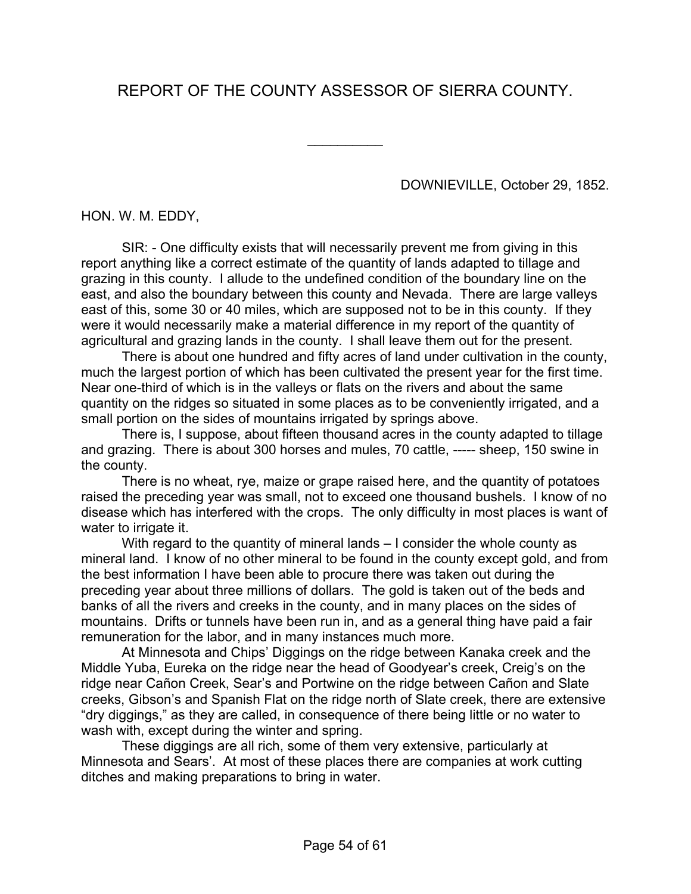# REPORT OF THE COUNTY ASSESSOR OF SIERRA COUNTY.

---

DOWNIEVILLE, October 29, 1852.

HON. W. M. EDDY,

SIR: - One difficulty exists that will necessarily prevent me from giving in this report anything like a correct estimate of the quantity of lands adapted to tillage and grazing in this county. I allude to the undefined condition of the boundary line on the east, and also the boundary between this county and Nevada. There are large valleys east of this, some 30 or 40 miles, which are supposed not to be in this county. If they were it would necessarily make a material difference in my report of the quantity of agricultural and grazing lands in the county. I shall leave them out for the present.

There is about one hundred and fifty acres of land under cultivation in the county, much the largest portion of which has been cultivated the present year for the first time. Near one-third of which is in the valleys or flats on the rivers and about the same quantity on the ridges so situated in some places as to be conveniently irrigated, and a small portion on the sides of mountains irrigated by springs above.

There is, I suppose, about fifteen thousand acres in the county adapted to tillage and grazing. There is about 300 horses and mules, 70 cattle, ----- sheep, 150 swine in the county.

There is no wheat, rye, maize or grape raised here, and the quantity of potatoes raised the preceding year was small, not to exceed one thousand bushels. I know of no disease which has interfered with the crops. The only difficulty in most places is want of water to irrigate it.

With regard to the quantity of mineral lands – I consider the whole county as mineral land. I know of no other mineral to be found in the county except gold, and from the best information I have been able to procure there was taken out during the preceding year about three millions of dollars. The gold is taken out of the beds and banks of all the rivers and creeks in the county, and in many places on the sides of mountains. Drifts or tunnels have been run in, and as a general thing have paid a fair remuneration for the labor, and in many instances much more.

At Minnesota and Chips' Diggings on the ridge between Kanaka creek and the Middle Yuba, Eureka on the ridge near the head of Goodyear's creek, Creig's on the ridge near Cañon Creek, Sear's and Portwine on the ridge between Cañon and Slate creeks, Gibson's and Spanish Flat on the ridge north of Slate creek, there are extensive "dry diggings," as they are called, in consequence of there being little or no water to wash with, except during the winter and spring.

These diggings are all rich, some of them very extensive, particularly at Minnesota and Sears'. At most of these places there are companies at work cutting ditches and making preparations to bring in water.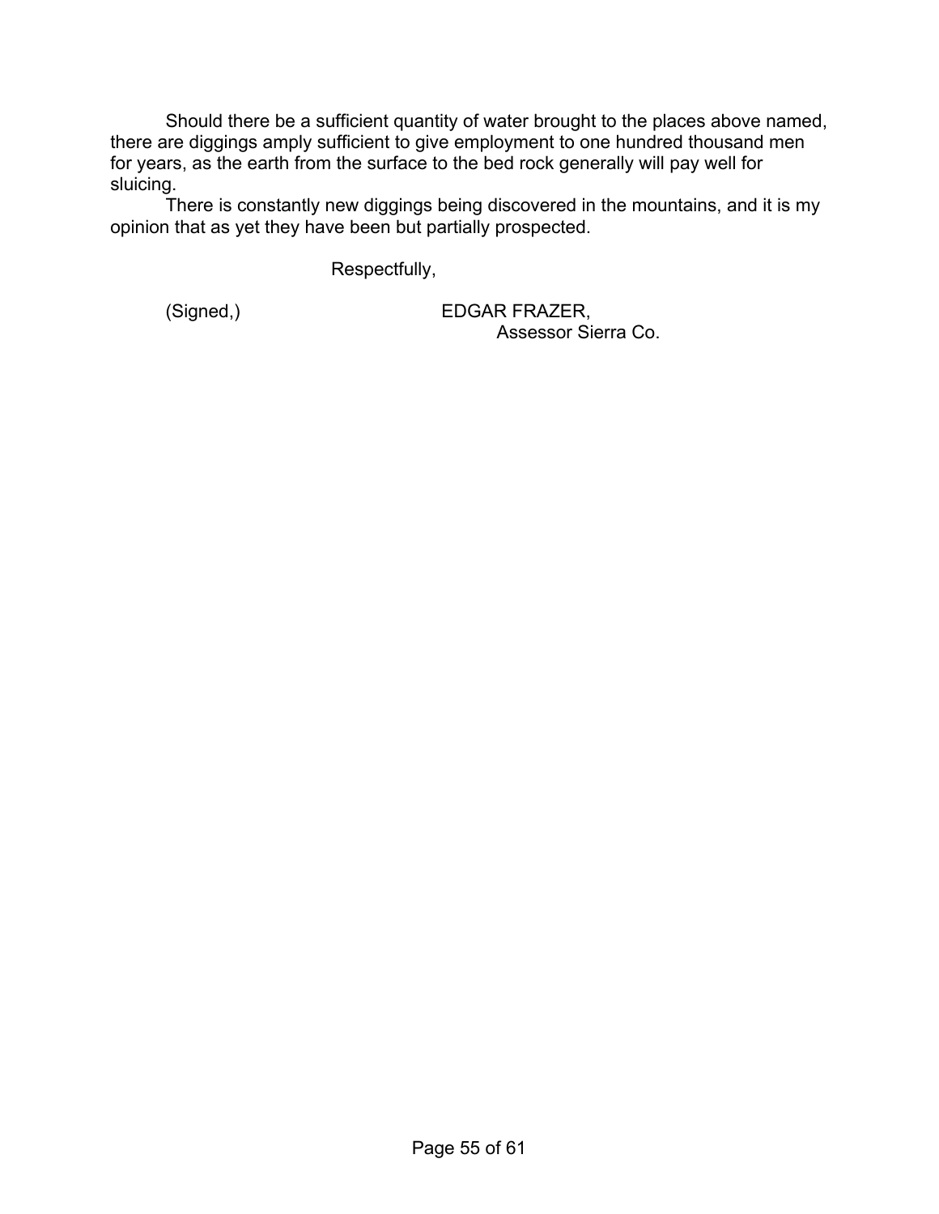Should there be a sufficient quantity of water brought to the places above named, there are diggings amply sufficient to give employment to one hundred thousand men for years, as the earth from the surface to the bed rock generally will pay well for sluicing.

There is constantly new diggings being discovered in the mountains, and it is my opinion that as yet they have been but partially prospected.

Respectfully,

(Signed,) EDGAR FRAZER,
Assessor Sierra Co.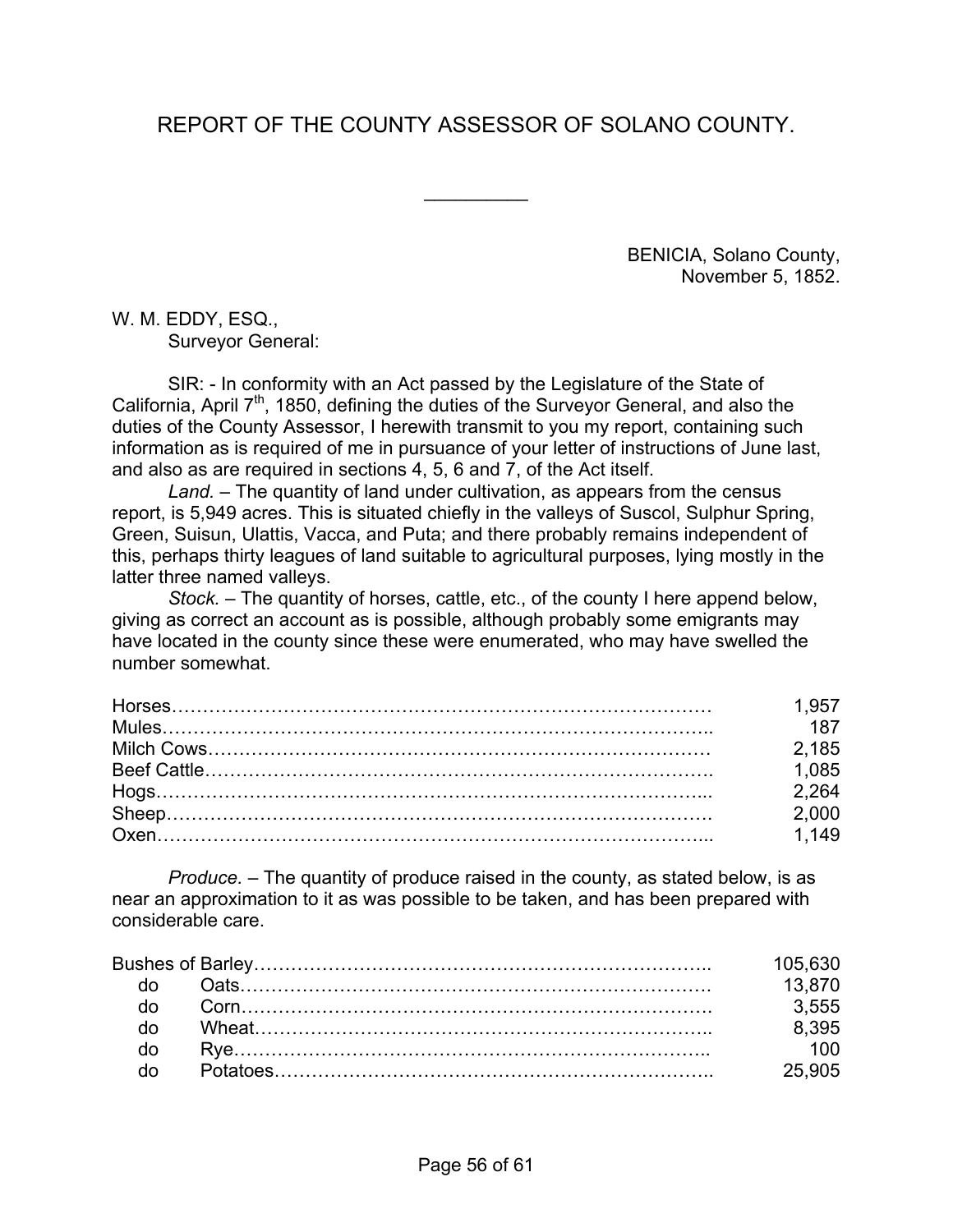# REPORT OF THE COUNTY ASSESSOR OF SOLANO COUNTY.

---

BENICIA, Solano County,
November 5, 1852.

W. M. EDDY, ESQ.,
Surveyor General:

SIR: - In conformity with an Act passed by the Legislature of the State of California, April 7th, 1850, defining the duties of the Surveyor General, and also the duties of the County Assessor, I herewith transmit to you my report, containing such information as is required of me in pursuance of your letter of instructions of June last, and also as are required in sections 4, 5, 6 and 7, of the Act itself.

*Land.* – The quantity of land under cultivation, as appears from the census report, is 5,949 acres. This is situated chiefly in the valleys of Suscol, Sulphur Spring, Green, Suisun, Ulattis, Vacca, and Puta; and there probably remains independent of this, perhaps thirty leagues of land suitable to agricultural purposes, lying mostly in the latter three named valleys.

*Stock.* – The quantity of horses, cattle, etc., of the county I here append below, giving as correct an account as is possible, although probably some emigrants may have located in the county since these were enumerated, who may have swelled the number somewhat.

| | |
|---|---|
| Horses | 1,957 |
| Mules | 187 |
| Milch Cows | 2,185 |
| Beef Cattle | 1,085 |
| Hogs | 2,264 |
| Sheep | 2,000 |
| Oxen | 1,149 |

*Produce.* – The quantity of produce raised in the county, as stated below, is as near an approximation to it as was possible to be taken, and has been prepared with considerable care.

| | |
|---|---|
| Bushes of Barley | 105,630 |
| do Oats | 13,870 |
| do Corn | 3,555 |
| do Wheat | 8,395 |
| do Rye | 100 |
| do Potatoes | 25,905 |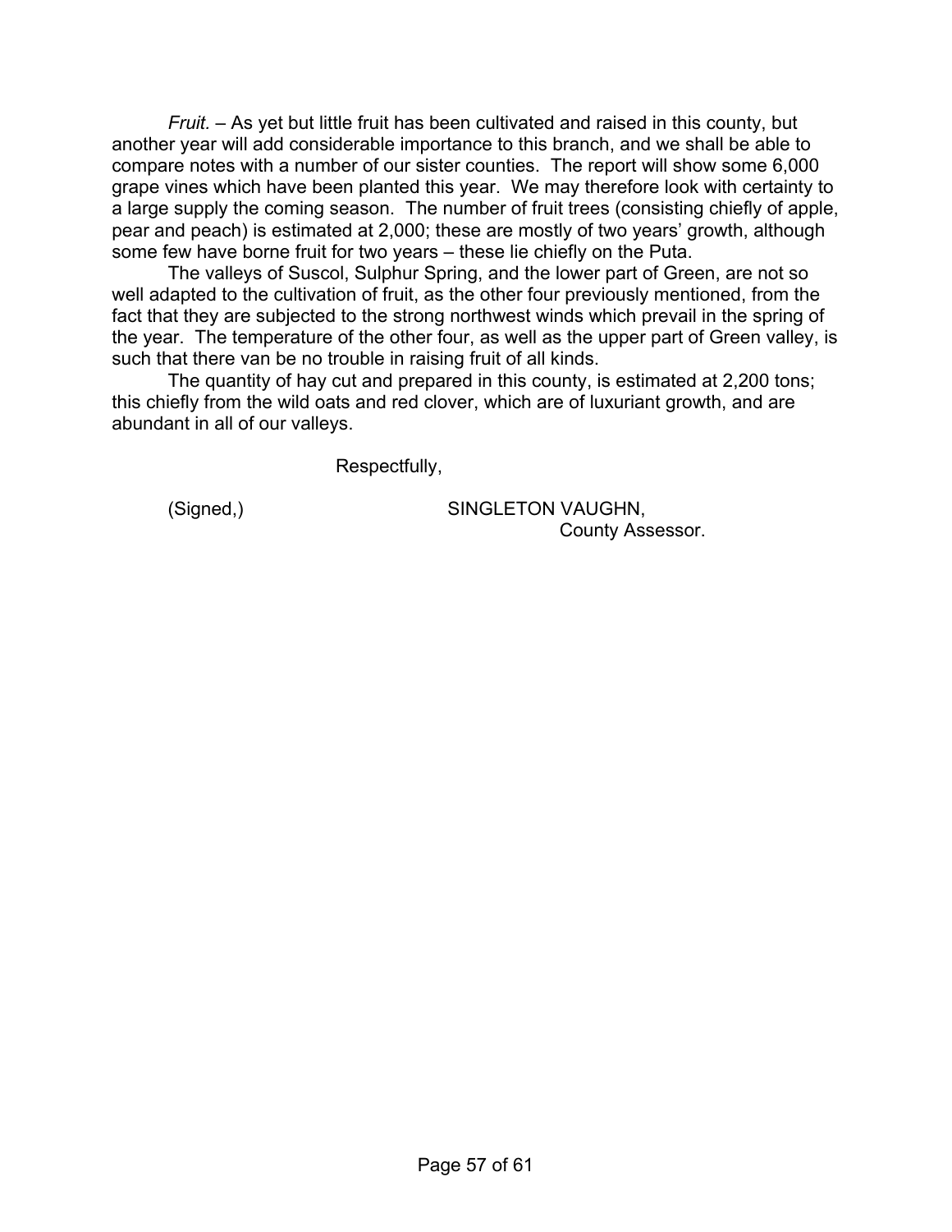*Fruit.* – As yet but little fruit has been cultivated and raised in this county, but another year will add considerable importance to this branch, and we shall be able to compare notes with a number of our sister counties. The report will show some 6,000 grape vines which have been planted this year. We may therefore look with certainty to a large supply the coming season. The number of fruit trees (consisting chiefly of apple, pear and peach) is estimated at 2,000; these are mostly of two years' growth, although some few have borne fruit for two years – these lie chiefly on the Puta.

The valleys of Suscol, Sulphur Spring, and the lower part of Green, are not so well adapted to the cultivation of fruit, as the other four previously mentioned, from the fact that they are subjected to the strong northwest winds which prevail in the spring of the year. The temperature of the other four, as well as the upper part of Green valley, is such that there van be no trouble in raising fruit of all kinds.

The quantity of hay cut and prepared in this county, is estimated at 2,200 tons; this chiefly from the wild oats and red clover, which are of luxuriant growth, and are abundant in all of our valleys.

Respectfully,

(Signed,) SINGLETON VAUGHN,
County Assessor.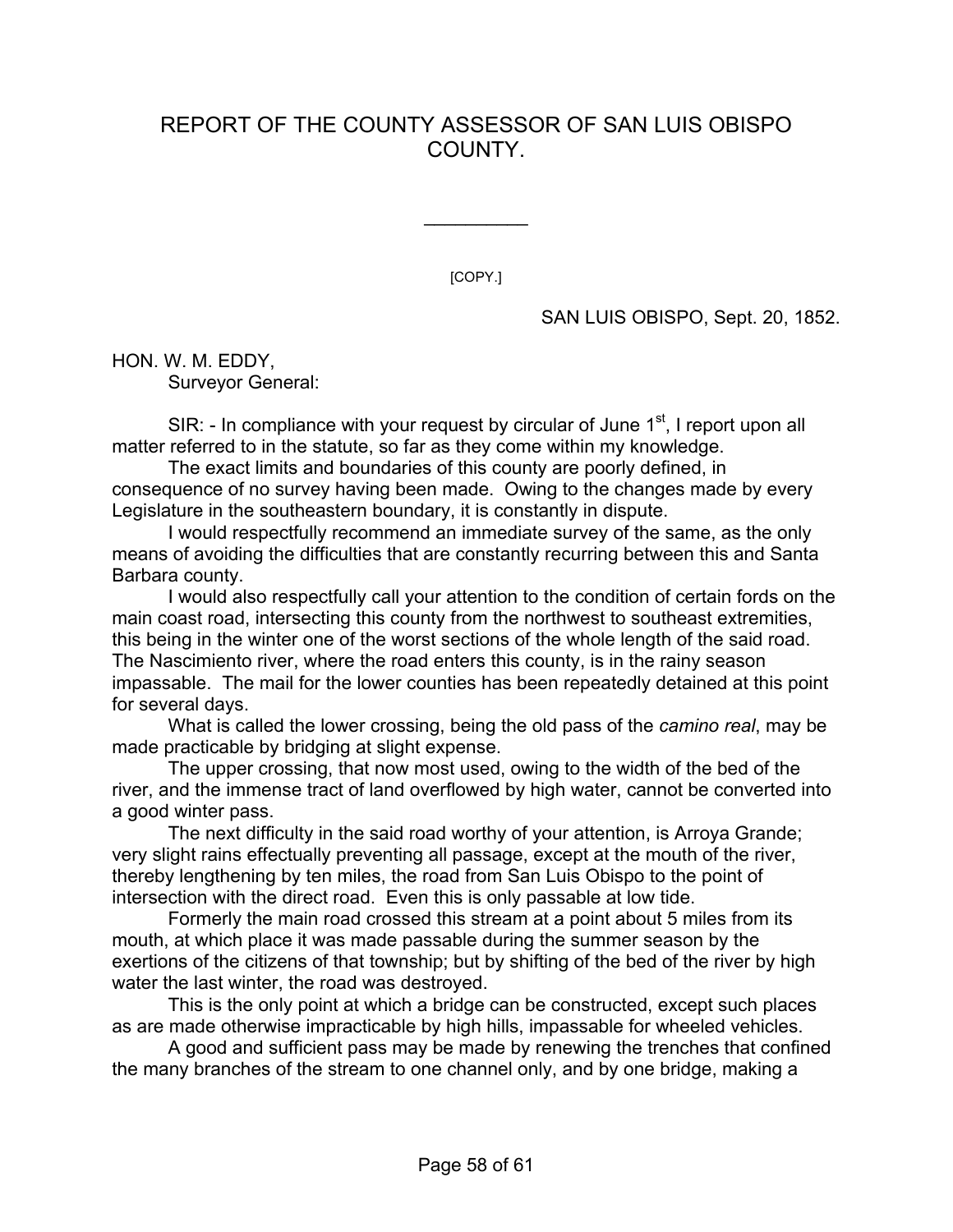# REPORT OF THE COUNTY ASSESSOR OF SAN LUIS OBISPO COUNTY.

---

[COPY.]

SAN LUIS OBISPO, Sept. 20, 1852.

HON. W. M. EDDY,
Surveyor General:

SIR: - In compliance with your request by circular of June 1st, I report upon all matter referred to in the statute, so far as they come within my knowledge.

The exact limits and boundaries of this county are poorly defined, in consequence of no survey having been made. Owing to the changes made by every Legislature in the southeastern boundary, it is constantly in dispute.

I would respectfully recommend an immediate survey of the same, as the only means of avoiding the difficulties that are constantly recurring between this and Santa Barbara county.

I would also respectfully call your attention to the condition of certain fords on the main coast road, intersecting this county from the northwest to southeast extremities, this being in the winter one of the worst sections of the whole length of the said road. The Nascimiento river, where the road enters this county, is in the rainy season impassable. The mail for the lower counties has been repeatedly detained at this point for several days.

What is called the lower crossing, being the old pass of the *camino real*, may be made practicable by bridging at slight expense.

The upper crossing, that now most used, owing to the width of the bed of the river, and the immense tract of land overflowed by high water, cannot be converted into a good winter pass.

The next difficulty in the said road worthy of your attention, is Arroya Grande; very slight rains effectually preventing all passage, except at the mouth of the river, thereby lengthening by ten miles, the road from San Luis Obispo to the point of intersection with the direct road. Even this is only passable at low tide.

Formerly the main road crossed this stream at a point about 5 miles from its mouth, at which place it was made passable during the summer season by the exertions of the citizens of that township; but by shifting of the bed of the river by high water the last winter, the road was destroyed.

This is the only point at which a bridge can be constructed, except such places as are made otherwise impracticable by high hills, impassable for wheeled vehicles.

A good and sufficient pass may be made by renewing the trenches that confined the many branches of the stream to one channel only, and by one bridge, making a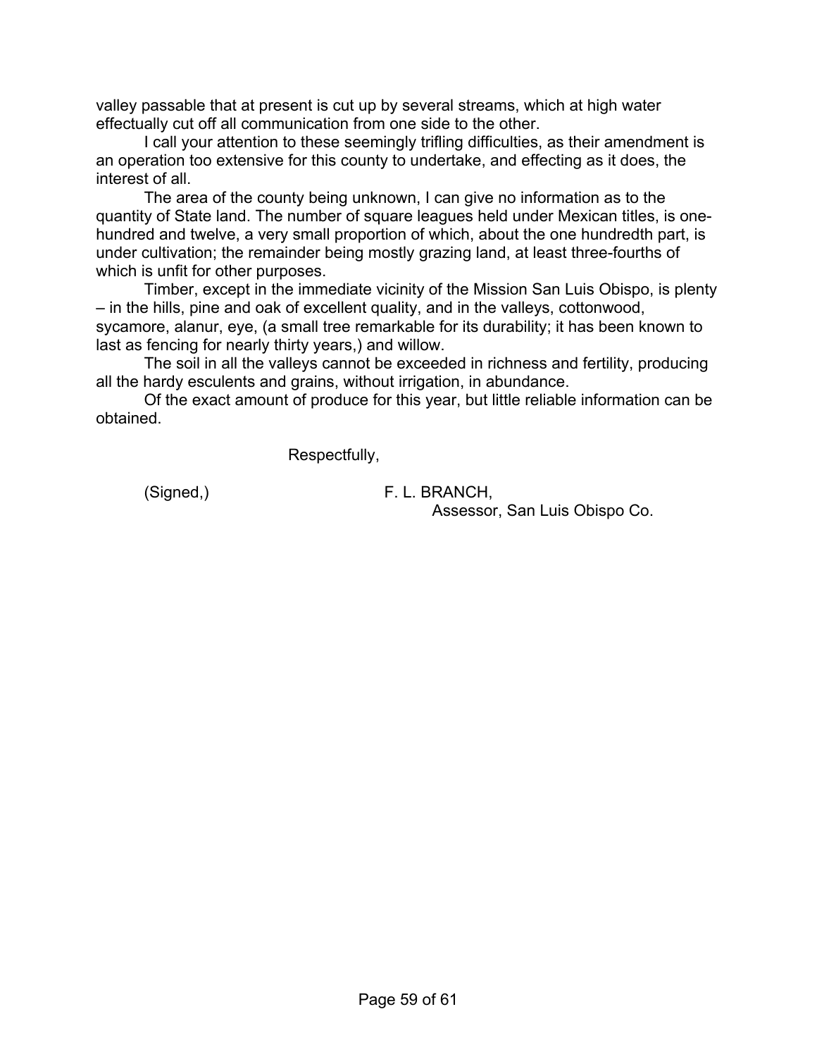valley passable that at present is cut up by several streams, which at high water effectually cut off all communication from one side to the other.

I call your attention to these seemingly trifling difficulties, as their amendment is an operation too extensive for this county to undertake, and effecting as it does, the interest of all.

The area of the county being unknown, I can give no information as to the quantity of State land. The number of square leagues held under Mexican titles, is one-hundred and twelve, a very small proportion of which, about the one hundredth part, is under cultivation; the remainder being mostly grazing land, at least three-fourths of which is unfit for other purposes.

Timber, except in the immediate vicinity of the Mission San Luis Obispo, is plenty – in the hills, pine and oak of excellent quality, and in the valleys, cottonwood, sycamore, alanur, eye, (a small tree remarkable for its durability; it has been known to last as fencing for nearly thirty years,) and willow.

The soil in all the valleys cannot be exceeded in richness and fertility, producing all the hardy esculents and grains, without irrigation, in abundance.

Of the exact amount of produce for this year, but little reliable information can be obtained.

Respectfully,

(Signed,) F. L. BRANCH,
Assessor, San Luis Obispo Co.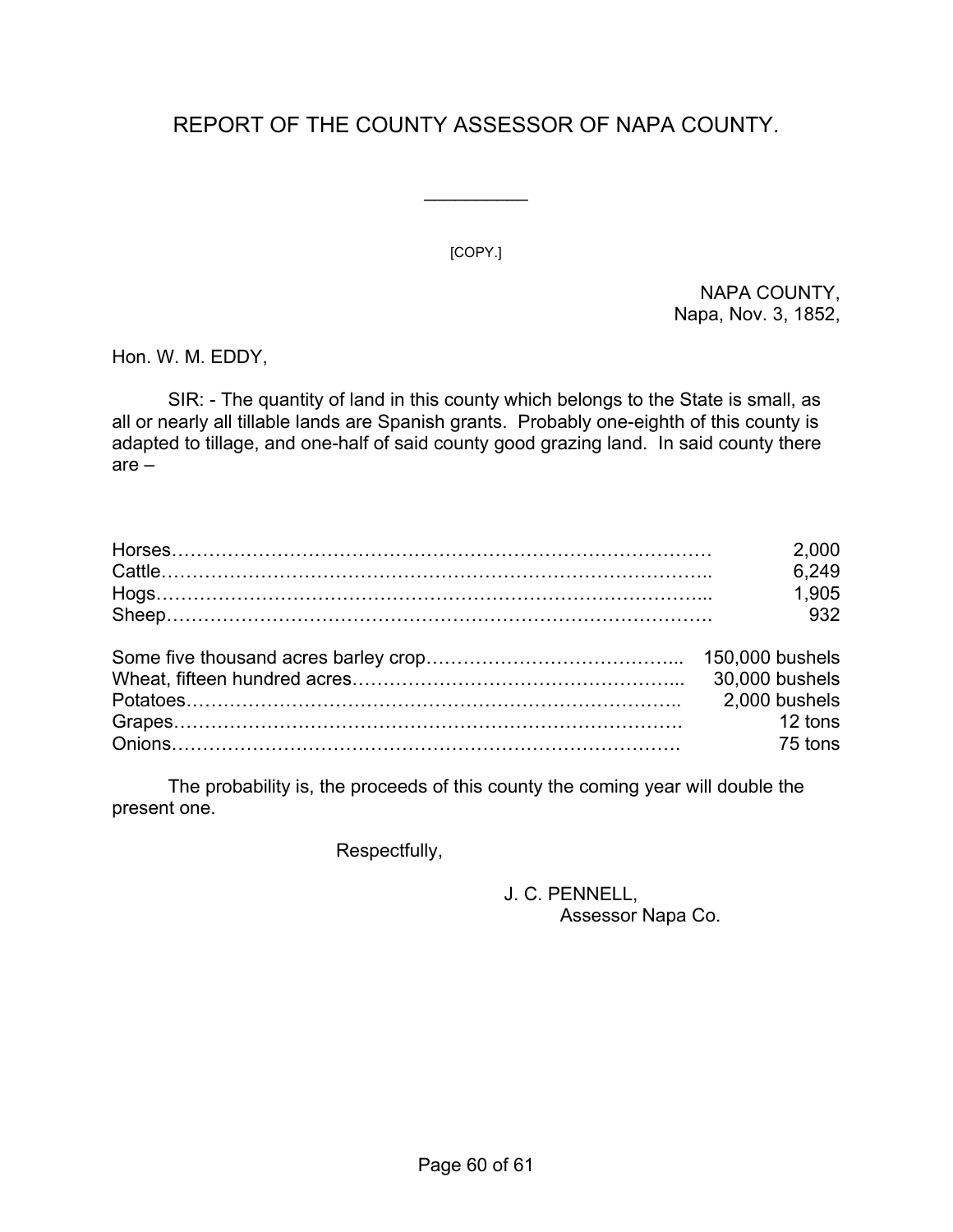# REPORT OF THE COUNTY ASSESSOR OF NAPA COUNTY.

---

[COPY.]

NAPA COUNTY,
Napa, Nov. 3, 1852,

Hon. W. M. EDDY,

SIR: - The quantity of land in this county which belongs to the State is small, as all or nearly all tillable lands are Spanish grants. Probably one-eighth of this county is adapted to tillage, and one-half of said county good grazing land. In said county there are –

| | |
|---|---|
| Horses | 2,000 |
| Cattle | 6,249 |
| Hogs | 1,905 |
| Sheep | 932 |

| | |
|---|---|
| Some five thousand acres barley crop | 150,000 bushels |
| Wheat, fifteen hundred acres | 30,000 bushels |
| Potatoes | 2,000 bushels |
| Grapes | 12 tons |
| Onions | 75 tons |

The probability is, the proceeds of this county the coming year will double the present one.

Respectfully,

J. C. PENNELL,
Assessor Napa Co.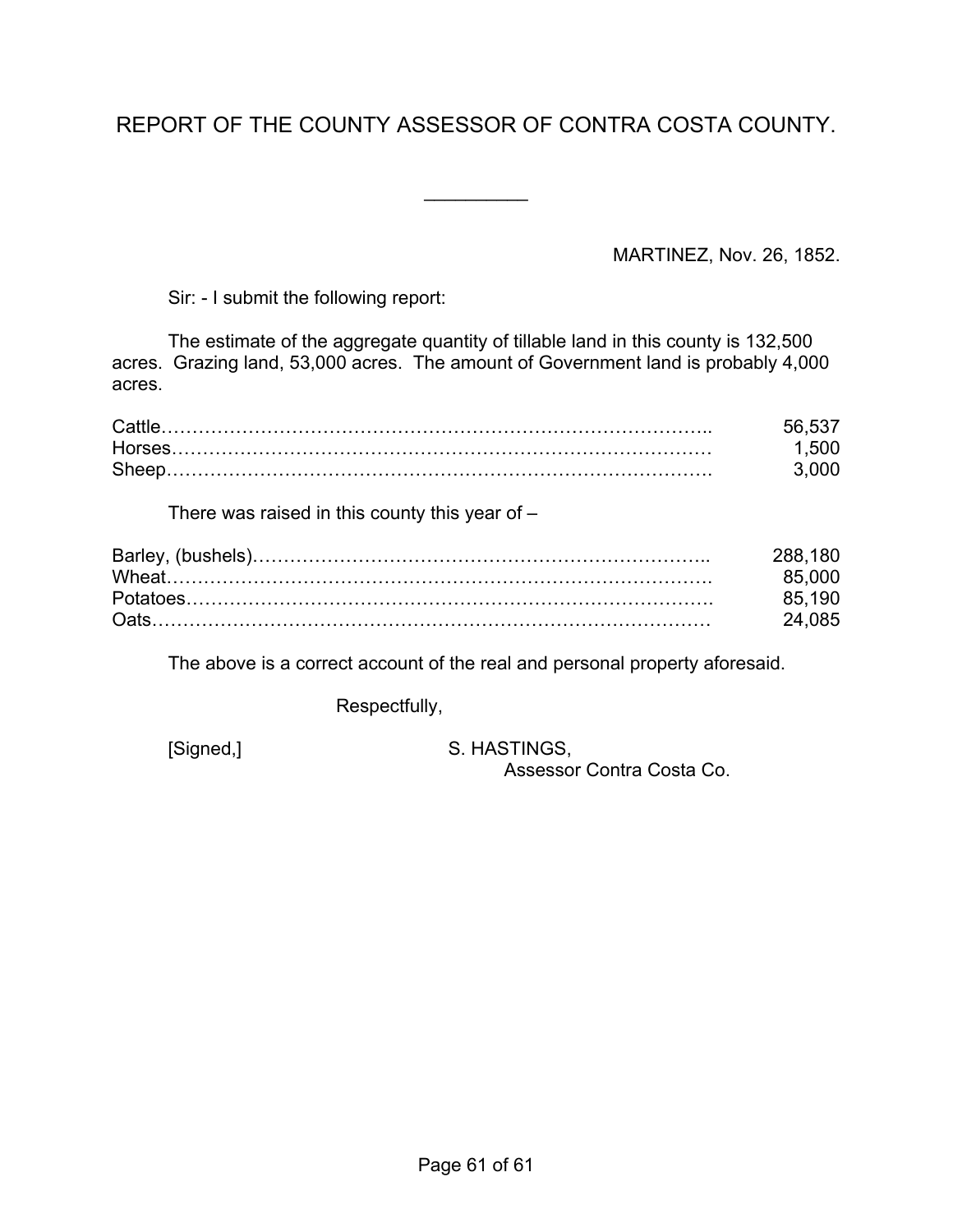# REPORT OF THE COUNTY ASSESSOR OF CONTRA COSTA COUNTY.

---

MARTINEZ, Nov. 26, 1852.

Sir: - I submit the following report:

The estimate of the aggregate quantity of tillable land in this county is 132,500 acres. Grazing land, 53,000 acres. The amount of Government land is probably 4,000 acres.

| | |
|---|---|
| Cattle | 56,537 |
| Horses | 1,500 |
| Sheep | 3,000 |

There was raised in this county this year of –

| | |
|---|---|
| Barley, (bushels) | 288,180 |
| Wheat | 85,000 |
| Potatoes | 85,190 |
| Oats | 24,085 |

The above is a correct account of the real and personal property aforesaid.

Respectfully,

[Signed,] S. HASTINGS,
Assessor Contra Costa Co.